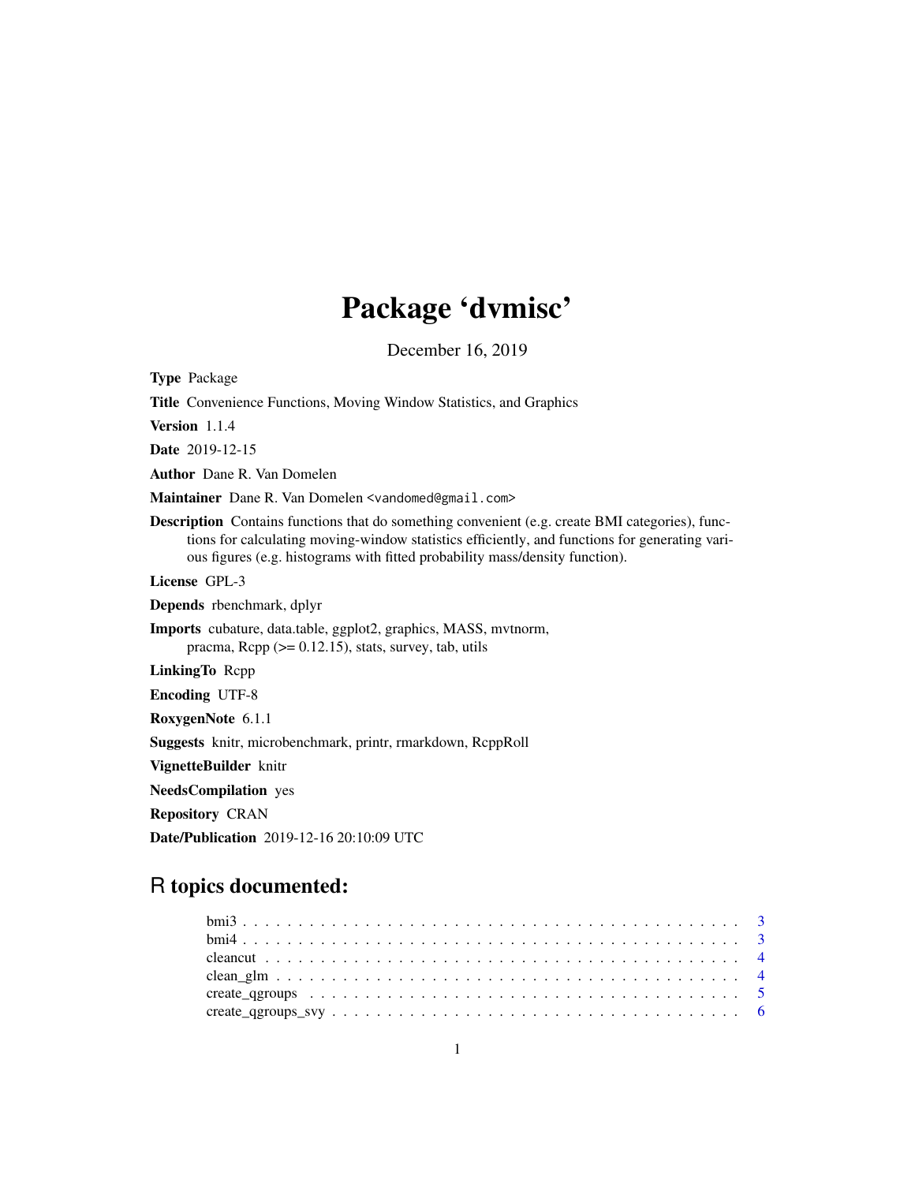# Package 'dvmisc'

December 16, 2019

**Type** Package

**Title** Convenience Functions, Moving Window Statistics, and Graphics

**Version** 1.1.4

**Date** 2019-12-15

**Author** Dane R. Van Domelen

**Maintainer** Dane R. Van Domelen <vandomed@gmail.com>

**Description** Contains functions that do something convenient (e.g. create BMI categories), functions for calculating moving-window statistics efficiently, and functions for generating various figures (e.g. histograms with fitted probability mass/density function).

**License** GPL-3

**Depends** rbenchmark, dplyr

**Imports** cubature, data.table, ggplot2, graphics, MASS, mvtnorm, pracma, Rcpp (>= 0.12.15), stats, survey, tab, utils

**LinkingTo** Rcpp

**Encoding** UTF-8

**RoxygenNote** 6.1.1

**Suggests** knitr, microbenchmark, printr, rmarkdown, RcppRoll

**VignetteBuilder** knitr

**NeedsCompilation** yes

**Repository** CRAN

**Date/Publication** 2019-12-16 20:10:09 UTC

## R topics documented:

bmi3 . . . . . . . . . . . . . . . . . . . . . . . . . . . . . . . . . . . . . . . . . . 3
bmi4 . . . . . . . . . . . . . . . . . . . . . . . . . . . . . . . . . . . . . . . . . . 3
cleancut . . . . . . . . . . . . . . . . . . . . . . . . . . . . . . . . . . . . . . . . 4
clean_glm . . . . . . . . . . . . . . . . . . . . . . . . . . . . . . . . . . . . . . . 4
create_qgroups . . . . . . . . . . . . . . . . . . . . . . . . . . . . . . . . . . . . 5
create_qgroups_svy . . . . . . . . . . . . . . . . . . . . . . . . . . . . . . . . . . 6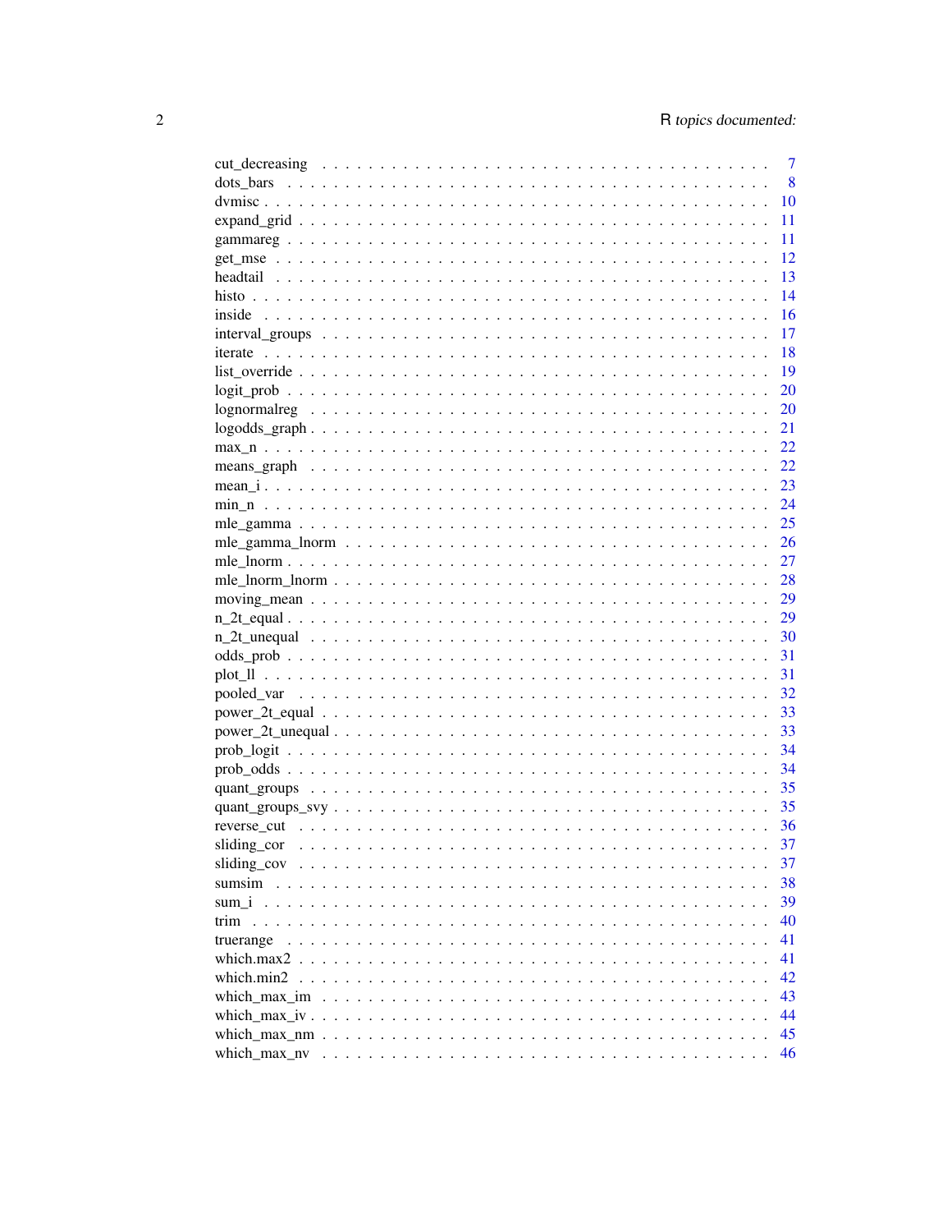cut_decreasing . . . . . . . . . . . . . . . . . . . . . . . . . . . . . . . . . . . . . . 7
dots_bars . . . . . . . . . . . . . . . . . . . . . . . . . . . . . . . . . . . . . . . . 8
dvmisc . . . . . . . . . . . . . . . . . . . . . . . . . . . . . . . . . . . . . . . . . 10
expand_grid . . . . . . . . . . . . . . . . . . . . . . . . . . . . . . . . . . . . . . 11
gammareg . . . . . . . . . . . . . . . . . . . . . . . . . . . . . . . . . . . . . . . 11
get_mse . . . . . . . . . . . . . . . . . . . . . . . . . . . . . . . . . . . . . . . . 12
headtail . . . . . . . . . . . . . . . . . . . . . . . . . . . . . . . . . . . . . . . . 13
histo . . . . . . . . . . . . . . . . . . . . . . . . . . . . . . . . . . . . . . . . . . 14
inside . . . . . . . . . . . . . . . . . . . . . . . . . . . . . . . . . . . . . . . . . 16
interval_groups . . . . . . . . . . . . . . . . . . . . . . . . . . . . . . . . . . . . 17
iterate . . . . . . . . . . . . . . . . . . . . . . . . . . . . . . . . . . . . . . . . . 18
list_override . . . . . . . . . . . . . . . . . . . . . . . . . . . . . . . . . . . . . 19
logit_prob . . . . . . . . . . . . . . . . . . . . . . . . . . . . . . . . . . . . . . . 20
lognormalreg . . . . . . . . . . . . . . . . . . . . . . . . . . . . . . . . . . . . . . 20
logodds_graph . . . . . . . . . . . . . . . . . . . . . . . . . . . . . . . . . . . . . 21
max_n . . . . . . . . . . . . . . . . . . . . . . . . . . . . . . . . . . . . . . . . . 22
means_graph . . . . . . . . . . . . . . . . . . . . . . . . . . . . . . . . . . . . . . 22
mean_i . . . . . . . . . . . . . . . . . . . . . . . . . . . . . . . . . . . . . . . . . 23
min_n . . . . . . . . . . . . . . . . . . . . . . . . . . . . . . . . . . . . . . . . . 24
mle_gamma . . . . . . . . . . . . . . . . . . . . . . . . . . . . . . . . . . . . . . . 25
mle_gamma_lnorm . . . . . . . . . . . . . . . . . . . . . . . . . . . . . . . . . . . 26
mle_lnorm . . . . . . . . . . . . . . . . . . . . . . . . . . . . . . . . . . . . . . . 27
mle_lnorm_lnorm . . . . . . . . . . . . . . . . . . . . . . . . . . . . . . . . . . . . 28
moving_mean . . . . . . . . . . . . . . . . . . . . . . . . . . . . . . . . . . . . . . 29
n_2t_equal . . . . . . . . . . . . . . . . . . . . . . . . . . . . . . . . . . . . . . . 29
n_2t_unequal . . . . . . . . . . . . . . . . . . . . . . . . . . . . . . . . . . . . . . 30
odds_prob . . . . . . . . . . . . . . . . . . . . . . . . . . . . . . . . . . . . . . . 31
plot_ll . . . . . . . . . . . . . . . . . . . . . . . . . . . . . . . . . . . . . . . . . 31
pooled_var . . . . . . . . . . . . . . . . . . . . . . . . . . . . . . . . . . . . . . . 32
power_2t_equal . . . . . . . . . . . . . . . . . . . . . . . . . . . . . . . . . . . . 33
power_2t_unequal . . . . . . . . . . . . . . . . . . . . . . . . . . . . . . . . . . . 33
prob_logit . . . . . . . . . . . . . . . . . . . . . . . . . . . . . . . . . . . . . . . 34
prob_odds . . . . . . . . . . . . . . . . . . . . . . . . . . . . . . . . . . . . . . . 34
quant_groups . . . . . . . . . . . . . . . . . . . . . . . . . . . . . . . . . . . . . . 35
quant_groups_svy . . . . . . . . . . . . . . . . . . . . . . . . . . . . . . . . . . . 35
reverse_cut . . . . . . . . . . . . . . . . . . . . . . . . . . . . . . . . . . . . . . 36
sliding_cor . . . . . . . . . . . . . . . . . . . . . . . . . . . . . . . . . . . . . . . 37
sliding_cov . . . . . . . . . . . . . . . . . . . . . . . . . . . . . . . . . . . . . . . 37
sumsim . . . . . . . . . . . . . . . . . . . . . . . . . . . . . . . . . . . . . . . . . 38
sum_i . . . . . . . . . . . . . . . . . . . . . . . . . . . . . . . . . . . . . . . . . . 39
trim . . . . . . . . . . . . . . . . . . . . . . . . . . . . . . . . . . . . . . . . . . . 40
truerange . . . . . . . . . . . . . . . . . . . . . . . . . . . . . . . . . . . . . . . . 41
which.max2 . . . . . . . . . . . . . . . . . . . . . . . . . . . . . . . . . . . . . . . 41
which.min2 . . . . . . . . . . . . . . . . . . . . . . . . . . . . . . . . . . . . . . . 42
which_max_im . . . . . . . . . . . . . . . . . . . . . . . . . . . . . . . . . . . . . . 43
which_max_iv . . . . . . . . . . . . . . . . . . . . . . . . . . . . . . . . . . . . . . 44
which_max_nm . . . . . . . . . . . . . . . . . . . . . . . . . . . . . . . . . . . . . . 45
which_max_nv . . . . . . . . . . . . . . . . . . . . . . . . . . . . . . . . . . . . . . 46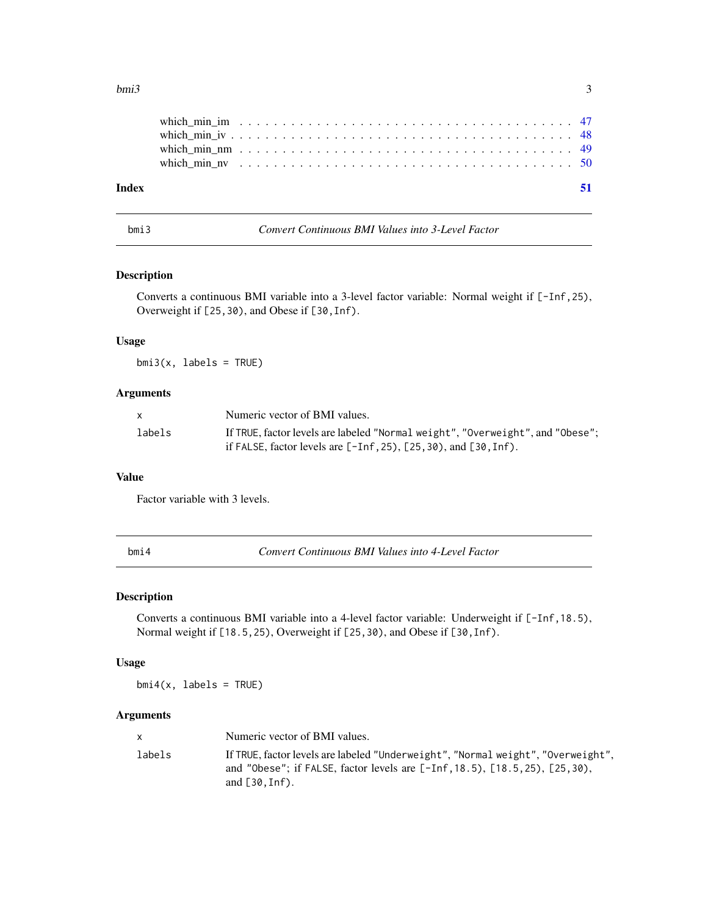which_min_im . . . . . . . . . . . . . . . . . . . . . . . . . . . . . . . . . . . . 47
which_min_iv . . . . . . . . . . . . . . . . . . . . . . . . . . . . . . . . . . . . 48
which_min_nm . . . . . . . . . . . . . . . . . . . . . . . . . . . . . . . . . . . . 49
which_min_nv . . . . . . . . . . . . . . . . . . . . . . . . . . . . . . . . . . . . 50

**Index** **51**

---

`bmi3` *Convert Continuous BMI Values into 3-Level Factor*

---

### Description

Converts a continuous BMI variable into a 3-level factor variable: Normal weight if `[-Inf,25)`, Overweight if `[25,30)`, and Obese if `[30,Inf)`.

### Usage

```
bmi3(x, labels = TRUE)
```

### Arguments

| | |
|---|---|
| `x` | Numeric vector of BMI values. |
| `labels` | If `TRUE`, factor levels are labeled `"Normal weight"`, `"Overweight"`, and `"Obese"`; if `FALSE`, factor levels are `[-Inf,25)`, `[25,30)`, and `[30,Inf)`. |

### Value

Factor variable with 3 levels.

---

`bmi4` *Convert Continuous BMI Values into 4-Level Factor*

---

### Description

Converts a continuous BMI variable into a 4-level factor variable: Underweight if `[-Inf,18.5)`, Normal weight if `[18.5,25)`, Overweight if `[25,30)`, and Obese if `[30,Inf)`.

### Usage

```
bmi4(x, labels = TRUE)
```

### Arguments

| | |
|---|---|
| `x` | Numeric vector of BMI values. |
| `labels` | If `TRUE`, factor levels are labeled `"Underweight"`, `"Normal weight"`, `"Overweight"`, and `"Obese"`; if `FALSE`, factor levels are `[-Inf,18.5)`, `[18.5,25)`, `[25,30)`, and `[30,Inf)`. |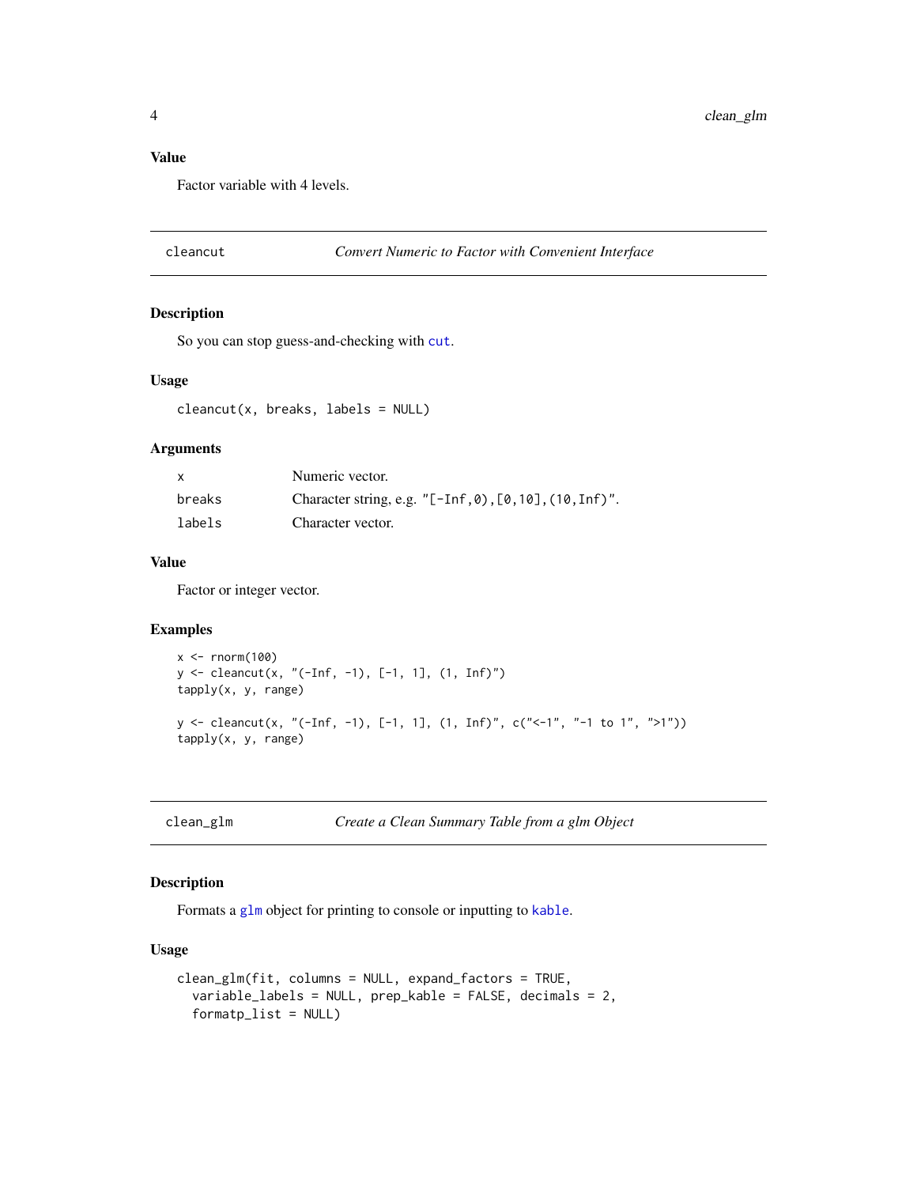### Value

Factor variable with 4 levels.

---

## cleancut — *Convert Numeric to Factor with Convenient Interface*

### Description

So you can stop guess-and-checking with `cut`.

### Usage

```
cleancut(x, breaks, labels = NULL)
```

### Arguments

| | |
|---|---|
| `x` | Numeric vector. |
| `breaks` | Character string, e.g. `"[-Inf,0),[0,10],(10,Inf)"`. |
| `labels` | Character vector. |

### Value

Factor or integer vector.

### Examples

```
x <- rnorm(100)
y <- cleancut(x, "(-Inf, -1), [-1, 1], (1, Inf)")
tapply(x, y, range)

y <- cleancut(x, "(-Inf, -1), [-1, 1], (1, Inf)", c("<-1", "-1 to 1", ">1"))
tapply(x, y, range)
```

---

## clean_glm — *Create a Clean Summary Table from a glm Object*

### Description

Formats a `glm` object for printing to console or inputting to `kable`.

### Usage

```
clean_glm(fit, columns = NULL, expand_factors = TRUE,
  variable_labels = NULL, prep_kable = FALSE, decimals = 2,
  formatp_list = NULL)
```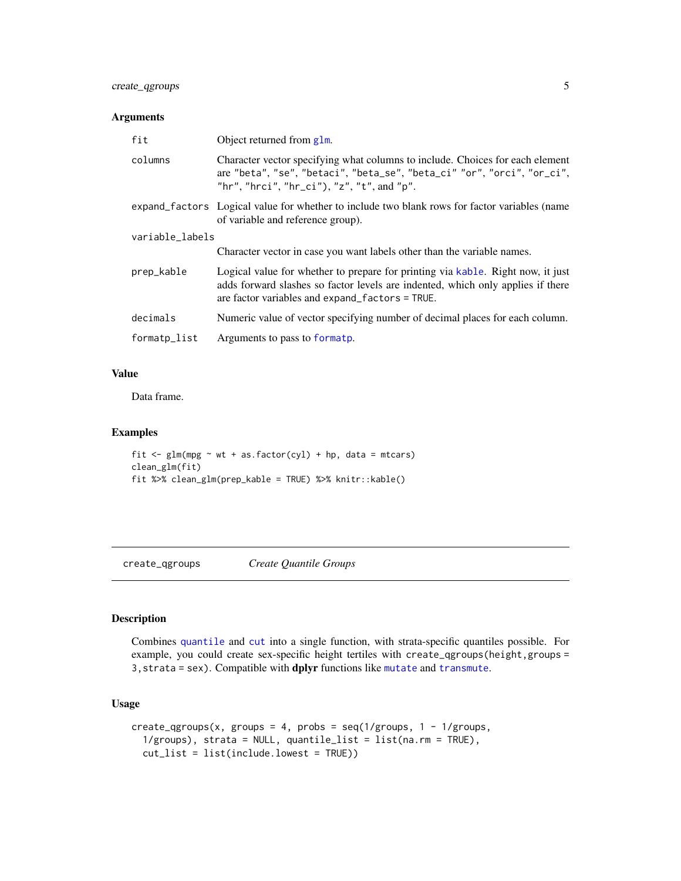### Arguments

| | |
|---|---|
| `fit` | Object returned from `glm`. |
| `columns` | Character vector specifying what columns to include. Choices for each element are `"beta"`, `"se"`, `"betaci"`, `"beta_se"`, `"beta_ci"` `"or"`, `"orci"`, `"or_ci"`, `"hr"`, `"hrci"`, `"hr_ci"`), `"z"`, `"t"`, and `"p"`. |
| `expand_factors` | Logical value for whether to include two blank rows for factor variables (name of variable and reference group). |
| `variable_labels` | Character vector in case you want labels other than the variable names. |
| `prep_kable` | Logical value for whether to prepare for printing via `kable`. Right now, it just adds forward slashes so factor levels are indented, which only applies if there are factor variables and `expand_factors = TRUE`. |
| `decimals` | Numeric value of vector specifying number of decimal places for each column. |
| `formatp_list` | Arguments to pass to `formatp`. |

### Value

Data frame.

### Examples

```
fit <- glm(mpg ~ wt + as.factor(cyl) + hp, data = mtcars)
clean_glm(fit)
fit %>% clean_glm(prep_kable = TRUE) %>% knitr::kable()
```

---

## `create_qgroups` *Create Quantile Groups*

---

### Description

Combines `quantile` and `cut` into a single function, with strata-specific quantiles possible. For example, you could create sex-specific height tertiles with `create_qgroups(height,groups = 3,strata = sex)`. Compatible with **dplyr** functions like `mutate` and `transmute`.

### Usage

```
create_qgroups(x, groups = 4, probs = seq(1/groups, 1 - 1/groups,
  1/groups), strata = NULL, quantile_list = list(na.rm = TRUE),
  cut_list = list(include.lowest = TRUE))
```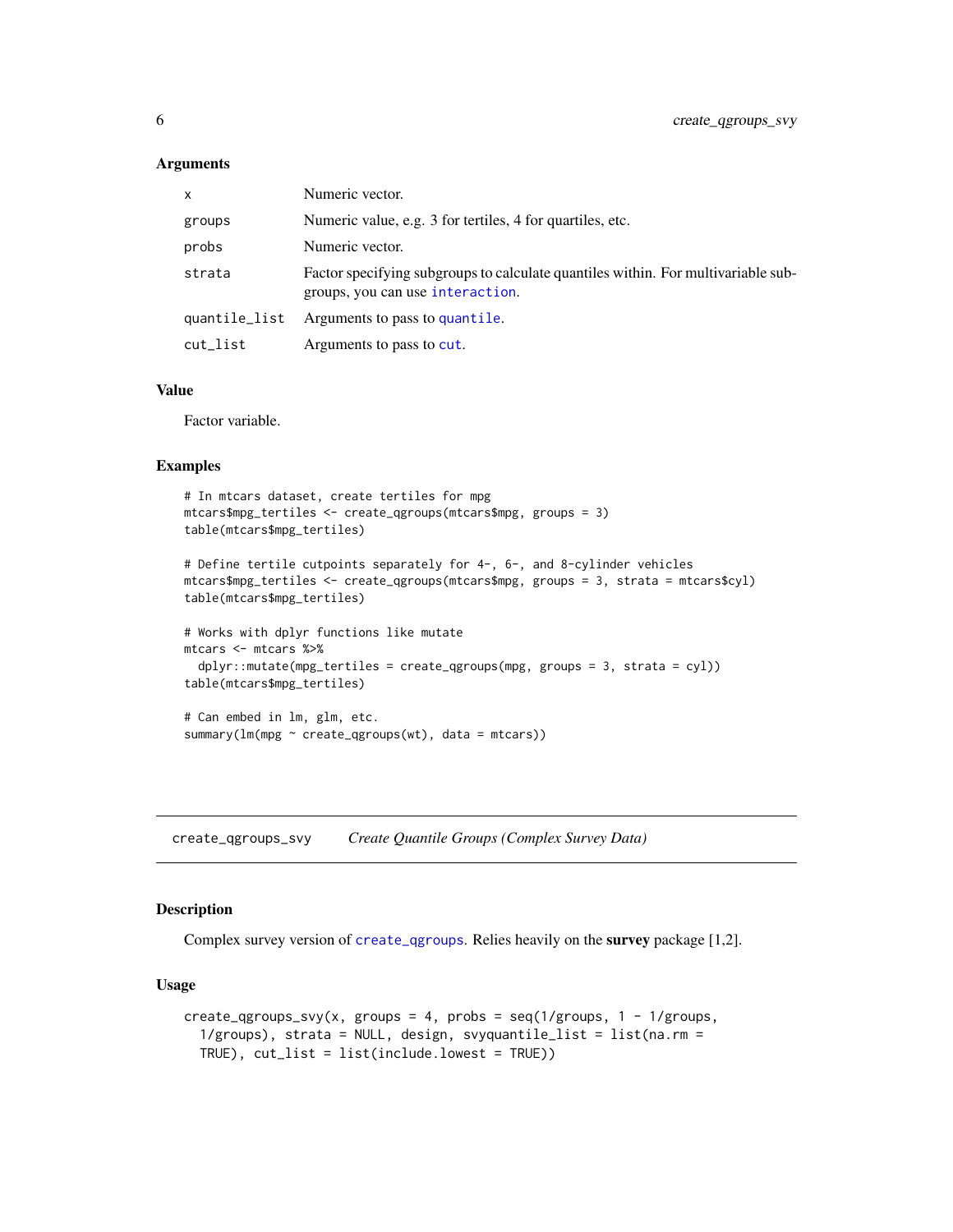### Arguments

| | |
|---|---|
| x | Numeric vector. |
| groups | Numeric value, e.g. 3 for tertiles, 4 for quartiles, etc. |
| probs | Numeric vector. |
| strata | Factor specifying subgroups to calculate quantiles within. For multivariable subgroups, you can use interaction. |
| quantile_list | Arguments to pass to quantile. |
| cut_list | Arguments to pass to cut. |

### Value

Factor variable.

### Examples

```
# In mtcars dataset, create tertiles for mpg
mtcars$mpg_tertiles <- create_qgroups(mtcars$mpg, groups = 3)
table(mtcars$mpg_tertiles)

# Define tertile cutpoints separately for 4-, 6-, and 8-cylinder vehicles
mtcars$mpg_tertiles <- create_qgroups(mtcars$mpg, groups = 3, strata = mtcars$cyl)
table(mtcars$mpg_tertiles)

# Works with dplyr functions like mutate
mtcars <- mtcars %>%
  dplyr::mutate(mpg_tertiles = create_qgroups(mpg, groups = 3, strata = cyl))
table(mtcars$mpg_tertiles)

# Can embed in lm, glm, etc.
summary(lm(mpg ~ create_qgroups(wt), data = mtcars))
```

---

## create_qgroups_svy    *Create Quantile Groups (Complex Survey Data)*

---

### Description

Complex survey version of create_qgroups. Relies heavily on the **survey** package [1,2].

### Usage

```
create_qgroups_svy(x, groups = 4, probs = seq(1/groups, 1 - 1/groups,
  1/groups), strata = NULL, design, svyquantile_list = list(na.rm =
  TRUE), cut_list = list(include.lowest = TRUE))
```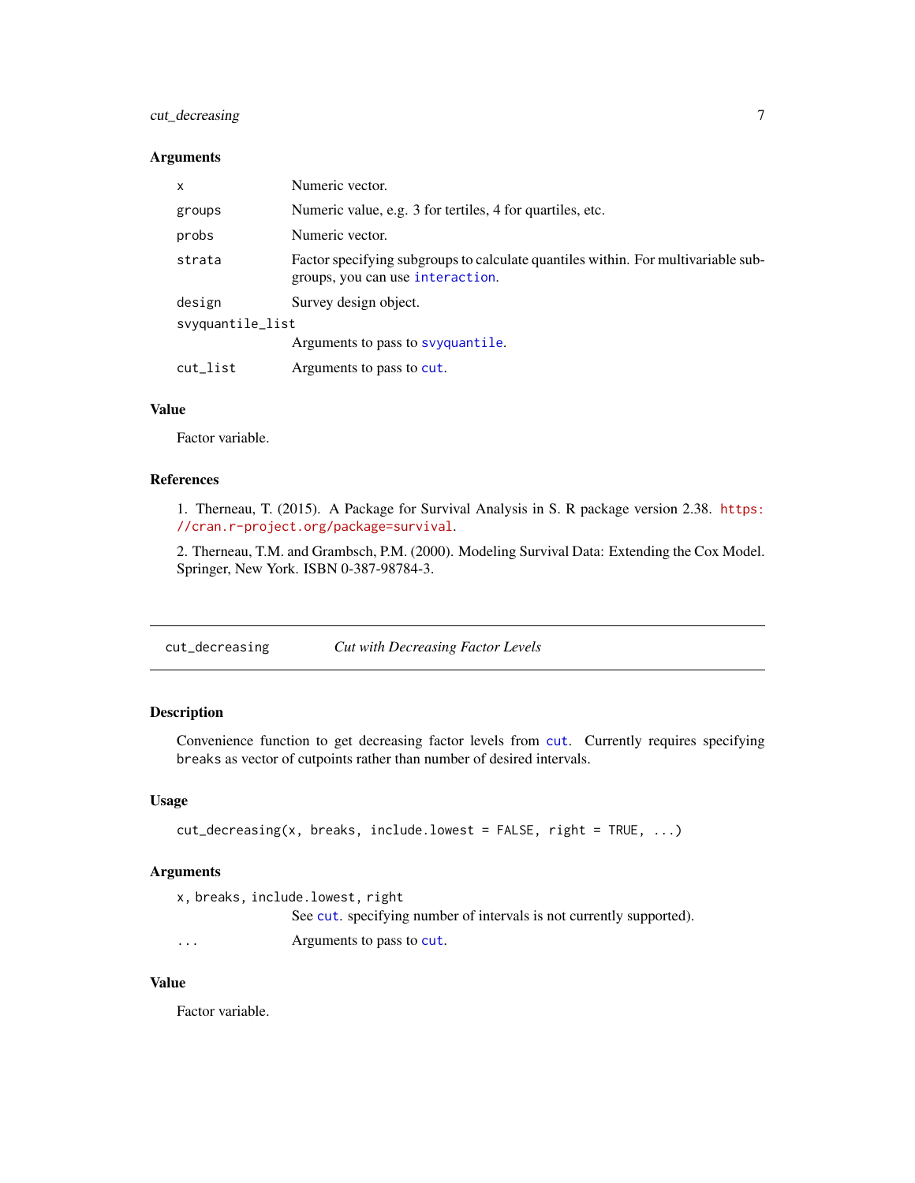### Arguments

| | |
|---|---|
| `x` | Numeric vector. |
| `groups` | Numeric value, e.g. 3 for tertiles, 4 for quartiles, etc. |
| `probs` | Numeric vector. |
| `strata` | Factor specifying subgroups to calculate quantiles within. For multivariable subgroups, you can use `interaction`. |
| `design` | Survey design object. |
| `svyquantile_list` | Arguments to pass to `svyquantile`. |
| `cut_list` | Arguments to pass to `cut`. |

### Value

Factor variable.

### References

1. Therneau, T. (2015). A Package for Survival Analysis in S. R package version 2.38. https://cran.r-project.org/package=survival.

2. Therneau, T.M. and Grambsch, P.M. (2000). Modeling Survival Data: Extending the Cox Model. Springer, New York. ISBN 0-387-98784-3.

---

## `cut_decreasing` *Cut with Decreasing Factor Levels*

### Description

Convenience function to get decreasing factor levels from `cut`. Currently requires specifying `breaks` as vector of cutpoints rather than number of desired intervals.

### Usage

```
cut_decreasing(x, breaks, include.lowest = FALSE, right = TRUE, ...)
```

### Arguments

| | |
|---|---|
| `x, breaks, include.lowest, right` | See `cut`. specifying number of intervals is not currently supported). |
| `...` | Arguments to pass to `cut`. |

### Value

Factor variable.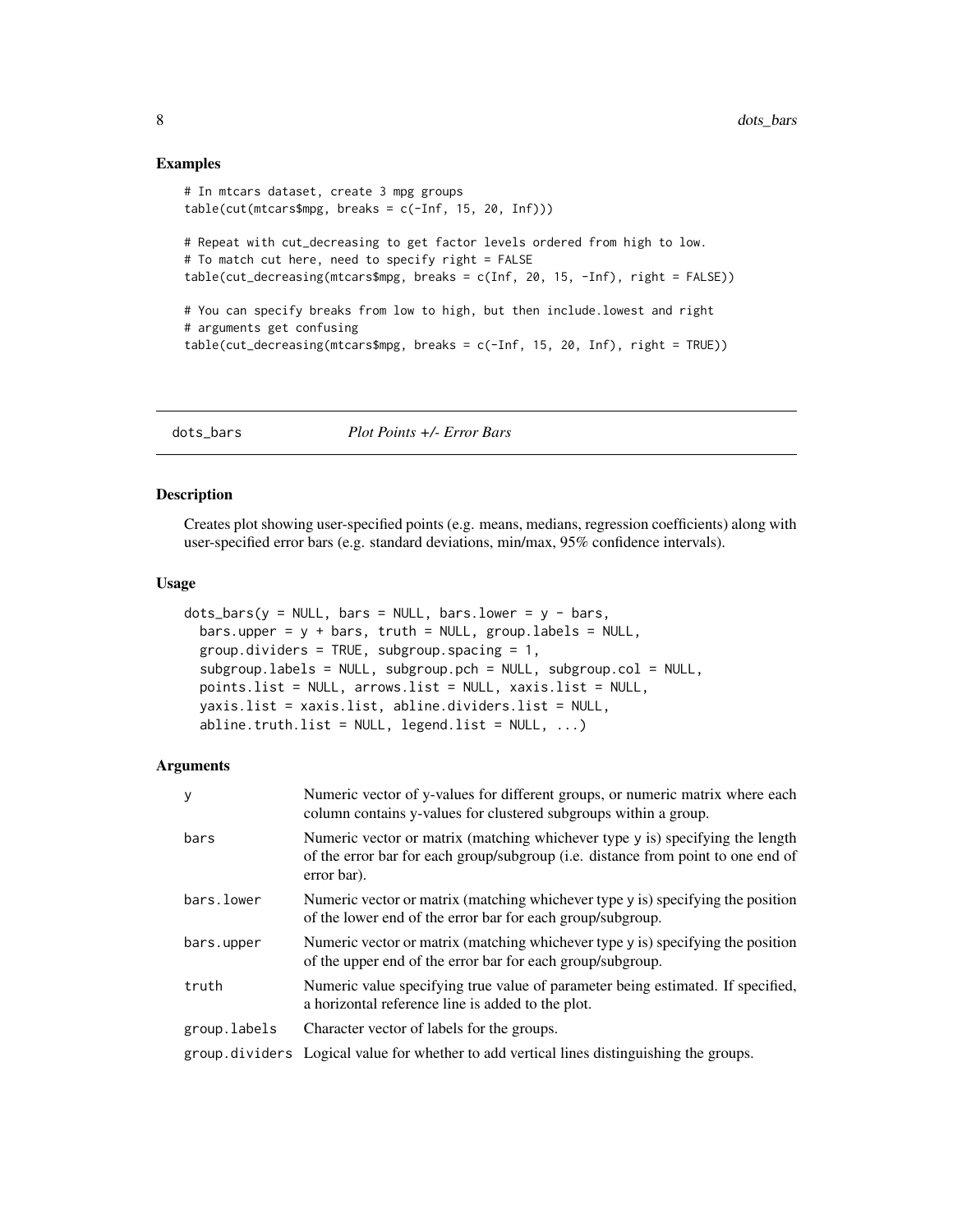## Examples

```
# In mtcars dataset, create 3 mpg groups
table(cut(mtcars$mpg, breaks = c(-Inf, 15, 20, Inf)))

# Repeat with cut_decreasing to get factor levels ordered from high to low.
# To match cut here, need to specify right = FALSE
table(cut_decreasing(mtcars$mpg, breaks = c(Inf, 20, 15, -Inf), right = FALSE))

# You can specify breaks from low to high, but then include.lowest and right
# arguments get confusing
table(cut_decreasing(mtcars$mpg, breaks = c(-Inf, 15, 20, Inf), right = TRUE))
```

---

# dots_bars *Plot Points +/- Error Bars*

## Description

Creates plot showing user-specified points (e.g. means, medians, regression coefficients) along with user-specified error bars (e.g. standard deviations, min/max, 95% confidence intervals).

## Usage

```
dots_bars(y = NULL, bars = NULL, bars.lower = y - bars,
  bars.upper = y + bars, truth = NULL, group.labels = NULL,
  group.dividers = TRUE, subgroup.spacing = 1,
  subgroup.labels = NULL, subgroup.pch = NULL, subgroup.col = NULL,
  points.list = NULL, arrows.list = NULL, xaxis.list = NULL,
  yaxis.list = xaxis.list, abline.dividers.list = NULL,
  abline.truth.list = NULL, legend.list = NULL, ...)
```

## Arguments

| | |
|---|---|
| `y` | Numeric vector of y-values for different groups, or numeric matrix where each column contains y-values for clustered subgroups within a group. |
| `bars` | Numeric vector or matrix (matching whichever type `y` is) specifying the length of the error bar for each group/subgroup (i.e. distance from point to one end of error bar). |
| `bars.lower` | Numeric vector or matrix (matching whichever type `y` is) specifying the position of the lower end of the error bar for each group/subgroup. |
| `bars.upper` | Numeric vector or matrix (matching whichever type `y` is) specifying the position of the upper end of the error bar for each group/subgroup. |
| `truth` | Numeric value specifying true value of parameter being estimated. If specified, a horizontal reference line is added to the plot. |
| `group.labels` | Character vector of labels for the groups. |
| `group.dividers` | Logical value for whether to add vertical lines distinguishing the groups. |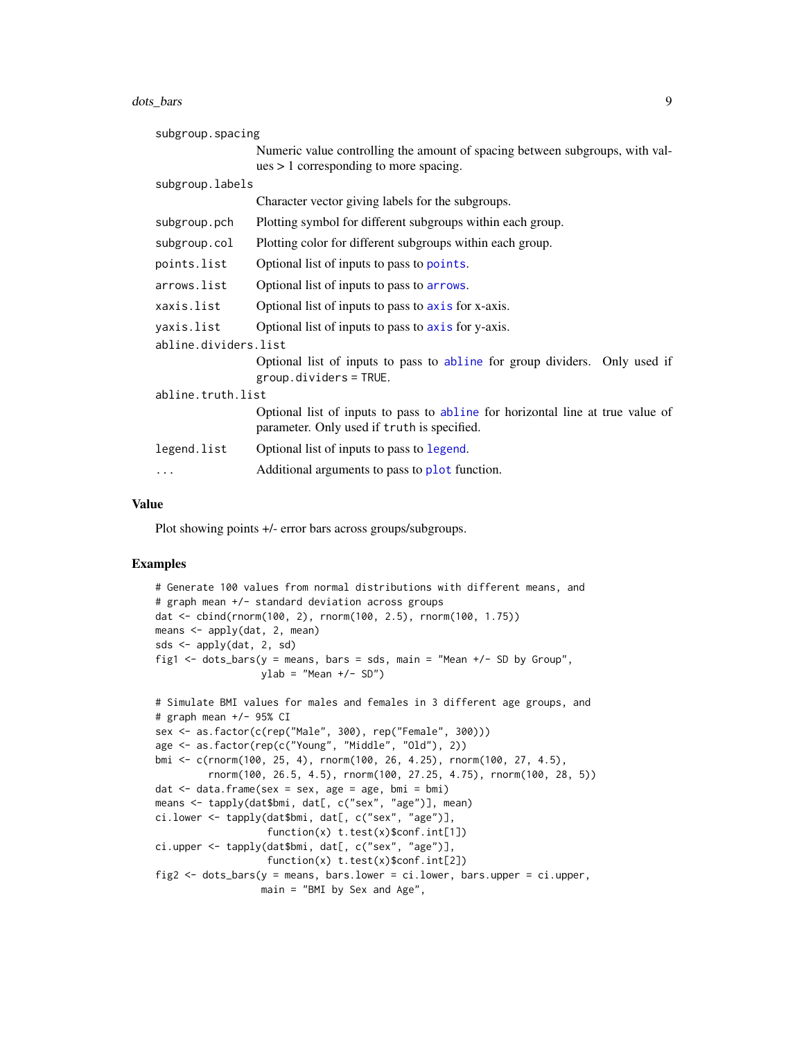subgroup.spacing
: Numeric value controlling the amount of spacing between subgroups, with values > 1 corresponding to more spacing.

subgroup.labels
: Character vector giving labels for the subgroups.

subgroup.pch
: Plotting symbol for different subgroups within each group.

subgroup.col
: Plotting color for different subgroups within each group.

points.list
: Optional list of inputs to pass to `points`.

arrows.list
: Optional list of inputs to pass to `arrows`.

xaxis.list
: Optional list of inputs to pass to `axis` for x-axis.

yaxis.list
: Optional list of inputs to pass to `axis` for y-axis.

abline.dividers.list
: Optional list of inputs to pass to `abline` for group dividers. Only used if `group.dividers = TRUE`.

abline.truth.list
: Optional list of inputs to pass to `abline` for horizontal line at true value of parameter. Only used if `truth` is specified.

legend.list
: Optional list of inputs to pass to `legend`.

...
: Additional arguments to pass to `plot` function.

## Value

Plot showing points +/- error bars across groups/subgroups.

## Examples

```
# Generate 100 values from normal distributions with different means, and
# graph mean +/- standard deviation across groups
dat <- cbind(rnorm(100, 2), rnorm(100, 2.5), rnorm(100, 1.75))
means <- apply(dat, 2, mean)
sds <- apply(dat, 2, sd)
fig1 <- dots_bars(y = means, bars = sds, main = "Mean +/- SD by Group",
                  ylab = "Mean +/- SD")

# Simulate BMI values for males and females in 3 different age groups, and
# graph mean +/- 95% CI
sex <- as.factor(c(rep("Male", 300), rep("Female", 300)))
age <- as.factor(rep(c("Young", "Middle", "Old"), 2))
bmi <- c(rnorm(100, 25, 4), rnorm(100, 26, 4.25), rnorm(100, 27, 4.5),
         rnorm(100, 26.5, 4.5), rnorm(100, 27.25, 4.75), rnorm(100, 28, 5))
dat <- data.frame(sex = sex, age = age, bmi = bmi)
means <- tapply(dat$bmi, dat[, c("sex", "age")], mean)
ci.lower <- tapply(dat$bmi, dat[, c("sex", "age")],
                   function(x) t.test(x)$conf.int[1])
ci.upper <- tapply(dat$bmi, dat[, c("sex", "age")],
                   function(x) t.test(x)$conf.int[2])
fig2 <- dots_bars(y = means, bars.lower = ci.lower, bars.upper = ci.upper,
                  main = "BMI by Sex and Age",
```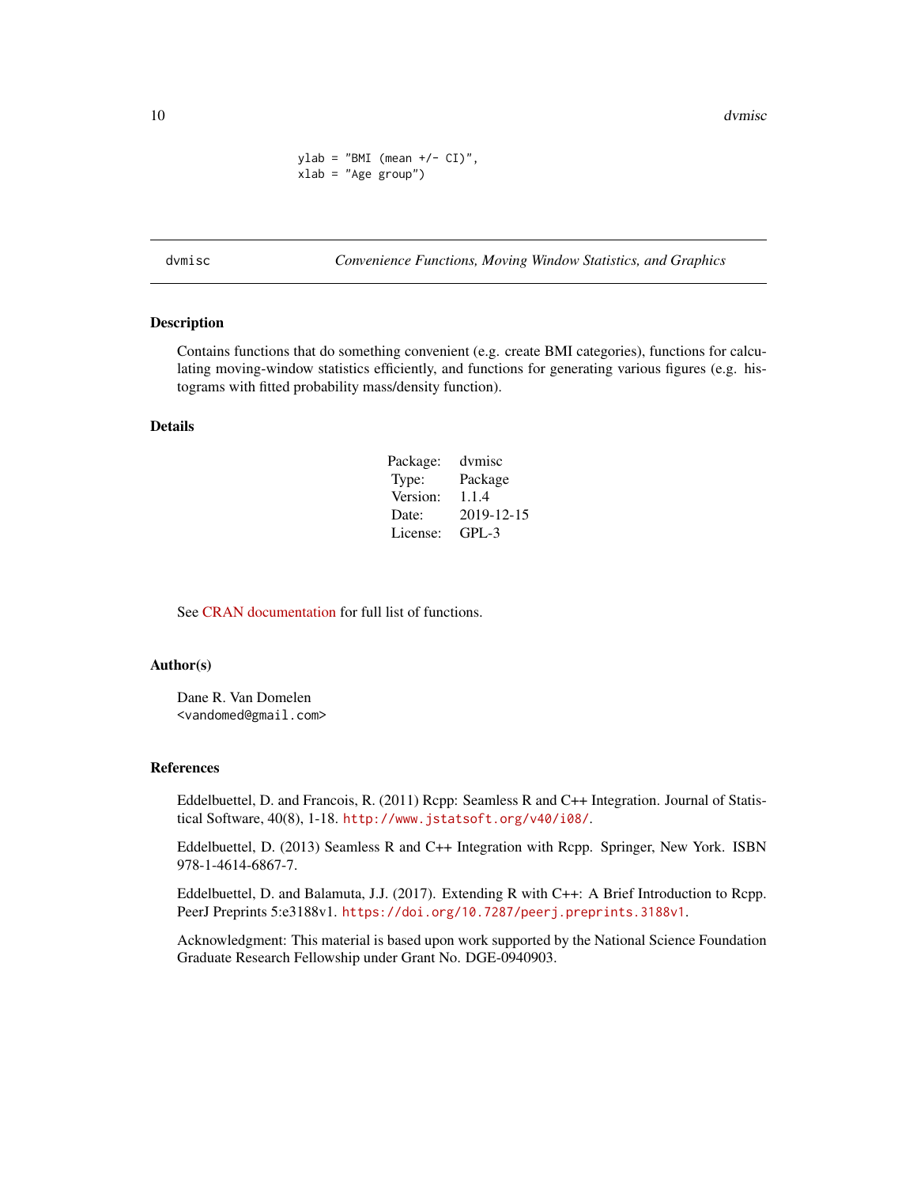```
ylab = "BMI (mean +/- CI)",
xlab = "Age group")
```

## dvmisc — *Convenience Functions, Moving Window Statistics, and Graphics*

### Description

Contains functions that do something convenient (e.g. create BMI categories), functions for calculating moving-window statistics efficiently, and functions for generating various figures (e.g. histograms with fitted probability mass/density function).

### Details

| | |
|---|---|
| Package: | dvmisc |
| Type: | Package |
| Version: | 1.1.4 |
| Date: | 2019-12-15 |
| License: | GPL-3 |

See CRAN documentation for full list of functions.

### Author(s)

Dane R. Van Domelen
`<vandomed@gmail.com>`

### References

Eddelbuettel, D. and Francois, R. (2011) Rcpp: Seamless R and C++ Integration. Journal of Statistical Software, 40(8), 1-18. `http://www.jstatsoft.org/v40/i08/`.

Eddelbuettel, D. (2013) Seamless R and C++ Integration with Rcpp. Springer, New York. ISBN 978-1-4614-6867-7.

Eddelbuettel, D. and Balamuta, J.J. (2017). Extending R with C++: A Brief Introduction to Rcpp. PeerJ Preprints 5:e3188v1. `https://doi.org/10.7287/peerj.preprints.3188v1`.

Acknowledgment: This material is based upon work supported by the National Science Foundation Graduate Research Fellowship under Grant No. DGE-0940903.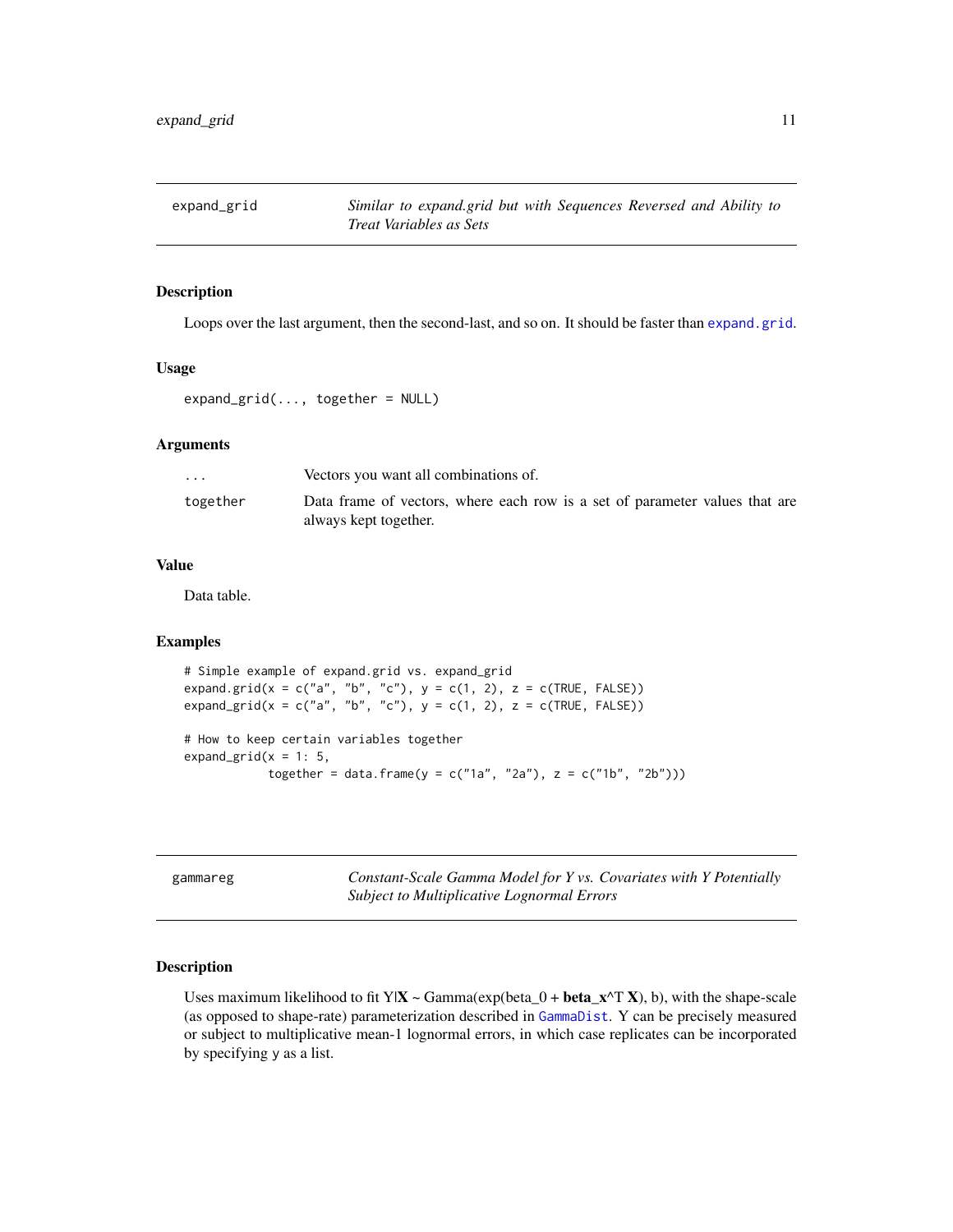## expand_grid — *Similar to expand.grid but with Sequences Reversed and Ability to Treat Variables as Sets*

### Description

Loops over the last argument, then the second-last, and so on. It should be faster than `expand.grid`.

### Usage

```
expand_grid(..., together = NULL)
```

### Arguments

| | |
|---|---|
| `...` | Vectors you want all combinations of. |
| `together` | Data frame of vectors, where each row is a set of parameter values that are always kept together. |

### Value

Data table.

### Examples

```
# Simple example of expand.grid vs. expand_grid
expand.grid(x = c("a", "b", "c"), y = c(1, 2), z = c(TRUE, FALSE))
expand_grid(x = c("a", "b", "c"), y = c(1, 2), z = c(TRUE, FALSE))

# How to keep certain variables together
expand_grid(x = 1: 5,
            together = data.frame(y = c("1a", "2a"), z = c("1b", "2b")))
```

## gammareg — *Constant-Scale Gamma Model for Y vs. Covariates with Y Potentially Subject to Multiplicative Lognormal Errors*

### Description

Uses maximum likelihood to fit Y|**X** ~ Gamma(exp(beta_0 + **beta_x**^T **X**), b), with the shape-scale (as opposed to shape-rate) parameterization described in `GammaDist`. Y can be precisely measured or subject to multiplicative mean-1 lognormal errors, in which case replicates can be incorporated by specifying y as a list.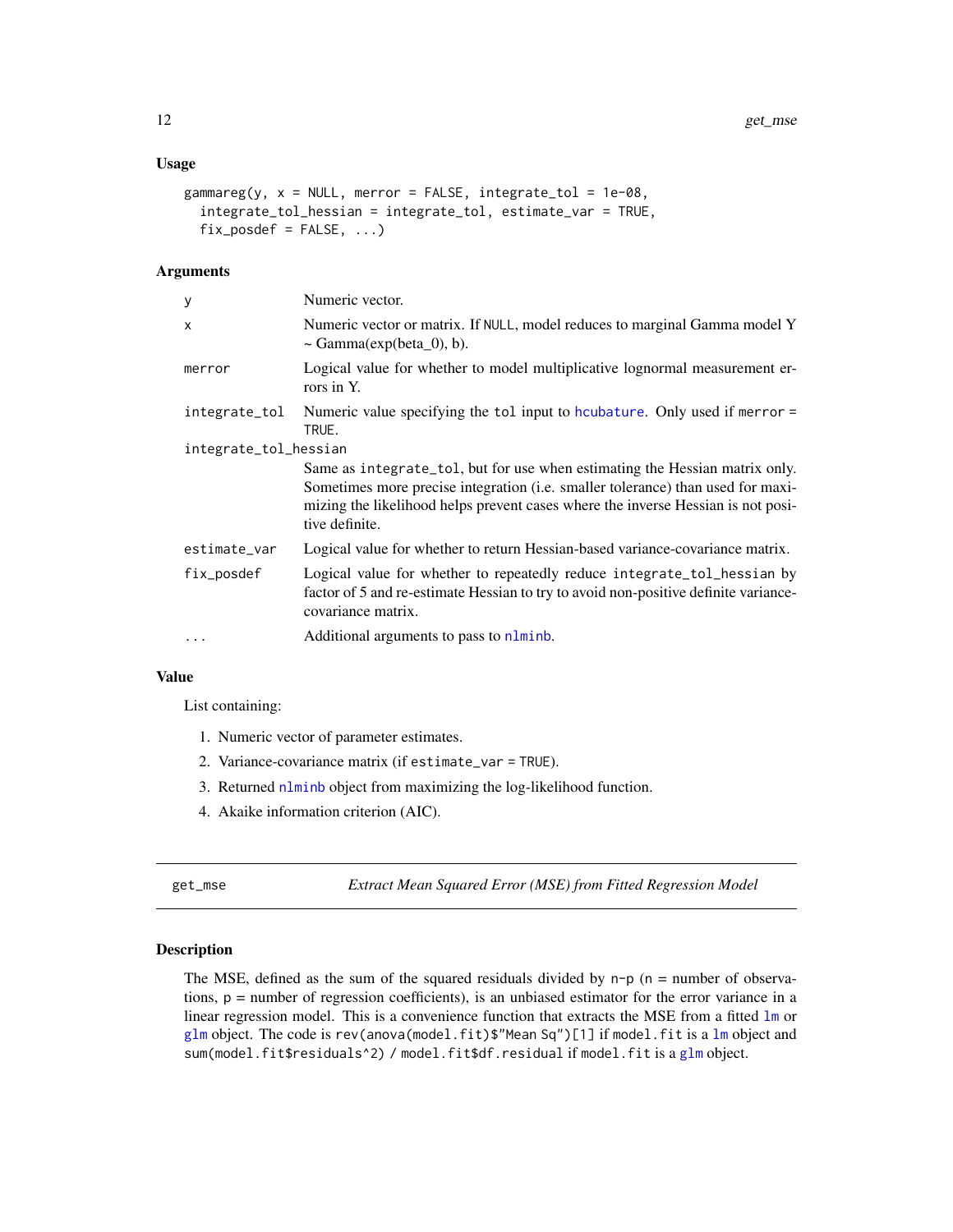### Usage

```
gammareg(y, x = NULL, merror = FALSE, integrate_tol = 1e-08,
  integrate_tol_hessian = integrate_tol, estimate_var = TRUE,
  fix_posdef = FALSE, ...)
```

### Arguments

| | |
|---|---|
| y | Numeric vector. |
| x | Numeric vector or matrix. If NULL, model reduces to marginal Gamma model Y ~ Gamma(exp(beta_0), b). |
| merror | Logical value for whether to model multiplicative lognormal measurement errors in Y. |
| integrate_tol | Numeric value specifying the tol input to hcubature. Only used if merror = TRUE. |
| integrate_tol_hessian | Same as integrate_tol, but for use when estimating the Hessian matrix only. Sometimes more precise integration (i.e. smaller tolerance) than used for maximizing the likelihood helps prevent cases where the inverse Hessian is not positive definite. |
| estimate_var | Logical value for whether to return Hessian-based variance-covariance matrix. |
| fix_posdef | Logical value for whether to repeatedly reduce integrate_tol_hessian by factor of 5 and re-estimate Hessian to try to avoid non-positive definite variance-covariance matrix. |
| ... | Additional arguments to pass to nlminb. |

### Value

List containing:

1. Numeric vector of parameter estimates.
2. Variance-covariance matrix (if estimate_var = TRUE).
3. Returned nlminb object from maximizing the log-likelihood function.
4. Akaike information criterion (AIC).

## get_mse — *Extract Mean Squared Error (MSE) from Fitted Regression Model*

### Description

The MSE, defined as the sum of the squared residuals divided by n-p (n = number of observations, p = number of regression coefficients), is an unbiased estimator for the error variance in a linear regression model. This is a convenience function that extracts the MSE from a fitted lm or glm object. The code is `rev(anova(model.fit)$"Mean Sq")[1]` if `model.fit` is a lm object and `sum(model.fit$residuals^2) / model.fit$df.residual` if `model.fit` is a glm object.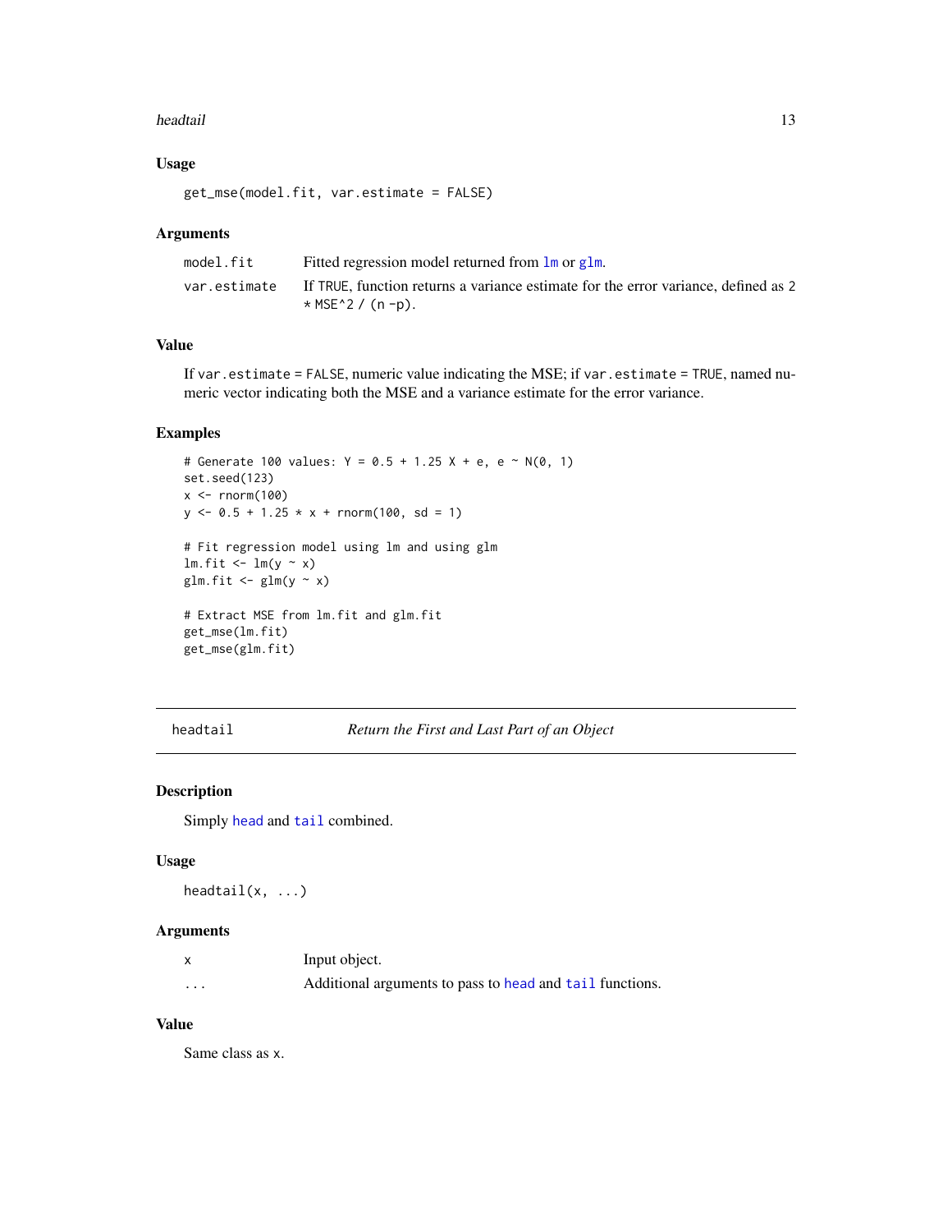### Usage

```
get_mse(model.fit, var.estimate = FALSE)
```

### Arguments

| | |
|---|---|
| model.fit | Fitted regression model returned from lm or glm. |
| var.estimate | If TRUE, function returns a variance estimate for the error variance, defined as 2 * MSE^2 / (n -p). |

### Value

If var.estimate = FALSE, numeric value indicating the MSE; if var.estimate = TRUE, named numeric vector indicating both the MSE and a variance estimate for the error variance.

### Examples

```
# Generate 100 values: Y = 0.5 + 1.25 X + e, e ~ N(0, 1)
set.seed(123)
x <- rnorm(100)
y <- 0.5 + 1.25 * x + rnorm(100, sd = 1)

# Fit regression model using lm and using glm
lm.fit <- lm(y ~ x)
glm.fit <- glm(y ~ x)

# Extract MSE from lm.fit and glm.fit
get_mse(lm.fit)
get_mse(glm.fit)
```

---

## headtail *Return the First and Last Part of an Object*

### Description

Simply head and tail combined.

### Usage

```
headtail(x, ...)
```

### Arguments

| | |
|---|---|
| x | Input object. |
| ... | Additional arguments to pass to head and tail functions. |

### Value

Same class as x.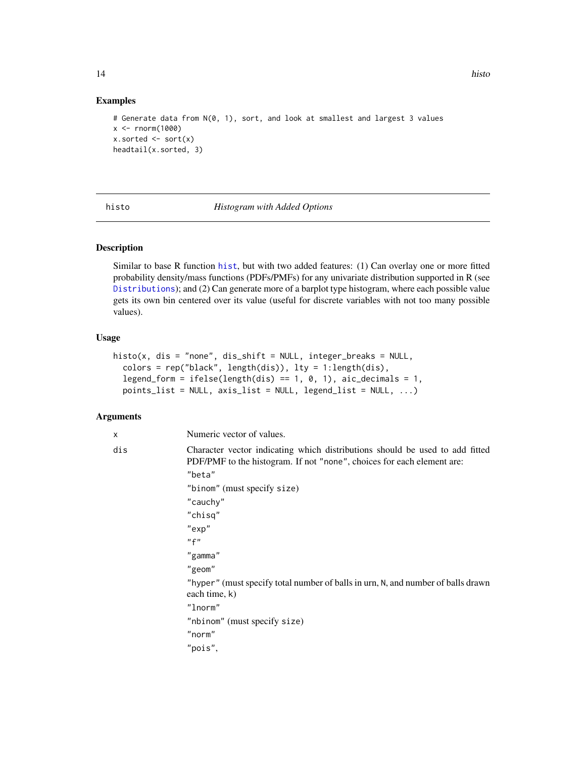## Examples

```
# Generate data from N(0, 1), sort, and look at smallest and largest 3 values
x <- rnorm(1000)
x.sorted <- sort(x)
headtail(x.sorted, 3)
```

---

## histo *Histogram with Added Options*

---

### Description

Similar to base R function `hist`, but with two added features: (1) Can overlay one or more fitted probability density/mass functions (PDFs/PMFs) for any univariate distribution supported in R (see `Distributions`); and (2) Can generate more of a barplot type histogram, where each possible value gets its own bin centered over its value (useful for discrete variables with not too many possible values).

### Usage

```
histo(x, dis = "none", dis_shift = NULL, integer_breaks = NULL,
  colors = rep("black", length(dis)), lty = 1:length(dis),
  legend_form = ifelse(length(dis) == 1, 0, 1), aic_decimals = 1,
  points_list = NULL, axis_list = NULL, legend_list = NULL, ...)
```

### Arguments

`x` Numeric vector of values.

`dis` Character vector indicating which distributions should be used to add fitted PDF/PMF to the histogram. If not `"none"`, choices for each element are:

`"beta"`

`"binom"` (must specify `size`)

`"cauchy"`

`"chisq"`

`"exp"`

`"f"`

`"gamma"`

`"geom"`

`"hyper"` (must specify total number of balls in urn, `N`, and number of balls drawn each time, `k`)

`"lnorm"`

`"nbinom"` (must specify `size`)

`"norm"`

`"pois"`,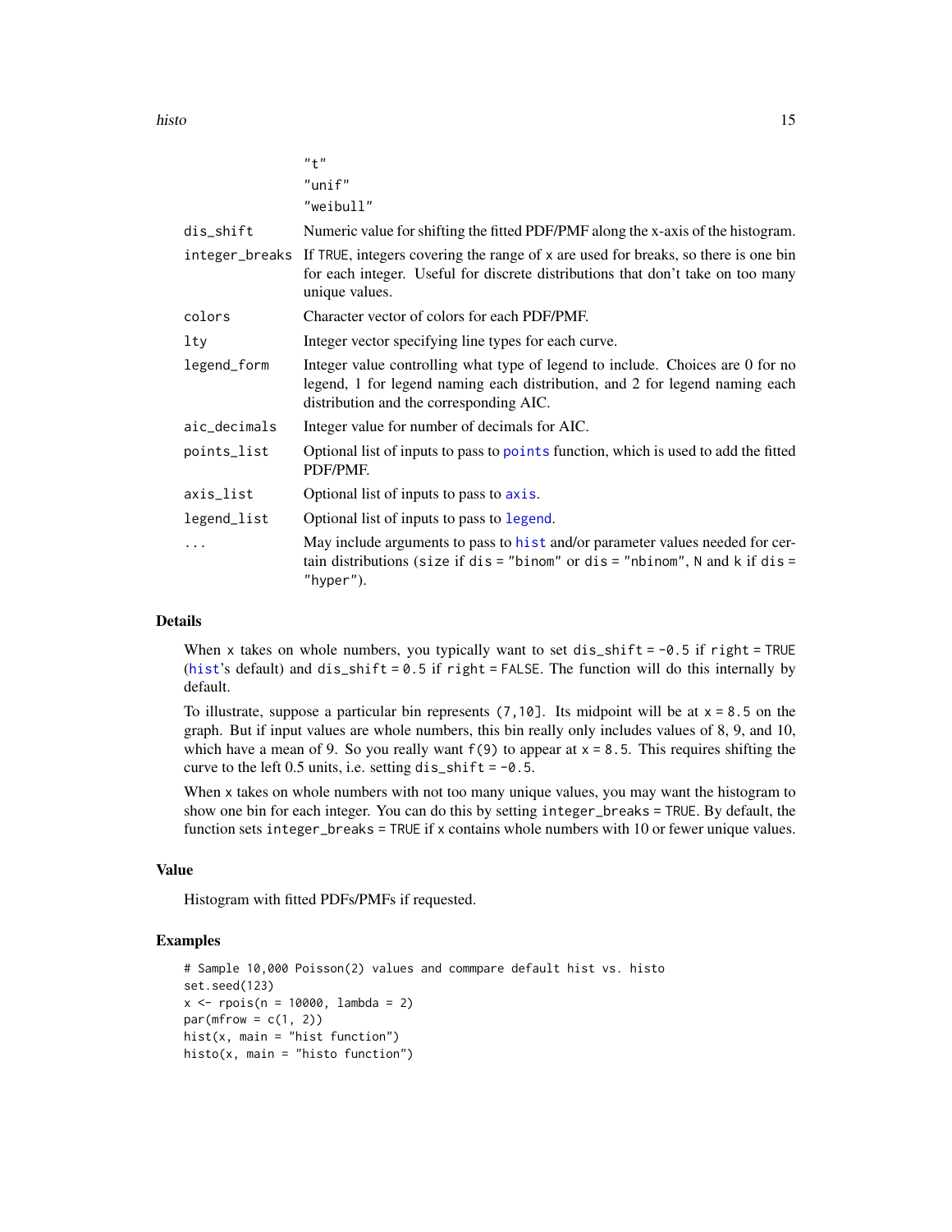|  |  |
|---|---|
|  | "t" <br> "unif" <br> "weibull" |
| dis_shift | Numeric value for shifting the fitted PDF/PMF along the x-axis of the histogram. |
| integer_breaks | If TRUE, integers covering the range of x are used for breaks, so there is one bin for each integer. Useful for discrete distributions that don't take on too many unique values. |
| colors | Character vector of colors for each PDF/PMF. |
| lty | Integer vector specifying line types for each curve. |
| legend_form | Integer value controlling what type of legend to include. Choices are 0 for no legend, 1 for legend naming each distribution, and 2 for legend naming each distribution and the corresponding AIC. |
| aic_decimals | Integer value for number of decimals for AIC. |
| points_list | Optional list of inputs to pass to points function, which is used to add the fitted PDF/PMF. |
| axis_list | Optional list of inputs to pass to axis. |
| legend_list | Optional list of inputs to pass to legend. |
| ... | May include arguments to pass to hist and/or parameter values needed for certain distributions (size if dis = "binom" or dis = "nbinom", N and k if dis = "hyper"). |

## Details

When x takes on whole numbers, you typically want to set dis_shift = -0.5 if right = TRUE (hist's default) and dis_shift = 0.5 if right = FALSE. The function will do this internally by default.

To illustrate, suppose a particular bin represents (7,10]. Its midpoint will be at x = 8.5 on the graph. But if input values are whole numbers, this bin really only includes values of 8, 9, and 10, which have a mean of 9. So you really want f(9) to appear at x = 8.5. This requires shifting the curve to the left 0.5 units, i.e. setting dis_shift = -0.5.

When x takes on whole numbers with not too many unique values, you may want the histogram to show one bin for each integer. You can do this by setting integer_breaks = TRUE. By default, the function sets integer_breaks = TRUE if x contains whole numbers with 10 or fewer unique values.

## Value

Histogram with fitted PDFs/PMFs if requested.

## Examples

```
# Sample 10,000 Poisson(2) values and commpare default hist vs. histo
set.seed(123)
x <- rpois(n = 10000, lambda = 2)
par(mfrow = c(1, 2))
hist(x, main = "hist function")
histo(x, main = "histo function")
```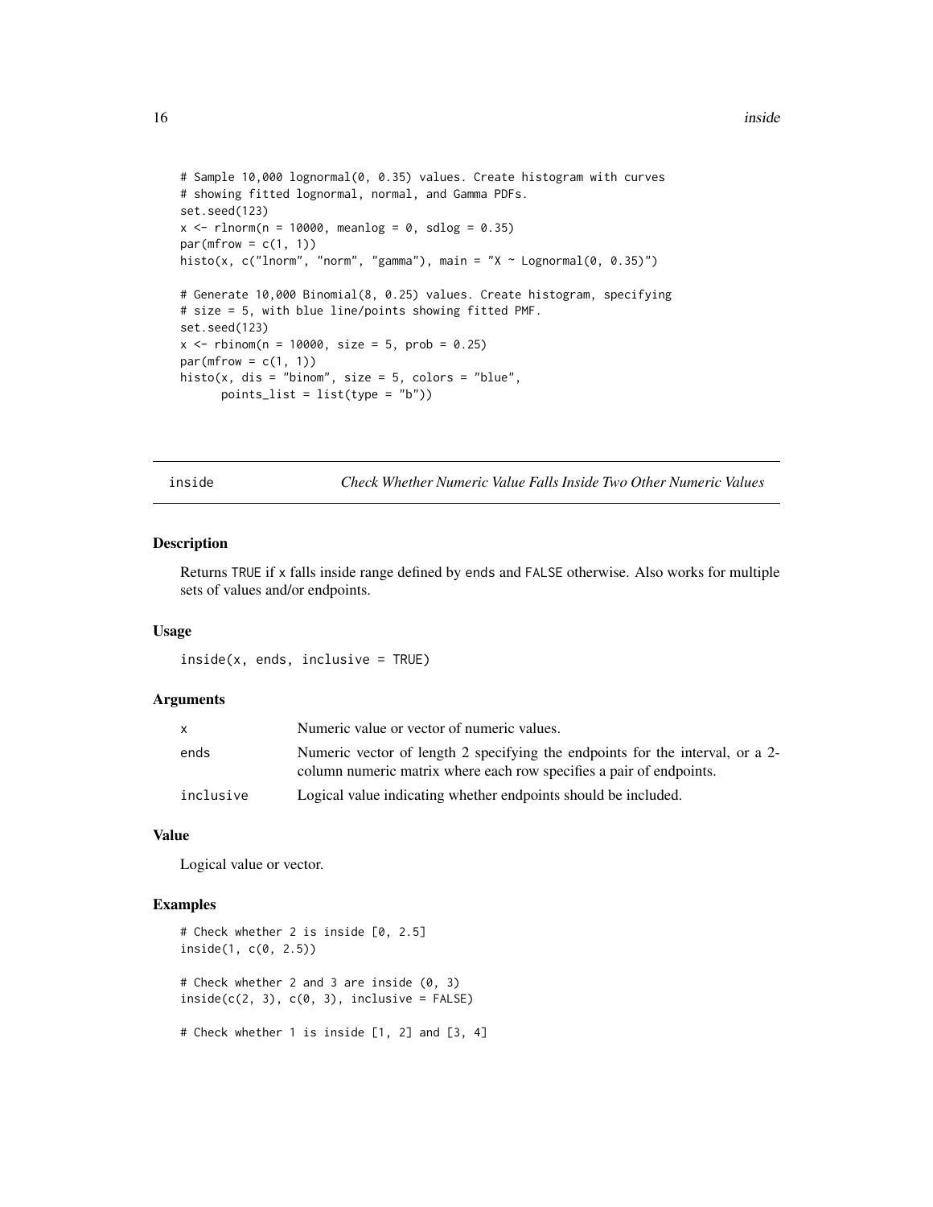```
# Sample 10,000 lognormal(0, 0.35) values. Create histogram with curves
# showing fitted lognormal, normal, and Gamma PDFs.
set.seed(123)
x <- rlnorm(n = 10000, meanlog = 0, sdlog = 0.35)
par(mfrow = c(1, 1))
histo(x, c("lnorm", "norm", "gamma"), main = "X ~ Lognormal(0, 0.35)")

# Generate 10,000 Binomial(8, 0.25) values. Create histogram, specifying
# size = 5, with blue line/points showing fitted PMF.
set.seed(123)
x <- rbinom(n = 10000, size = 5, prob = 0.25)
par(mfrow = c(1, 1))
histo(x, dis = "binom", size = 5, colors = "blue",
      points_list = list(type = "b"))
```

## inside — *Check Whether Numeric Value Falls Inside Two Other Numeric Values*

### Description

Returns `TRUE` if `x` falls inside range defined by `ends` and `FALSE` otherwise. Also works for multiple sets of values and/or endpoints.

### Usage

```
inside(x, ends, inclusive = TRUE)
```

### Arguments

| | |
|---|---|
| `x` | Numeric value or vector of numeric values. |
| `ends` | Numeric vector of length 2 specifying the endpoints for the interval, or a 2-column numeric matrix where each row specifies a pair of endpoints. |
| `inclusive` | Logical value indicating whether endpoints should be included. |

### Value

Logical value or vector.

### Examples

```
# Check whether 2 is inside [0, 2.5]
inside(1, c(0, 2.5))

# Check whether 2 and 3 are inside (0, 3)
inside(c(2, 3), c(0, 3), inclusive = FALSE)

# Check whether 1 is inside [1, 2] and [3, 4]
```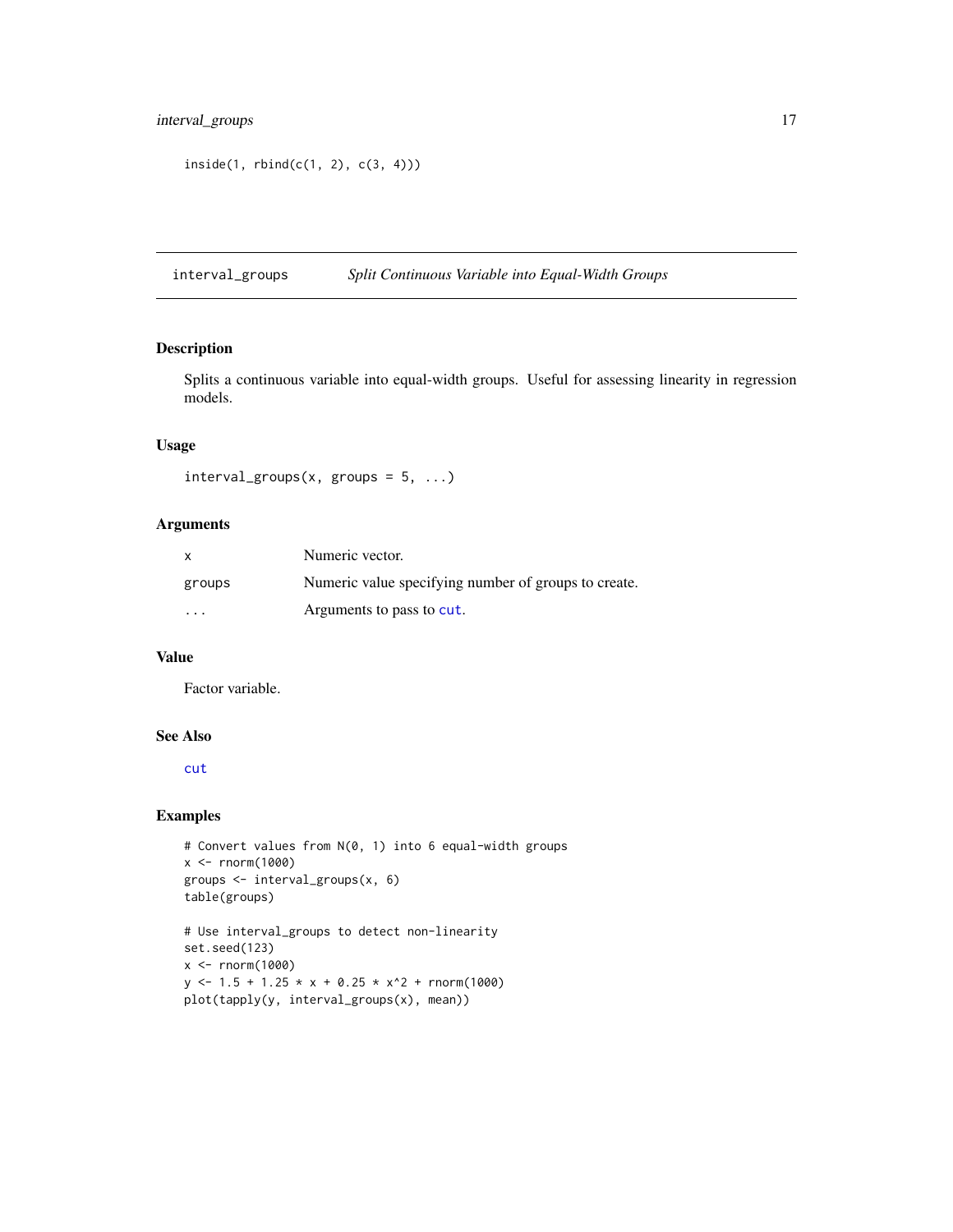```
inside(1, rbind(c(1, 2), c(3, 4)))
```

## interval_groups — *Split Continuous Variable into Equal-Width Groups*

### Description

Splits a continuous variable into equal-width groups. Useful for assessing linearity in regression models.

### Usage

```
interval_groups(x, groups = 5, ...)
```

### Arguments

| | |
|---|---|
| x | Numeric vector. |
| groups | Numeric value specifying number of groups to create. |
| ... | Arguments to pass to `cut`. |

### Value

Factor variable.

### See Also

`cut`

### Examples

```
# Convert values from N(0, 1) into 6 equal-width groups
x <- rnorm(1000)
groups <- interval_groups(x, 6)
table(groups)

# Use interval_groups to detect non-linearity
set.seed(123)
x <- rnorm(1000)
y <- 1.5 + 1.25 * x + 0.25 * x^2 + rnorm(1000)
plot(tapply(y, interval_groups(x), mean))
```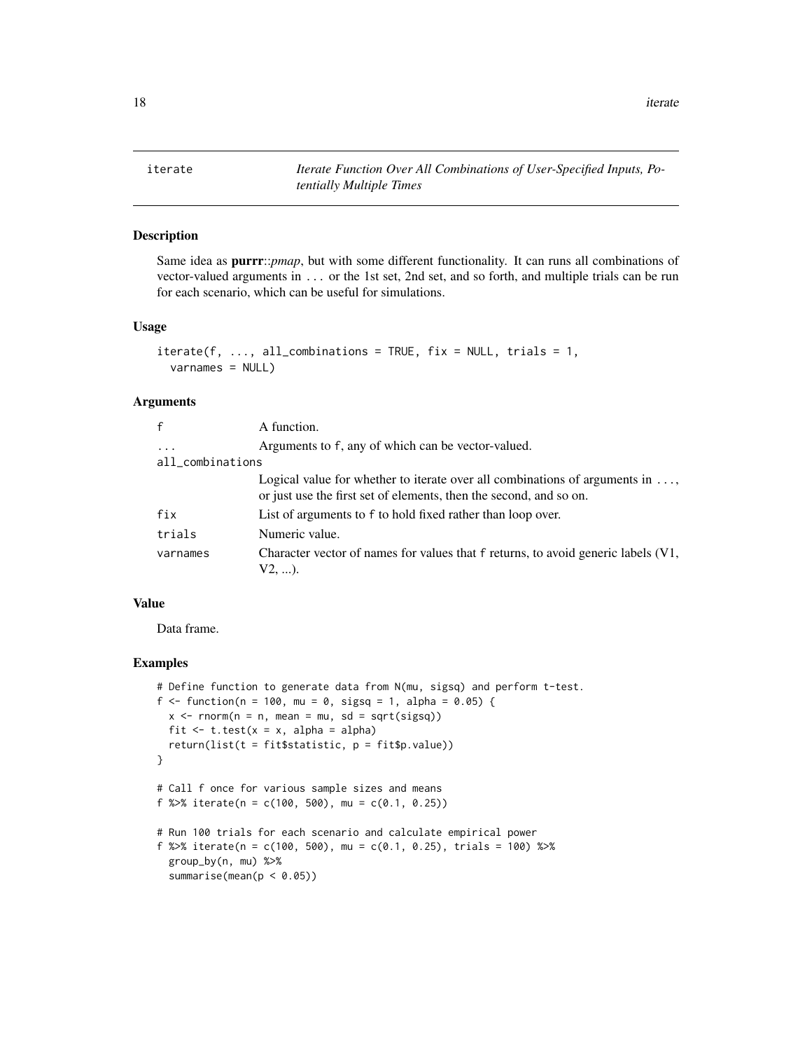## iterate — *Iterate Function Over All Combinations of User-Specified Inputs, Potentially Multiple Times*

### Description

Same idea as **purrr**::*pmap*, but with some different functionality. It can runs all combinations of vector-valued arguments in ... or the 1st set, 2nd set, and so forth, and multiple trials can be run for each scenario, which can be useful for simulations.

### Usage

```
iterate(f, ..., all_combinations = TRUE, fix = NULL, trials = 1,
  varnames = NULL)
```

### Arguments

| Argument | Description |
| --- | --- |
| f | A function. |
| ... | Arguments to f, any of which can be vector-valued. |
| all_combinations | Logical value for whether to iterate over all combinations of arguments in ..., or just use the first set of elements, then the second, and so on. |
| fix | List of arguments to f to hold fixed rather than loop over. |
| trials | Numeric value. |
| varnames | Character vector of names for values that f returns, to avoid generic labels (V1, V2, ...). |

### Value

Data frame.

### Examples

```
# Define function to generate data from N(mu, sigsq) and perform t-test.
f <- function(n = 100, mu = 0, sigsq = 1, alpha = 0.05) {
  x <- rnorm(n = n, mean = mu, sd = sqrt(sigsq))
  fit <- t.test(x = x, alpha = alpha)
  return(list(t = fit$statistic, p = fit$p.value))
}

# Call f once for various sample sizes and means
f %>% iterate(n = c(100, 500), mu = c(0.1, 0.25))

# Run 100 trials for each scenario and calculate empirical power
f %>% iterate(n = c(100, 500), mu = c(0.1, 0.25), trials = 100) %>%
  group_by(n, mu) %>%
  summarise(mean(p < 0.05))
```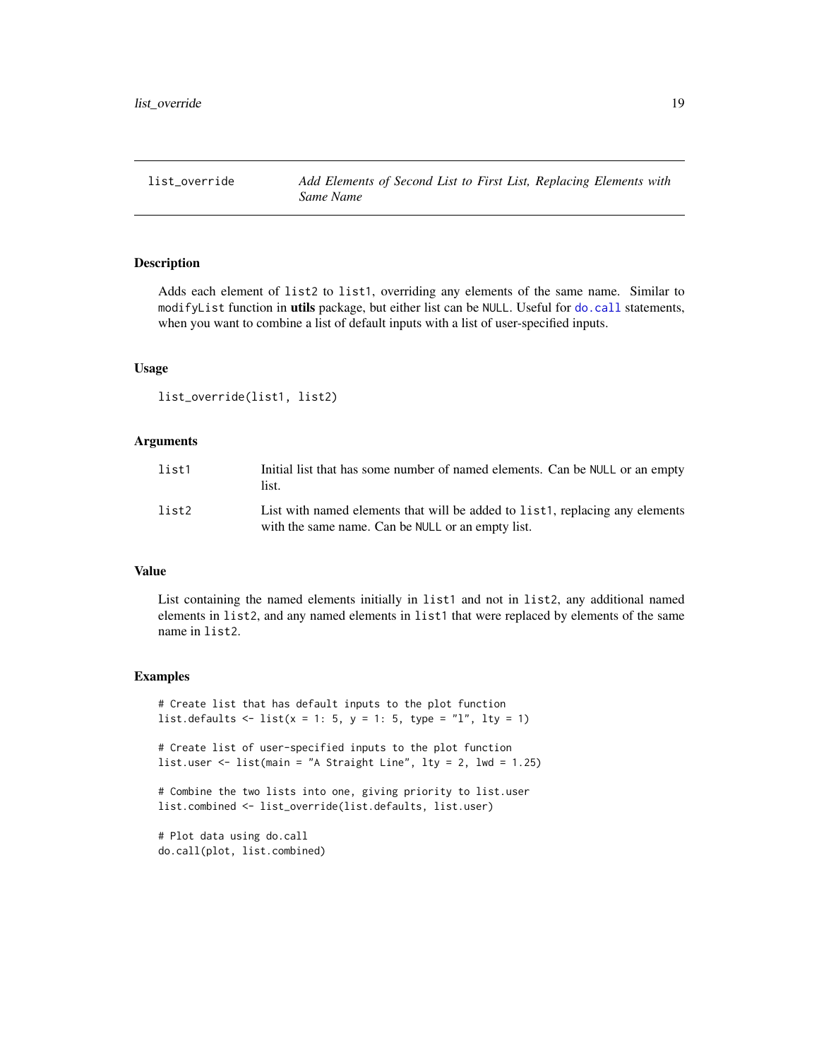# list_override — *Add Elements of Second List to First List, Replacing Elements with Same Name*

## Description

Adds each element of `list2` to `list1`, overriding any elements of the same name. Similar to `modifyList` function in **utils** package, but either list can be `NULL`. Useful for `do.call` statements, when you want to combine a list of default inputs with a list of user-specified inputs.

## Usage

```
list_override(list1, list2)
```

## Arguments

| | |
|---|---|
| `list1` | Initial list that has some number of named elements. Can be `NULL` or an empty list. |
| `list2` | List with named elements that will be added to `list1`, replacing any elements with the same name. Can be `NULL` or an empty list. |

## Value

List containing the named elements initially in `list1` and not in `list2`, any additional named elements in `list2`, and any named elements in `list1` that were replaced by elements of the same name in `list2`.

## Examples

```
# Create list that has default inputs to the plot function
list.defaults <- list(x = 1: 5, y = 1: 5, type = "l", lty = 1)

# Create list of user-specified inputs to the plot function
list.user <- list(main = "A Straight Line", lty = 2, lwd = 1.25)

# Combine the two lists into one, giving priority to list.user
list.combined <- list_override(list.defaults, list.user)

# Plot data using do.call
do.call(plot, list.combined)
```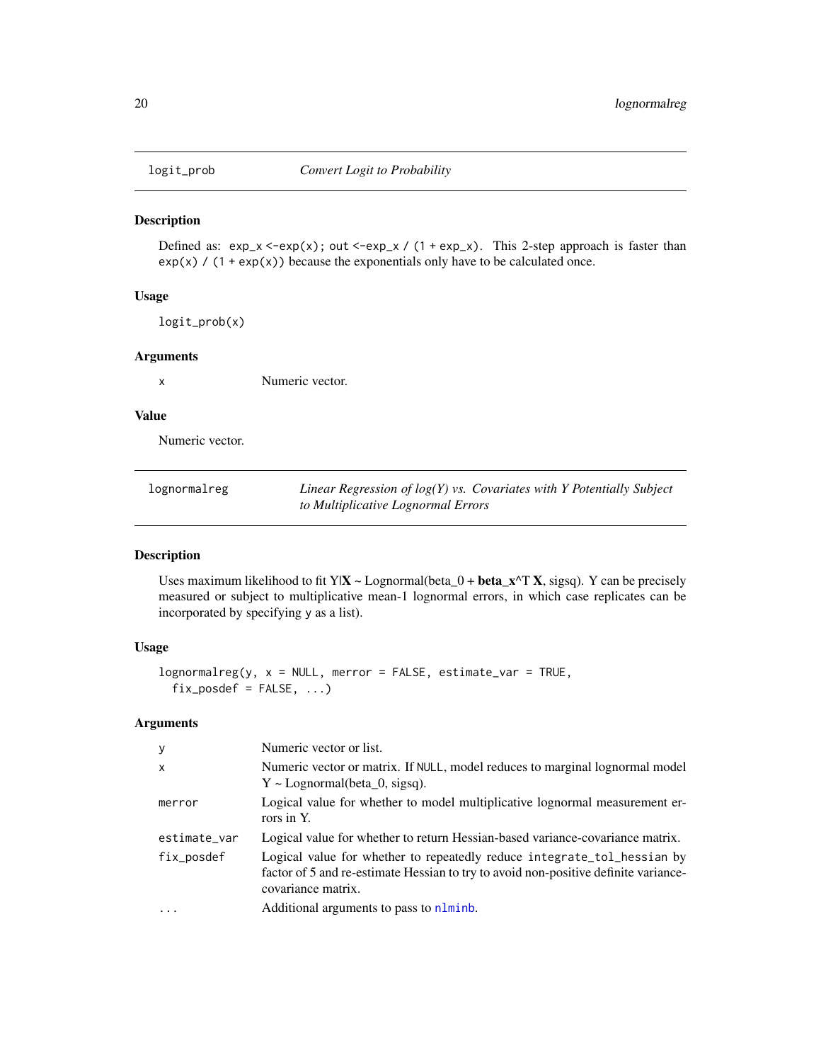## logit_prob — *Convert Logit to Probability*

### Description

Defined as: `exp_x <-exp(x); out <-exp_x / (1 + exp_x)`. This 2-step approach is faster than `exp(x) / (1 + exp(x))` because the exponentials only have to be calculated once.

### Usage

```
logit_prob(x)
```

### Arguments

| | |
|---|---|
| `x` | Numeric vector. |

### Value

Numeric vector.

## lognormalreg — *Linear Regression of log(Y) vs. Covariates with Y Potentially Subject to Multiplicative Lognormal Errors*

### Description

Uses maximum likelihood to fit Y|**X** ~ Lognormal(beta_0 + **beta_x**^T **X**, sigsq). Y can be precisely measured or subject to multiplicative mean-1 lognormal errors, in which case replicates can be incorporated by specifying `y` as a list).

### Usage

```
lognormalreg(y, x = NULL, merror = FALSE, estimate_var = TRUE,
  fix_posdef = FALSE, ...)
```

### Arguments

| | |
|---|---|
| `y` | Numeric vector or list. |
| `x` | Numeric vector or matrix. If `NULL`, model reduces to marginal lognormal model Y ~ Lognormal(beta_0, sigsq). |
| `merror` | Logical value for whether to model multiplicative lognormal measurement errors in Y. |
| `estimate_var` | Logical value for whether to return Hessian-based variance-covariance matrix. |
| `fix_posdef` | Logical value for whether to repeatedly reduce `integrate_tol_hessian` by factor of 5 and re-estimate Hessian to try to avoid non-positive definite variance-covariance matrix. |
| `...` | Additional arguments to pass to `nlminb`. |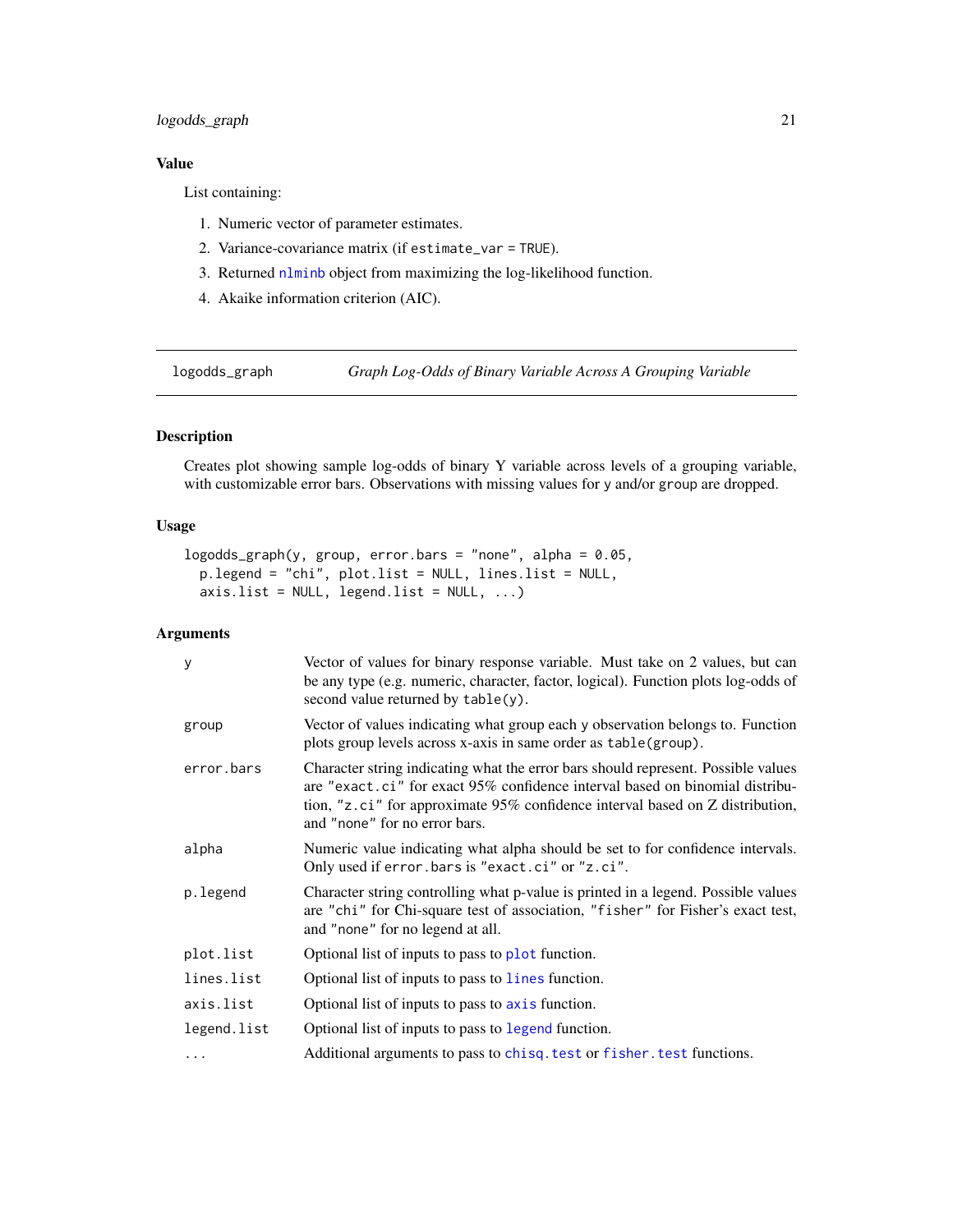### Value

List containing:

1. Numeric vector of parameter estimates.
2. Variance-covariance matrix (if `estimate_var = TRUE`).
3. Returned `nlminb` object from maximizing the log-likelihood function.
4. Akaike information criterion (AIC).

---

## logodds_graph — *Graph Log-Odds of Binary Variable Across A Grouping Variable*

### Description

Creates plot showing sample log-odds of binary Y variable across levels of a grouping variable, with customizable error bars. Observations with missing values for `y` and/or `group` are dropped.

### Usage

```
logodds_graph(y, group, error.bars = "none", alpha = 0.05,
  p.legend = "chi", plot.list = NULL, lines.list = NULL,
  axis.list = NULL, legend.list = NULL, ...)
```

### Arguments

| Argument | Description |
|---|---|
| `y` | Vector of values for binary response variable. Must take on 2 values, but can be any type (e.g. numeric, character, factor, logical). Function plots log-odds of second value returned by `table(y)`. |
| `group` | Vector of values indicating what group each `y` observation belongs to. Function plots group levels across x-axis in same order as `table(group)`. |
| `error.bars` | Character string indicating what the error bars should represent. Possible values are `"exact.ci"` for exact 95% confidence interval based on binomial distribution, `"z.ci"` for approximate 95% confidence interval based on Z distribution, and `"none"` for no error bars. |
| `alpha` | Numeric value indicating what alpha should be set to for confidence intervals. Only used if `error.bars` is `"exact.ci"` or `"z.ci"`. |
| `p.legend` | Character string controlling what p-value is printed in a legend. Possible values are `"chi"` for Chi-square test of association, `"fisher"` for Fisher's exact test, and `"none"` for no legend at all. |
| `plot.list` | Optional list of inputs to pass to `plot` function. |
| `lines.list` | Optional list of inputs to pass to `lines` function. |
| `axis.list` | Optional list of inputs to pass to `axis` function. |
| `legend.list` | Optional list of inputs to pass to `legend` function. |
| `...` | Additional arguments to pass to `chisq.test` or `fisher.test` functions. |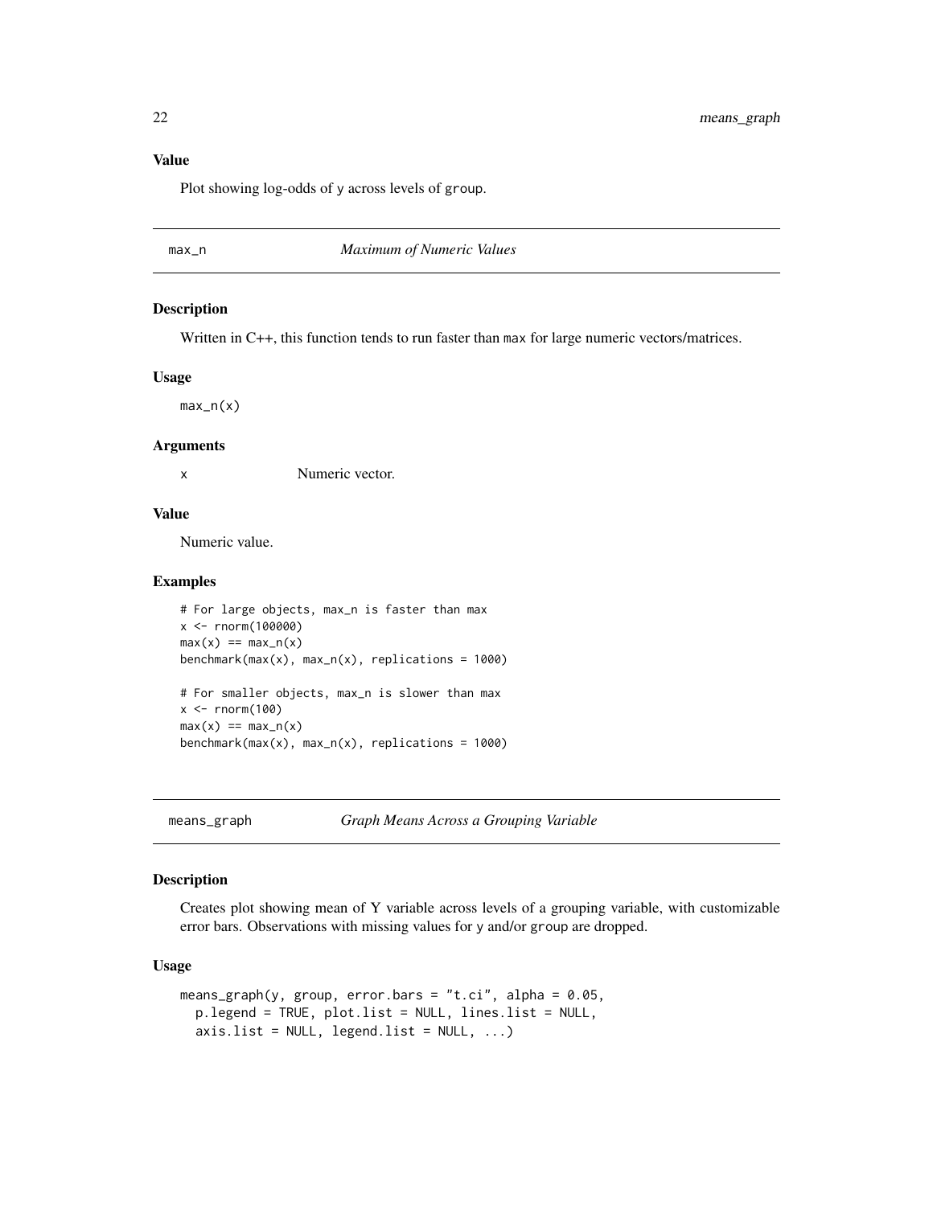### Value

Plot showing log-odds of y across levels of group.

---

## max_n — *Maximum of Numeric Values*

### Description

Written in C++, this function tends to run faster than max for large numeric vectors/matrices.

### Usage

```
max_n(x)
```

### Arguments

x Numeric vector.

### Value

Numeric value.

### Examples

```
# For large objects, max_n is faster than max
x <- rnorm(100000)
max(x) == max_n(x)
benchmark(max(x), max_n(x), replications = 1000)

# For smaller objects, max_n is slower than max
x <- rnorm(100)
max(x) == max_n(x)
benchmark(max(x), max_n(x), replications = 1000)
```

---

## means_graph — *Graph Means Across a Grouping Variable*

### Description

Creates plot showing mean of Y variable across levels of a grouping variable, with customizable error bars. Observations with missing values for y and/or group are dropped.

### Usage

```
means_graph(y, group, error.bars = "t.ci", alpha = 0.05,
  p.legend = TRUE, plot.list = NULL, lines.list = NULL,
  axis.list = NULL, legend.list = NULL, ...)
```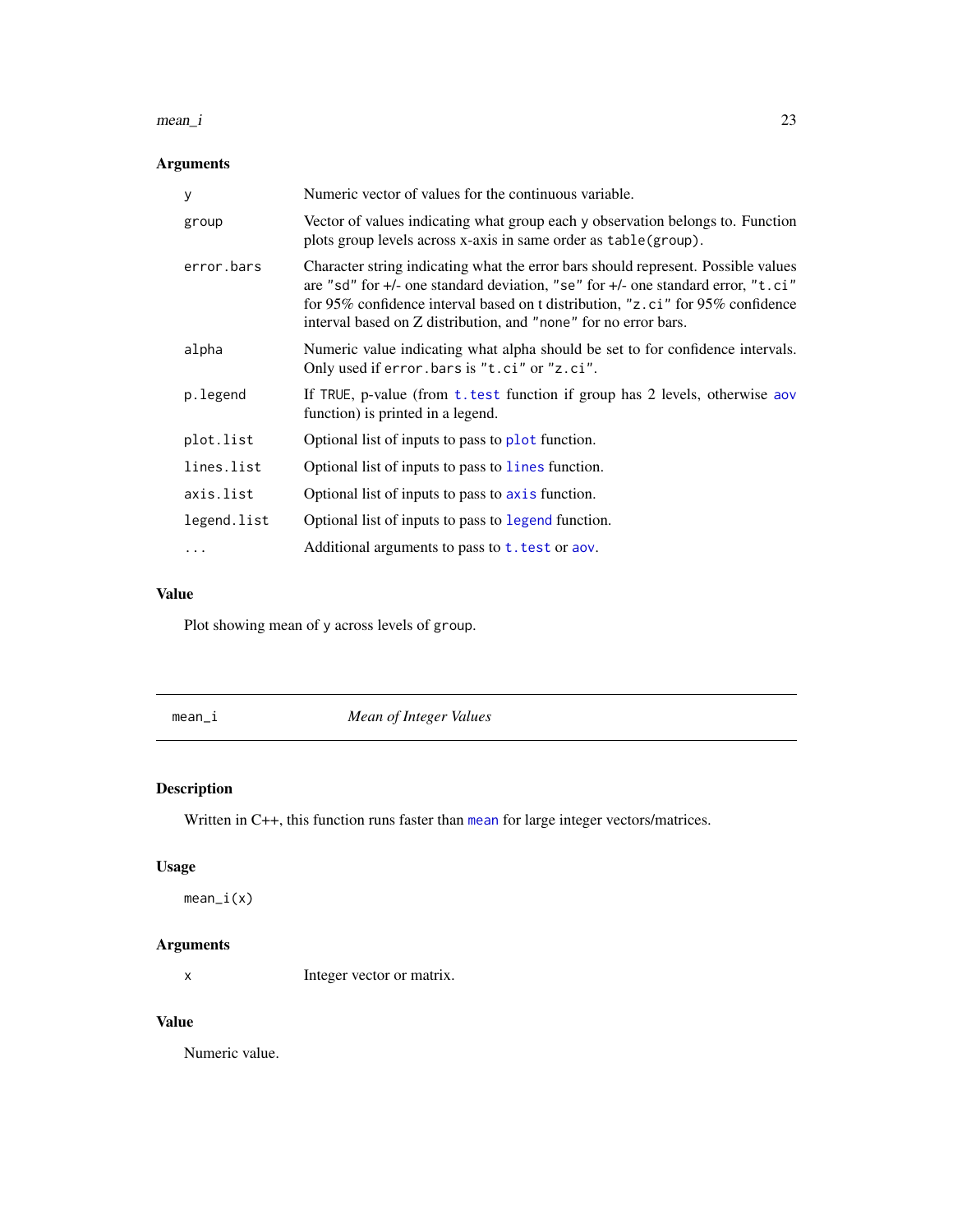### Arguments

| | |
|---|---|
| `y` | Numeric vector of values for the continuous variable. |
| `group` | Vector of values indicating what group each `y` observation belongs to. Function plots group levels across x-axis in same order as `table(group)`. |
| `error.bars` | Character string indicating what the error bars should represent. Possible values are `"sd"` for +/- one standard deviation, `"se"` for +/- one standard error, `"t.ci"` for 95% confidence interval based on t distribution, `"z.ci"` for 95% confidence interval based on Z distribution, and `"none"` for no error bars. |
| `alpha` | Numeric value indicating what alpha should be set to for confidence intervals. Only used if `error.bars` is `"t.ci"` or `"z.ci"`. |
| `p.legend` | If `TRUE`, p-value (from `t.test` function if group has 2 levels, otherwise `aov` function) is printed in a legend. |
| `plot.list` | Optional list of inputs to pass to `plot` function. |
| `lines.list` | Optional list of inputs to pass to `lines` function. |
| `axis.list` | Optional list of inputs to pass to `axis` function. |
| `legend.list` | Optional list of inputs to pass to `legend` function. |
| `...` | Additional arguments to pass to `t.test` or `aov`. |

### Value

Plot showing mean of `y` across levels of `group`.

---

## mean_i — *Mean of Integer Values*

---

### Description

Written in C++, this function runs faster than `mean` for large integer vectors/matrices.

### Usage

```
mean_i(x)
```

### Arguments

| | |
|---|---|
| `x` | Integer vector or matrix. |

### Value

Numeric value.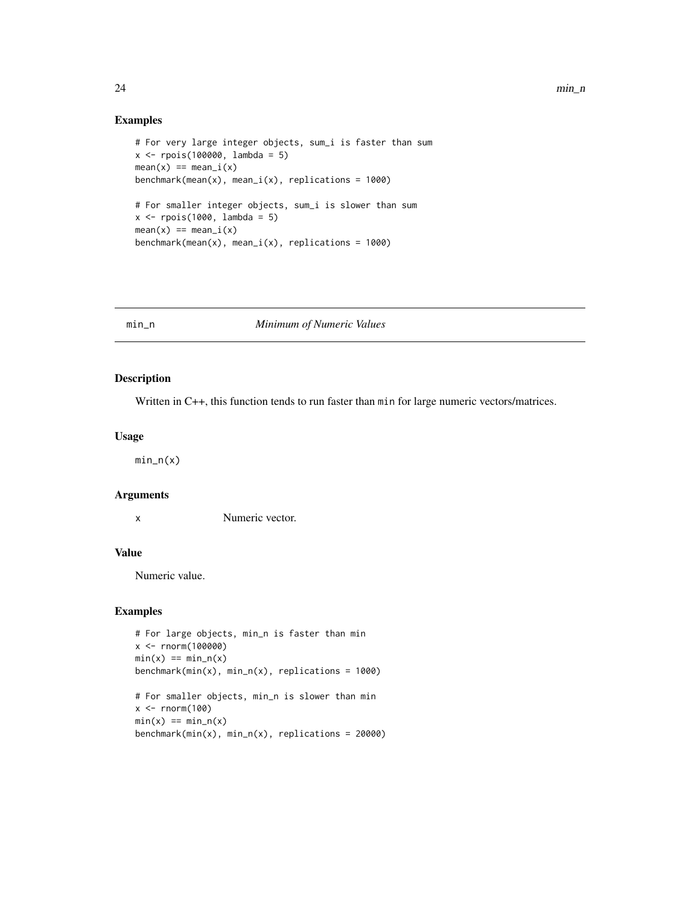## Examples

```
# For very large integer objects, sum_i is faster than sum
x <- rpois(100000, lambda = 5)
mean(x) == mean_i(x)
benchmark(mean(x), mean_i(x), replications = 1000)

# For smaller integer objects, sum_i is slower than sum
x <- rpois(1000, lambda = 5)
mean(x) == mean_i(x)
benchmark(mean(x), mean_i(x), replications = 1000)
```

---

# min_n *Minimum of Numeric Values*

---

## Description

Written in C++, this function tends to run faster than `min` for large numeric vectors/matrices.

## Usage

```
min_n(x)
```

## Arguments

| | |
|---|---|
| x | Numeric vector. |

## Value

Numeric value.

## Examples

```
# For large objects, min_n is faster than min
x <- rnorm(100000)
min(x) == min_n(x)
benchmark(min(x), min_n(x), replications = 1000)

# For smaller objects, min_n is slower than min
x <- rnorm(100)
min(x) == min_n(x)
benchmark(min(x), min_n(x), replications = 20000)
```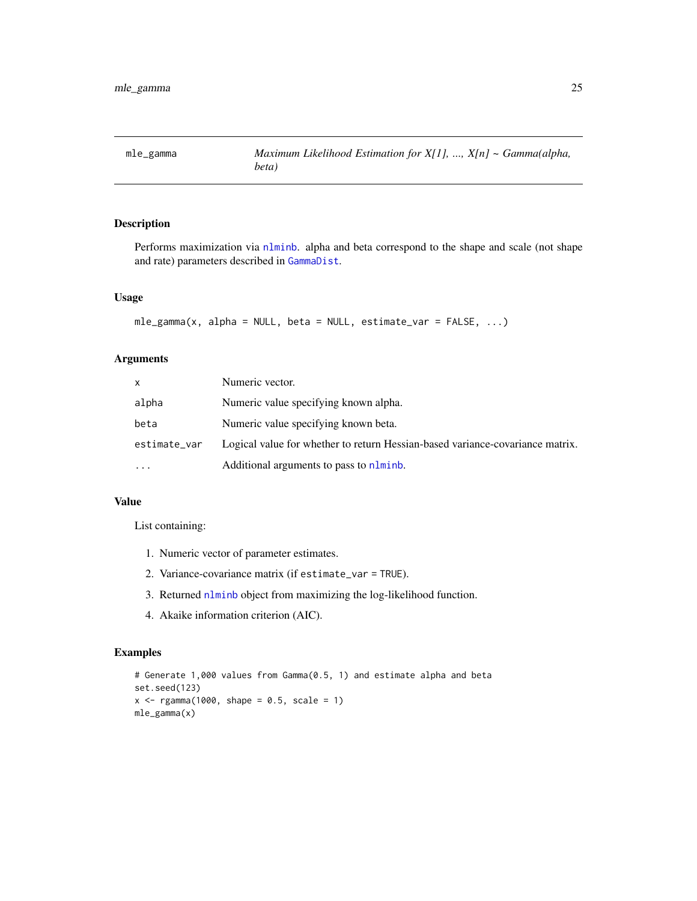mle_gamma — *Maximum Likelihood Estimation for X[1], ..., X[n] ~ Gamma(alpha, beta)*

## Description

Performs maximization via `nlminb`. alpha and beta correspond to the shape and scale (not shape and rate) parameters described in `GammaDist`.

## Usage

```
mle_gamma(x, alpha = NULL, beta = NULL, estimate_var = FALSE, ...)
```

## Arguments

| | |
|---|---|
| `x` | Numeric vector. |
| `alpha` | Numeric value specifying known alpha. |
| `beta` | Numeric value specifying known beta. |
| `estimate_var` | Logical value for whether to return Hessian-based variance-covariance matrix. |
| `...` | Additional arguments to pass to `nlminb`. |

## Value

List containing:

1. Numeric vector of parameter estimates.
2. Variance-covariance matrix (if `estimate_var = TRUE`).
3. Returned `nlminb` object from maximizing the log-likelihood function.
4. Akaike information criterion (AIC).

## Examples

```
# Generate 1,000 values from Gamma(0.5, 1) and estimate alpha and beta
set.seed(123)
x <- rgamma(1000, shape = 0.5, scale = 1)
mle_gamma(x)
```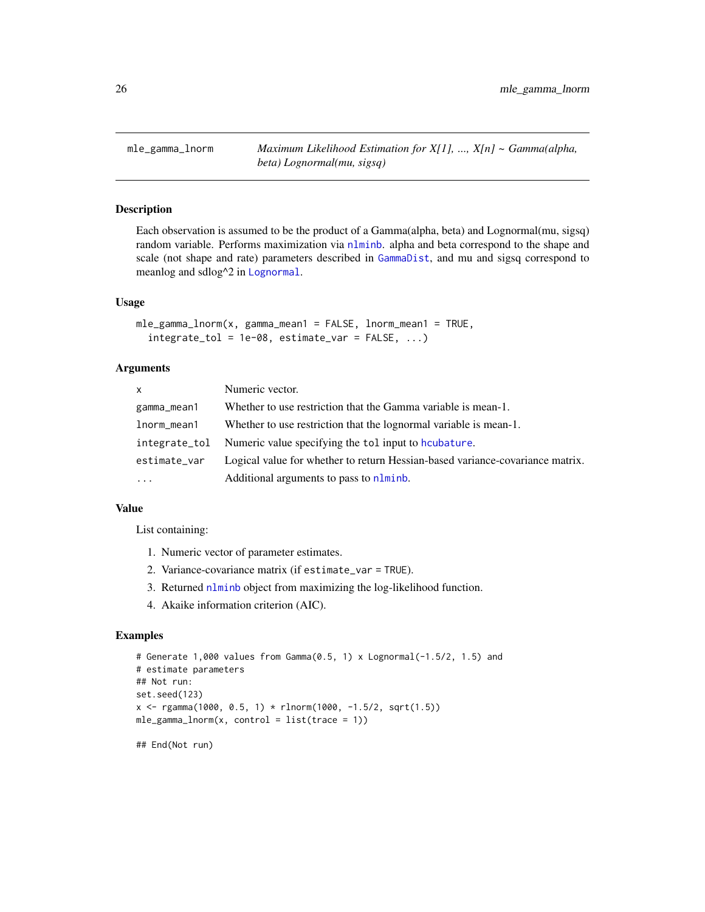## mle_gamma_lnorm

*Maximum Likelihood Estimation for X[1], ..., X[n] ~ Gamma(alpha, beta) Lognormal(mu, sigsq)*

### Description

Each observation is assumed to be the product of a Gamma(alpha, beta) and Lognormal(mu, sigsq) random variable. Performs maximization via nlminb. alpha and beta correspond to the shape and scale (not shape and rate) parameters described in GammaDist, and mu and sigsq correspond to meanlog and sdlog^2 in Lognormal.

### Usage

```
mle_gamma_lnorm(x, gamma_mean1 = FALSE, lnorm_mean1 = TRUE,
  integrate_tol = 1e-08, estimate_var = FALSE, ...)
```

### Arguments

| | |
|---|---|
| x | Numeric vector. |
| gamma_mean1 | Whether to use restriction that the Gamma variable is mean-1. |
| lnorm_mean1 | Whether to use restriction that the lognormal variable is mean-1. |
| integrate_tol | Numeric value specifying the `tol` input to hcubature. |
| estimate_var | Logical value for whether to return Hessian-based variance-covariance matrix. |
| ... | Additional arguments to pass to nlminb. |

### Value

List containing:

1. Numeric vector of parameter estimates.
2. Variance-covariance matrix (if `estimate_var = TRUE`).
3. Returned nlminb object from maximizing the log-likelihood function.
4. Akaike information criterion (AIC).

### Examples

```
# Generate 1,000 values from Gamma(0.5, 1) x Lognormal(-1.5/2, 1.5) and
# estimate parameters
## Not run:
set.seed(123)
x <- rgamma(1000, 0.5, 1) * rlnorm(1000, -1.5/2, sqrt(1.5))
mle_gamma_lnorm(x, control = list(trace = 1))

## End(Not run)
```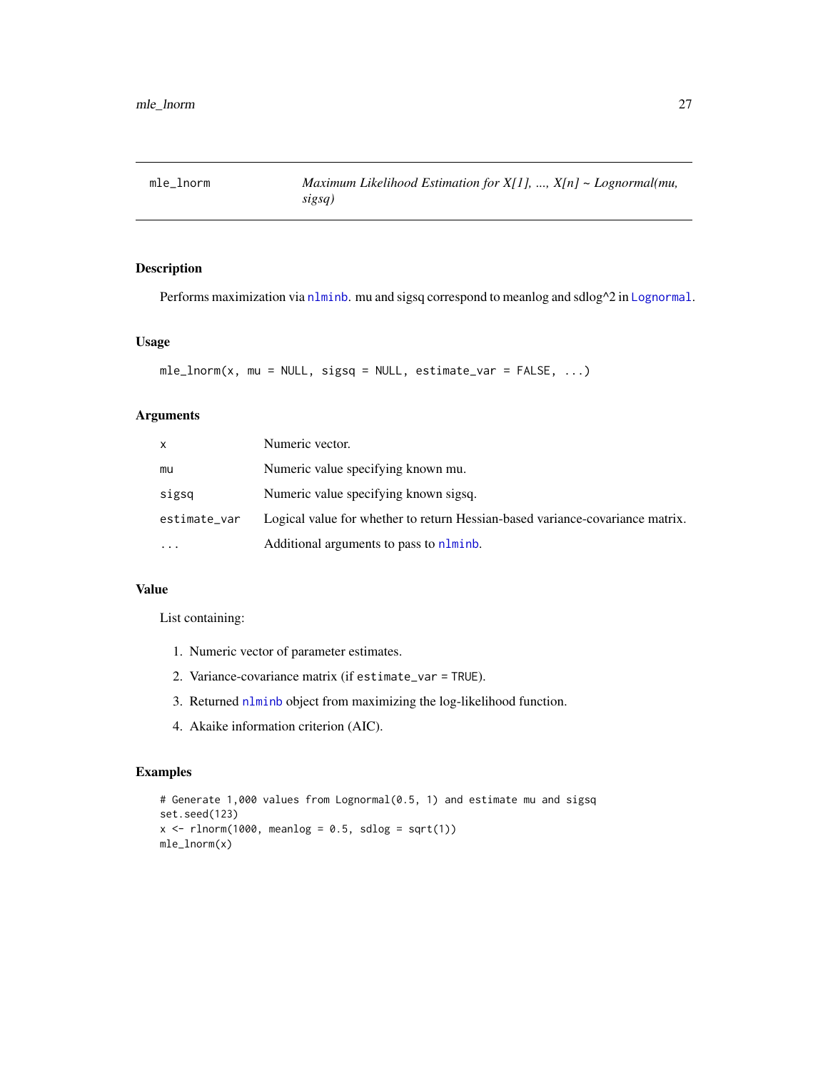# mle_lnorm — *Maximum Likelihood Estimation for X[1], ..., X[n] ~ Lognormal(mu, sigsq)*

## Description

Performs maximization via nlminb. mu and sigsq correspond to meanlog and sdlog^2 in Lognormal.

## Usage

```
mle_lnorm(x, mu = NULL, sigsq = NULL, estimate_var = FALSE, ...)
```

## Arguments

| | |
|---|---|
| x | Numeric vector. |
| mu | Numeric value specifying known mu. |
| sigsq | Numeric value specifying known sigsq. |
| estimate_var | Logical value for whether to return Hessian-based variance-covariance matrix. |
| ... | Additional arguments to pass to nlminb. |

## Value

List containing:

1. Numeric vector of parameter estimates.
2. Variance-covariance matrix (if `estimate_var = TRUE`).
3. Returned nlminb object from maximizing the log-likelihood function.
4. Akaike information criterion (AIC).

## Examples

```
# Generate 1,000 values from Lognormal(0.5, 1) and estimate mu and sigsq
set.seed(123)
x <- rlnorm(1000, meanlog = 0.5, sdlog = sqrt(1))
mle_lnorm(x)
```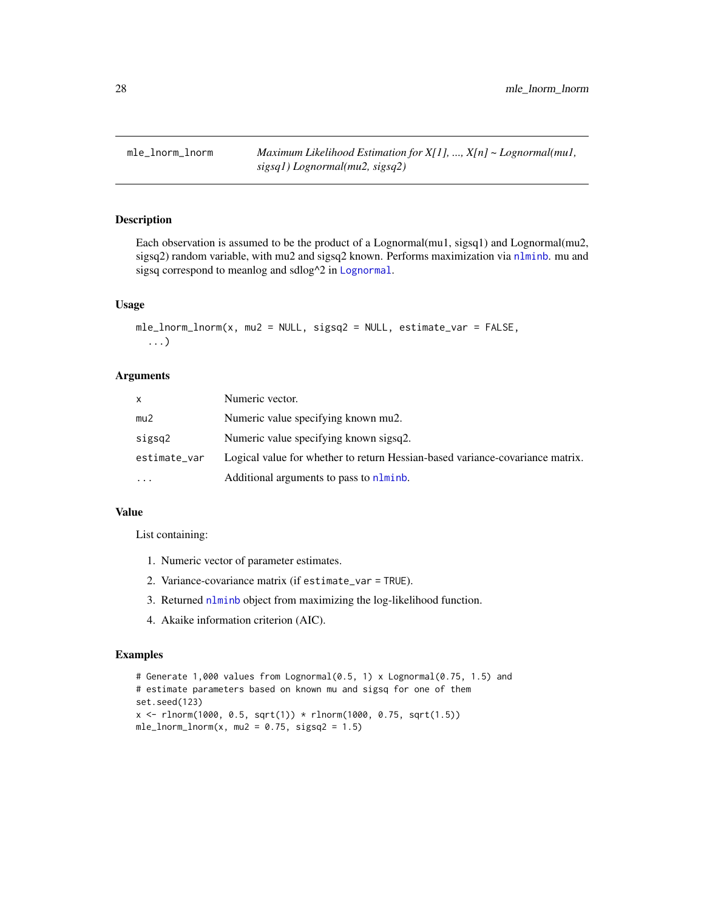## mle_lnorm_lnorm

*Maximum Likelihood Estimation for X[1], ..., X[n] ~ Lognormal(mu1, sigsq1) Lognormal(mu2, sigsq2)*

### Description

Each observation is assumed to be the product of a Lognormal(mu1, sigsq1) and Lognormal(mu2, sigsq2) random variable, with mu2 and sigsq2 known. Performs maximization via `nlminb`. mu and sigsq correspond to meanlog and sdlog^2 in `Lognormal`.

### Usage

```
mle_lnorm_lnorm(x, mu2 = NULL, sigsq2 = NULL, estimate_var = FALSE,
  ...)
```

### Arguments

| | |
|---|---|
| `x` | Numeric vector. |
| `mu2` | Numeric value specifying known mu2. |
| `sigsq2` | Numeric value specifying known sigsq2. |
| `estimate_var` | Logical value for whether to return Hessian-based variance-covariance matrix. |
| `...` | Additional arguments to pass to `nlminb`. |

### Value

List containing:

1. Numeric vector of parameter estimates.
2. Variance-covariance matrix (if `estimate_var = TRUE`).
3. Returned `nlminb` object from maximizing the log-likelihood function.
4. Akaike information criterion (AIC).

### Examples

```
# Generate 1,000 values from Lognormal(0.5, 1) x Lognormal(0.75, 1.5) and
# estimate parameters based on known mu and sigsq for one of them
set.seed(123)
x <- rlnorm(1000, 0.5, sqrt(1)) * rlnorm(1000, 0.75, sqrt(1.5))
mle_lnorm_lnorm(x, mu2 = 0.75, sigsq2 = 1.5)
```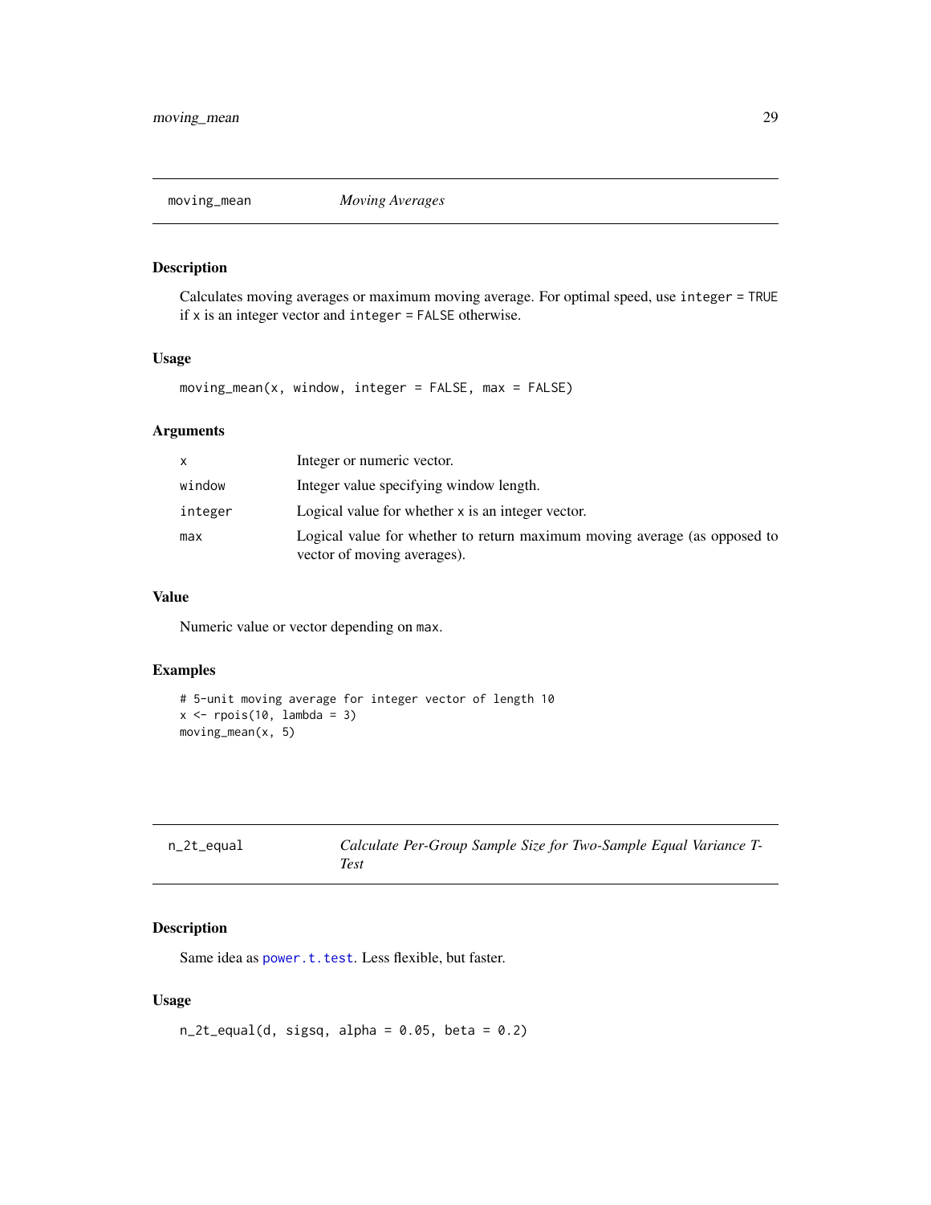## moving_mean — *Moving Averages*

### Description

Calculates moving averages or maximum moving average. For optimal speed, use `integer = TRUE` if `x` is an integer vector and `integer = FALSE` otherwise.

### Usage

```
moving_mean(x, window, integer = FALSE, max = FALSE)
```

### Arguments

| | |
|---|---|
| `x` | Integer or numeric vector. |
| `window` | Integer value specifying window length. |
| `integer` | Logical value for whether `x` is an integer vector. |
| `max` | Logical value for whether to return maximum moving average (as opposed to vector of moving averages). |

### Value

Numeric value or vector depending on `max`.

### Examples

```
# 5-unit moving average for integer vector of length 10
x <- rpois(10, lambda = 3)
moving_mean(x, 5)
```

## n_2t_equal — *Calculate Per-Group Sample Size for Two-Sample Equal Variance T-Test*

### Description

Same idea as `power.t.test`. Less flexible, but faster.

### Usage

```
n_2t_equal(d, sigsq, alpha = 0.05, beta = 0.2)
```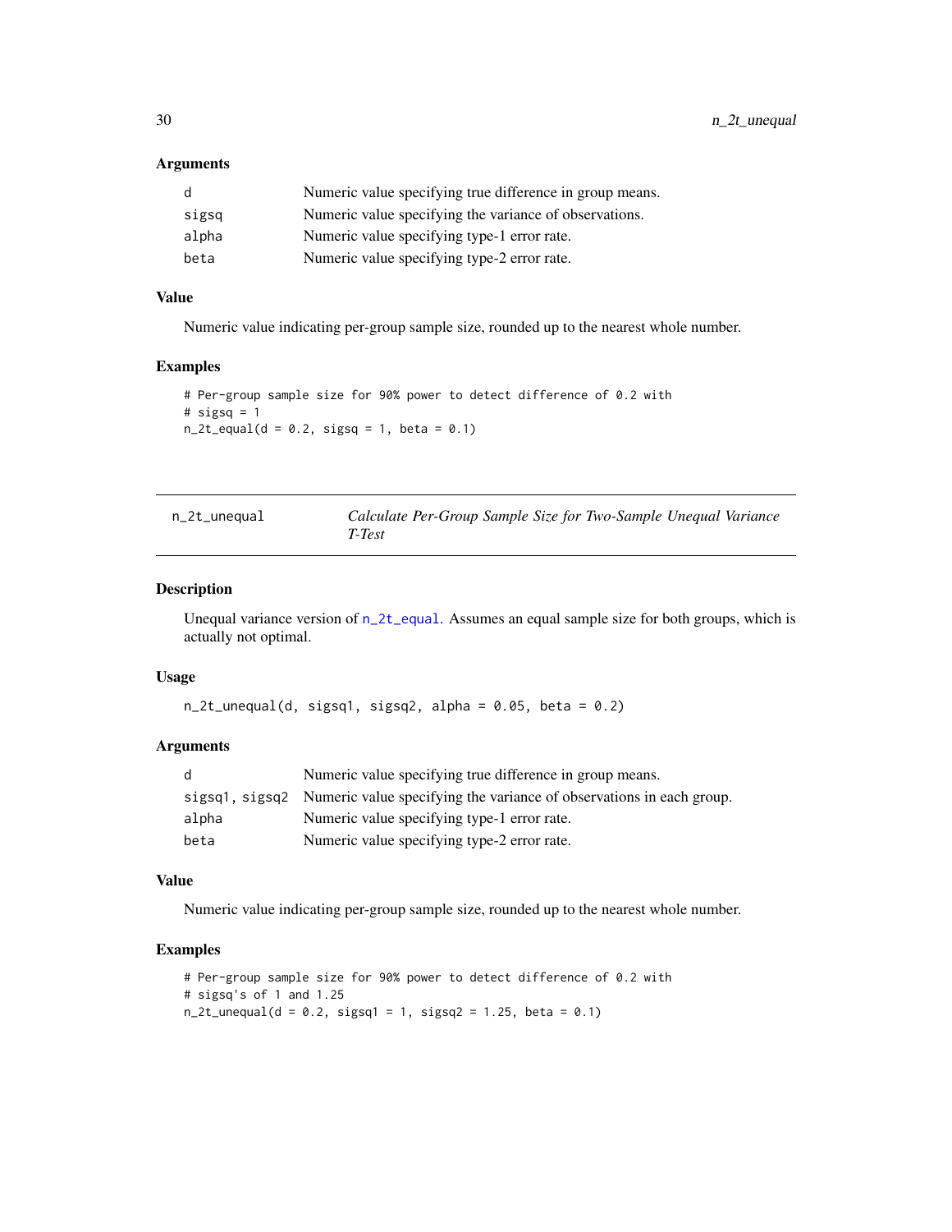### Arguments

| | |
|---|---|
| d | Numeric value specifying true difference in group means. |
| sigsq | Numeric value specifying the variance of observations. |
| alpha | Numeric value specifying type-1 error rate. |
| beta | Numeric value specifying type-2 error rate. |

### Value

Numeric value indicating per-group sample size, rounded up to the nearest whole number.

### Examples

```
# Per-group sample size for 90% power to detect difference of 0.2 with
# sigsq = 1
n_2t_equal(d = 0.2, sigsq = 1, beta = 0.1)
```

---

## n_2t_unequal — *Calculate Per-Group Sample Size for Two-Sample Unequal Variance T-Test*

### Description

Unequal variance version of n_2t_equal. Assumes an equal sample size for both groups, which is actually not optimal.

### Usage

```
n_2t_unequal(d, sigsq1, sigsq2, alpha = 0.05, beta = 0.2)
```

### Arguments

| | |
|---|---|
| d | Numeric value specifying true difference in group means. |
| sigsq1, sigsq2 | Numeric value specifying the variance of observations in each group. |
| alpha | Numeric value specifying type-1 error rate. |
| beta | Numeric value specifying type-2 error rate. |

### Value

Numeric value indicating per-group sample size, rounded up to the nearest whole number.

### Examples

```
# Per-group sample size for 90% power to detect difference of 0.2 with
# sigsq's of 1 and 1.25
n_2t_unequal(d = 0.2, sigsq1 = 1, sigsq2 = 1.25, beta = 0.1)
```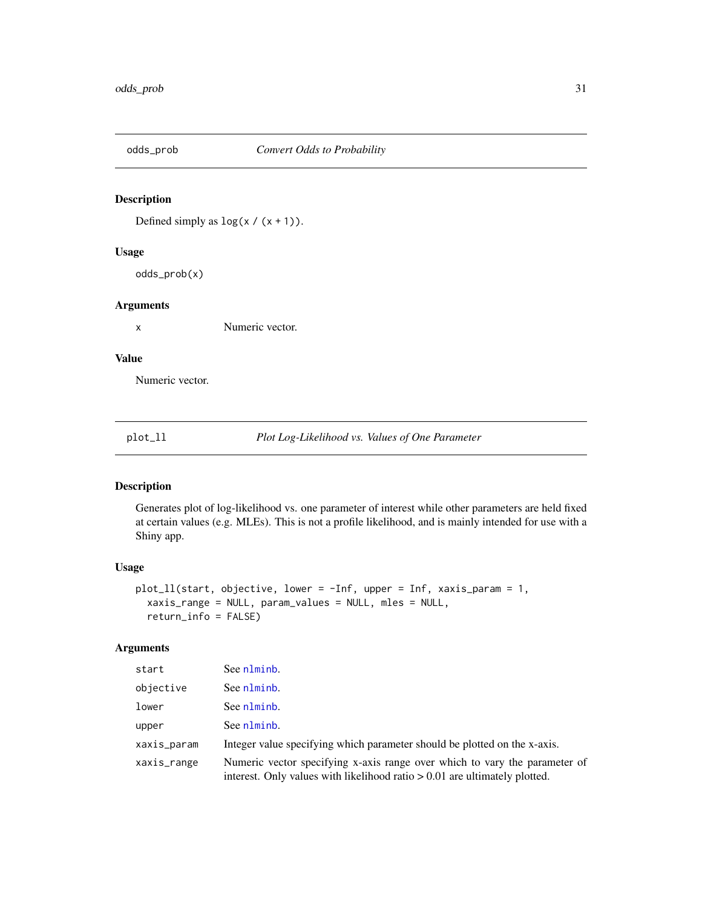## odds_prob — *Convert Odds to Probability*

### Description

Defined simply as `log(x / (x + 1))`.

### Usage

```
odds_prob(x)
```

### Arguments

| | |
|---|---|
| `x` | Numeric vector. |

### Value

Numeric vector.

## plot_ll — *Plot Log-Likelihood vs. Values of One Parameter*

### Description

Generates plot of log-likelihood vs. one parameter of interest while other parameters are held fixed at certain values (e.g. MLEs). This is not a profile likelihood, and is mainly intended for use with a Shiny app.

### Usage

```
plot_ll(start, objective, lower = -Inf, upper = Inf, xaxis_param = 1,
  xaxis_range = NULL, param_values = NULL, mles = NULL,
  return_info = FALSE)
```

### Arguments

| | |
|---|---|
| `start` | See `nlminb`. |
| `objective` | See `nlminb`. |
| `lower` | See `nlminb`. |
| `upper` | See `nlminb`. |
| `xaxis_param` | Integer value specifying which parameter should be plotted on the x-axis. |
| `xaxis_range` | Numeric vector specifying x-axis range over which to vary the parameter of interest. Only values with likelihood ratio > 0.01 are ultimately plotted. |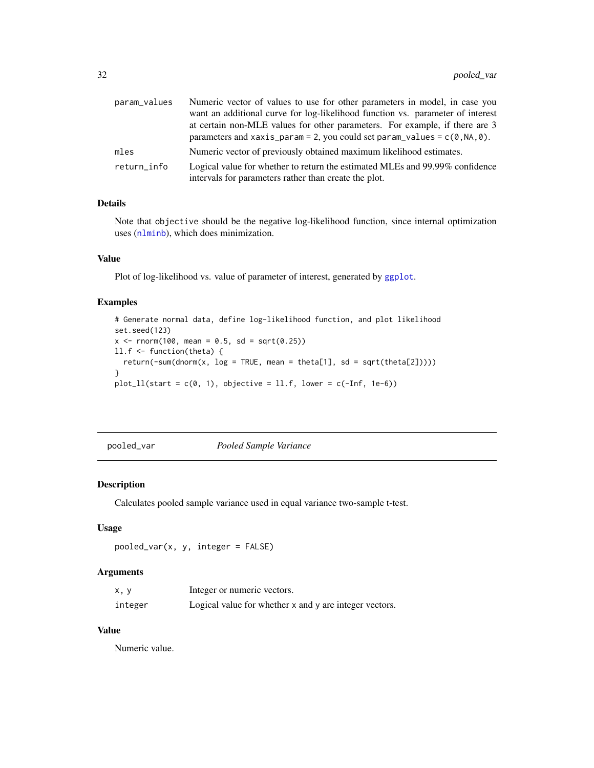| | |
|---|---|
| `param_values` | Numeric vector of values to use for other parameters in model, in case you want an additional curve for log-likelihood function vs. parameter of interest at certain non-MLE values for other parameters. For example, if there are 3 parameters and `xaxis_param = 2`, you could set `param_values = c(0,NA,0)`. |
| `mles` | Numeric vector of previously obtained maximum likelihood estimates. |
| `return_info` | Logical value for whether to return the estimated MLEs and 99.99% confidence intervals for parameters rather than create the plot. |

### Details

Note that `objective` should be the negative log-likelihood function, since internal optimization uses (nlminb), which does minimization.

### Value

Plot of log-likelihood vs. value of parameter of interest, generated by ggplot.

### Examples

```
# Generate normal data, define log-likelihood function, and plot likelihood
set.seed(123)
x <- rnorm(100, mean = 0.5, sd = sqrt(0.25))
ll.f <- function(theta) {
  return(-sum(dnorm(x, log = TRUE, mean = theta[1], sd = sqrt(theta[2]))))
}
plot_ll(start = c(0, 1), objective = ll.f, lower = c(-Inf, 1e-6))
```

---

## pooled_var — *Pooled Sample Variance*

### Description

Calculates pooled sample variance used in equal variance two-sample t-test.

### Usage

```
pooled_var(x, y, integer = FALSE)
```

### Arguments

| | |
|---|---|
| `x, y` | Integer or numeric vectors. |
| `integer` | Logical value for whether `x` and `y` are integer vectors. |

### Value

Numeric value.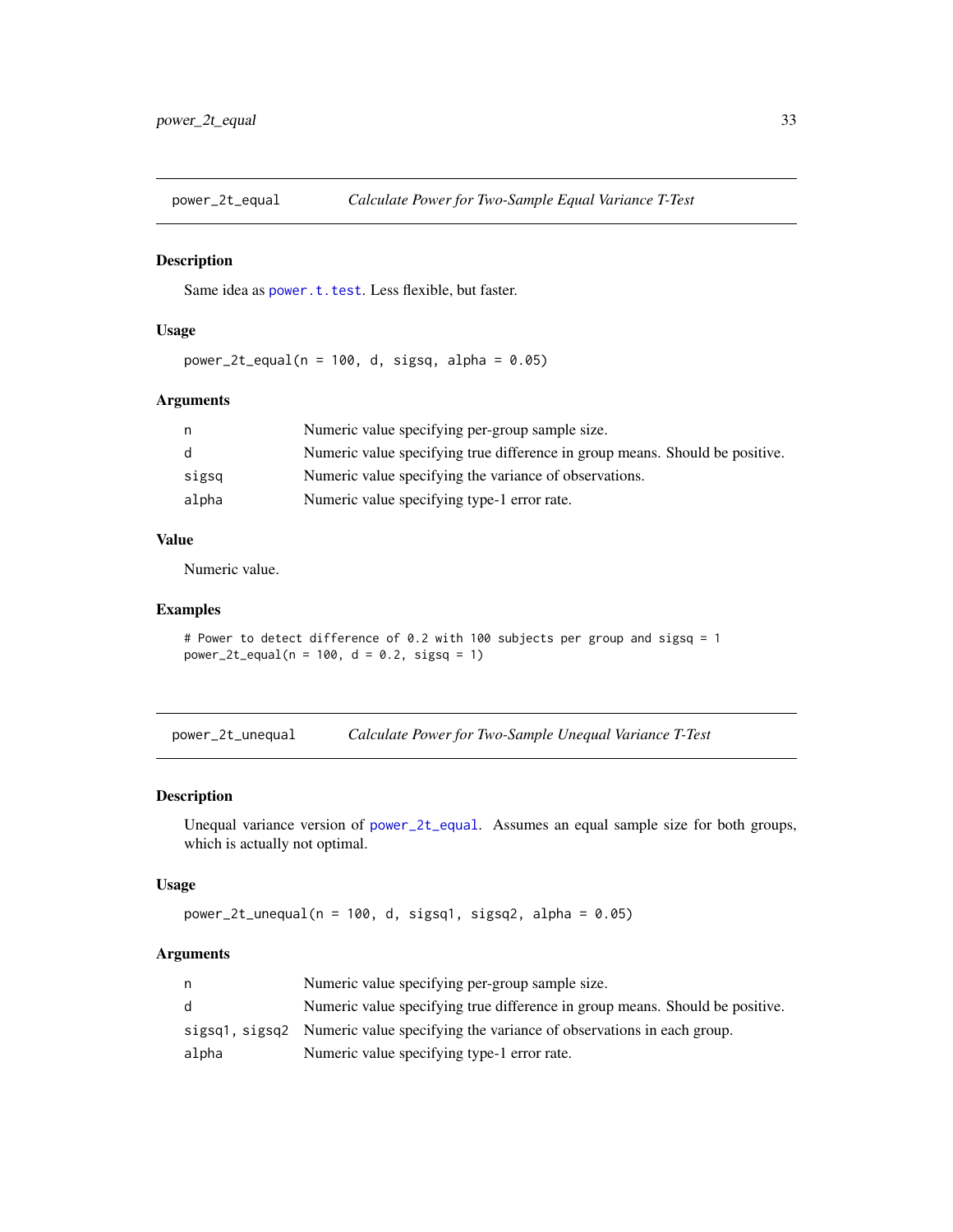## power_2t_equal — *Calculate Power for Two-Sample Equal Variance T-Test*

### Description

Same idea as power.t.test. Less flexible, but faster.

### Usage

```
power_2t_equal(n = 100, d, sigsq, alpha = 0.05)
```

### Arguments

| | |
|---|---|
| n | Numeric value specifying per-group sample size. |
| d | Numeric value specifying true difference in group means. Should be positive. |
| sigsq | Numeric value specifying the variance of observations. |
| alpha | Numeric value specifying type-1 error rate. |

### Value

Numeric value.

### Examples

```
# Power to detect difference of 0.2 with 100 subjects per group and sigsq = 1
power_2t_equal(n = 100, d = 0.2, sigsq = 1)
```

## power_2t_unequal — *Calculate Power for Two-Sample Unequal Variance T-Test*

### Description

Unequal variance version of power_2t_equal. Assumes an equal sample size for both groups, which is actually not optimal.

### Usage

```
power_2t_unequal(n = 100, d, sigsq1, sigsq2, alpha = 0.05)
```

### Arguments

| | |
|---|---|
| n | Numeric value specifying per-group sample size. |
| d | Numeric value specifying true difference in group means. Should be positive. |
| sigsq1, sigsq2 | Numeric value specifying the variance of observations in each group. |
| alpha | Numeric value specifying type-1 error rate. |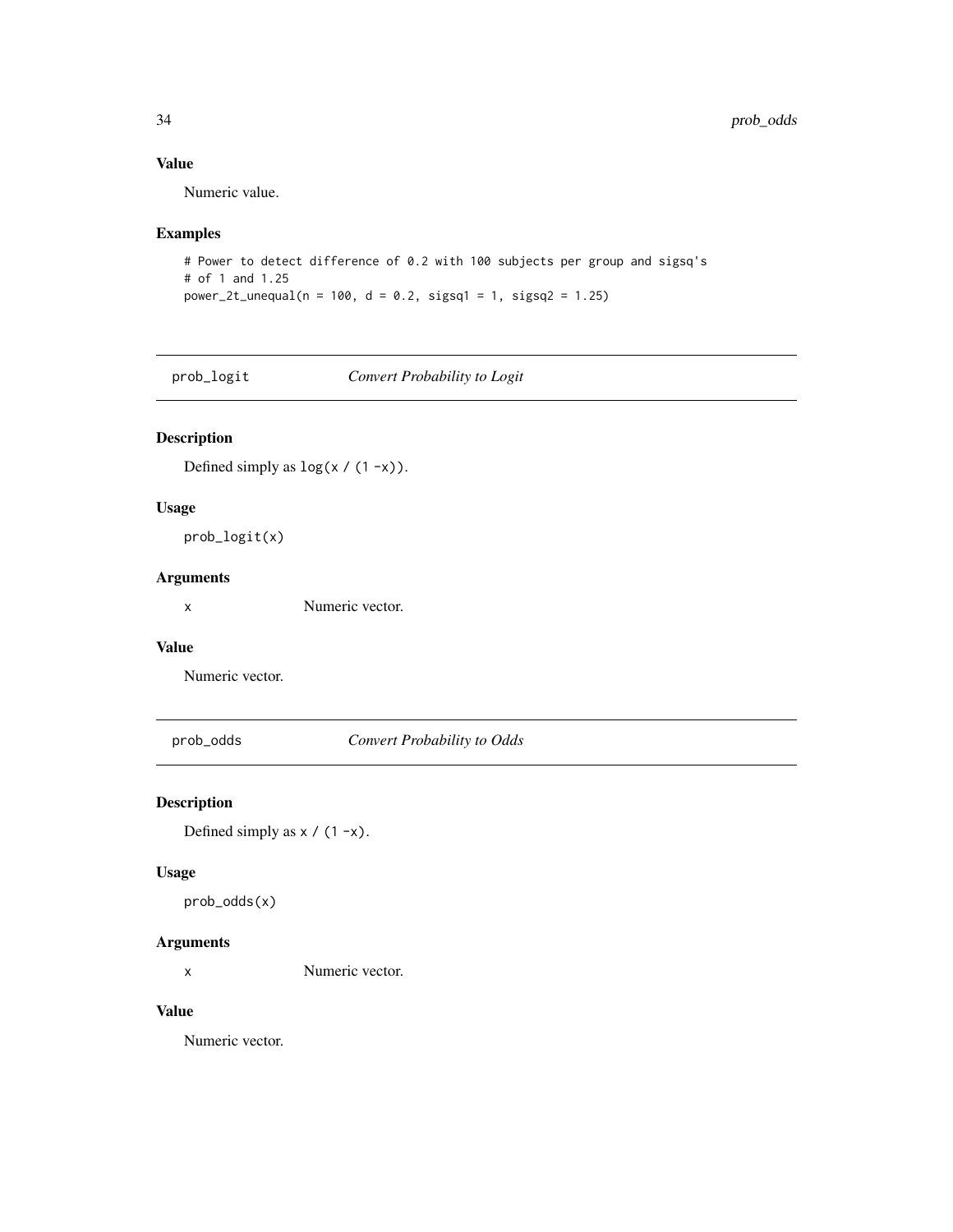### Value

Numeric value.

### Examples

```
# Power to detect difference of 0.2 with 100 subjects per group and sigsq's
# of 1 and 1.25
power_2t_unequal(n = 100, d = 0.2, sigsq1 = 1, sigsq2 = 1.25)
```

---

## prob_logit    *Convert Probability to Logit*

---

### Description

Defined simply as `log(x / (1 -x))`.

### Usage

```
prob_logit(x)
```

### Arguments

| | |
|---|---|
| x | Numeric vector. |

### Value

Numeric vector.

---

## prob_odds    *Convert Probability to Odds*

---

### Description

Defined simply as `x / (1 -x)`.

### Usage

```
prob_odds(x)
```

### Arguments

| | |
|---|---|
| x | Numeric vector. |

### Value

Numeric vector.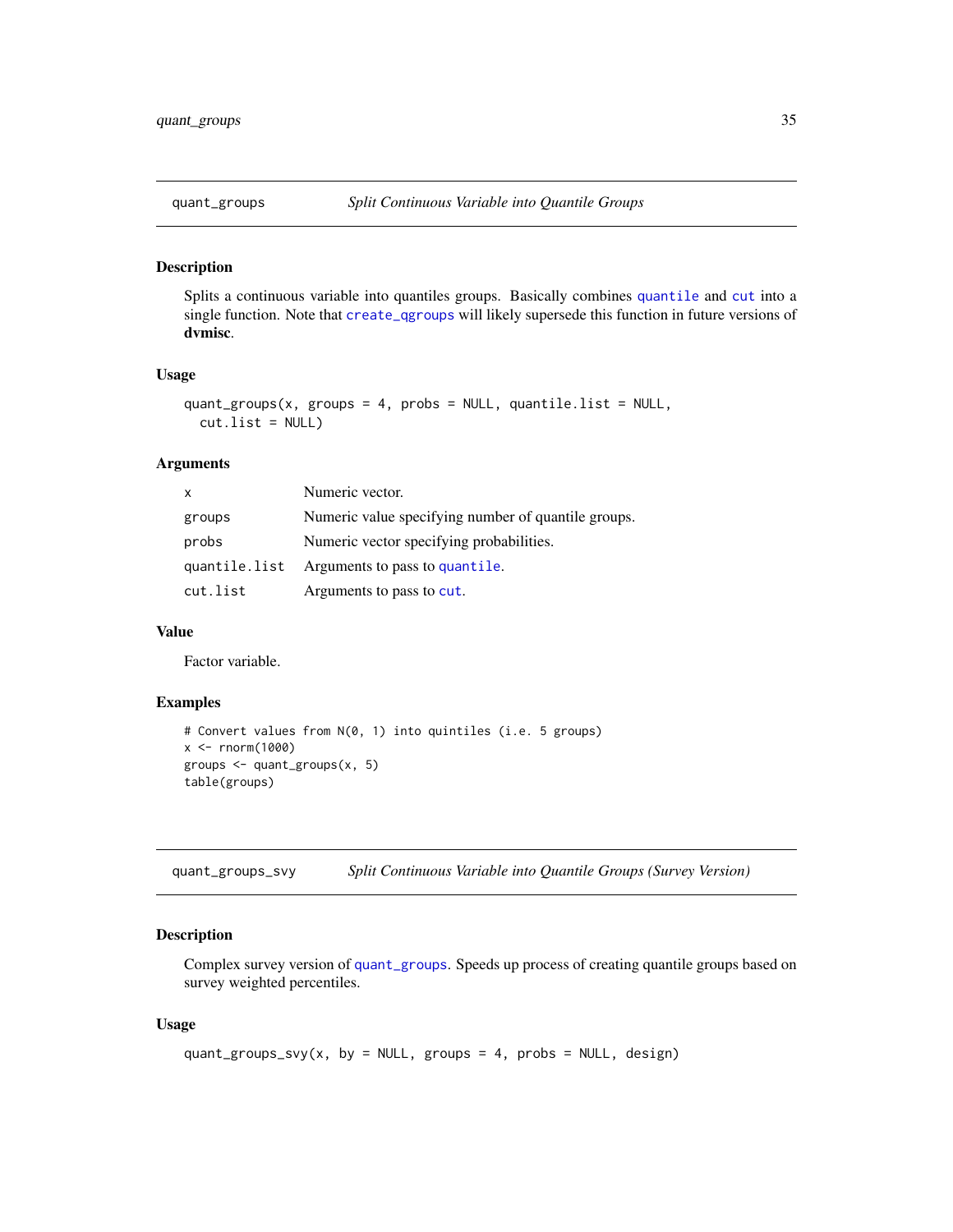## quant_groups — *Split Continuous Variable into Quantile Groups*

### Description

Splits a continuous variable into quantiles groups. Basically combines `quantile` and `cut` into a single function. Note that `create_qgroups` will likely supersede this function in future versions of **dvmisc**.

### Usage

```
quant_groups(x, groups = 4, probs = NULL, quantile.list = NULL,
  cut.list = NULL)
```

### Arguments

| | |
|---|---|
| `x` | Numeric vector. |
| `groups` | Numeric value specifying number of quantile groups. |
| `probs` | Numeric vector specifying probabilities. |
| `quantile.list` | Arguments to pass to `quantile`. |
| `cut.list` | Arguments to pass to `cut`. |

### Value

Factor variable.

### Examples

```
# Convert values from N(0, 1) into quintiles (i.e. 5 groups)
x <- rnorm(1000)
groups <- quant_groups(x, 5)
table(groups)
```

## quant_groups_svy — *Split Continuous Variable into Quantile Groups (Survey Version)*

### Description

Complex survey version of `quant_groups`. Speeds up process of creating quantile groups based on survey weighted percentiles.

### Usage

```
quant_groups_svy(x, by = NULL, groups = 4, probs = NULL, design)
```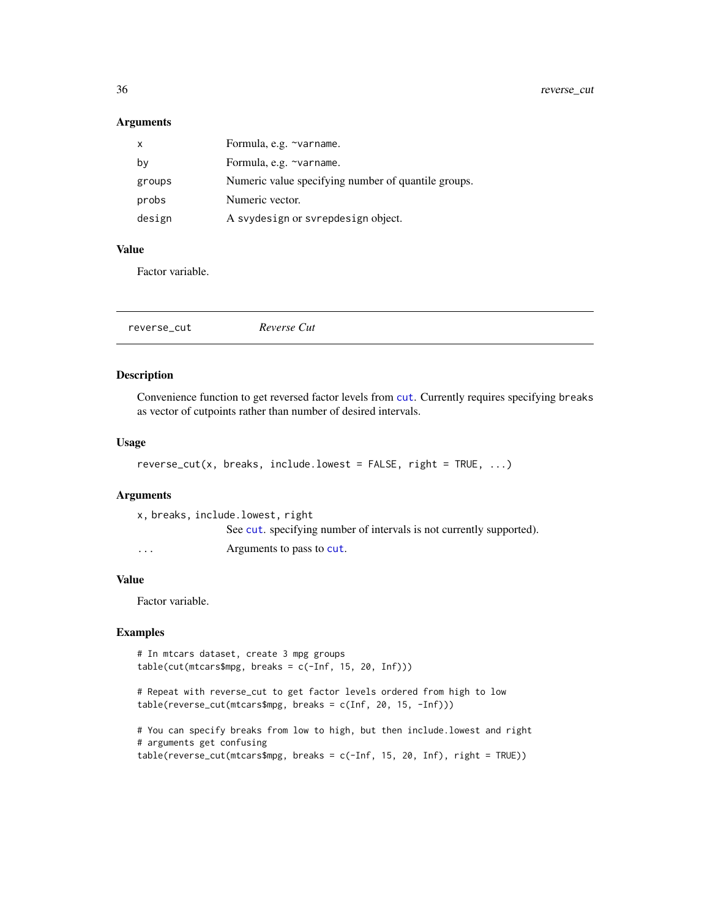### Arguments

| | |
|---|---|
| x | Formula, e.g. ~varname. |
| by | Formula, e.g. ~varname. |
| groups | Numeric value specifying number of quantile groups. |
| probs | Numeric vector. |
| design | A svydesign or svrepdesign object. |

### Value

Factor variable.

---

## reverse_cut *Reverse Cut*

---

### Description

Convenience function to get reversed factor levels from cut. Currently requires specifying breaks as vector of cutpoints rather than number of desired intervals.

### Usage

```
reverse_cut(x, breaks, include.lowest = FALSE, right = TRUE, ...)
```

### Arguments

| | |
|---|---|
| x, breaks, include.lowest, right | See cut. specifying number of intervals is not currently supported). |
| ... | Arguments to pass to cut. |

### Value

Factor variable.

### Examples

```
# In mtcars dataset, create 3 mpg groups
table(cut(mtcars$mpg, breaks = c(-Inf, 15, 20, Inf)))

# Repeat with reverse_cut to get factor levels ordered from high to low
table(reverse_cut(mtcars$mpg, breaks = c(Inf, 20, 15, -Inf)))

# You can specify breaks from low to high, but then include.lowest and right
# arguments get confusing
table(reverse_cut(mtcars$mpg, breaks = c(-Inf, 15, 20, Inf), right = TRUE))
```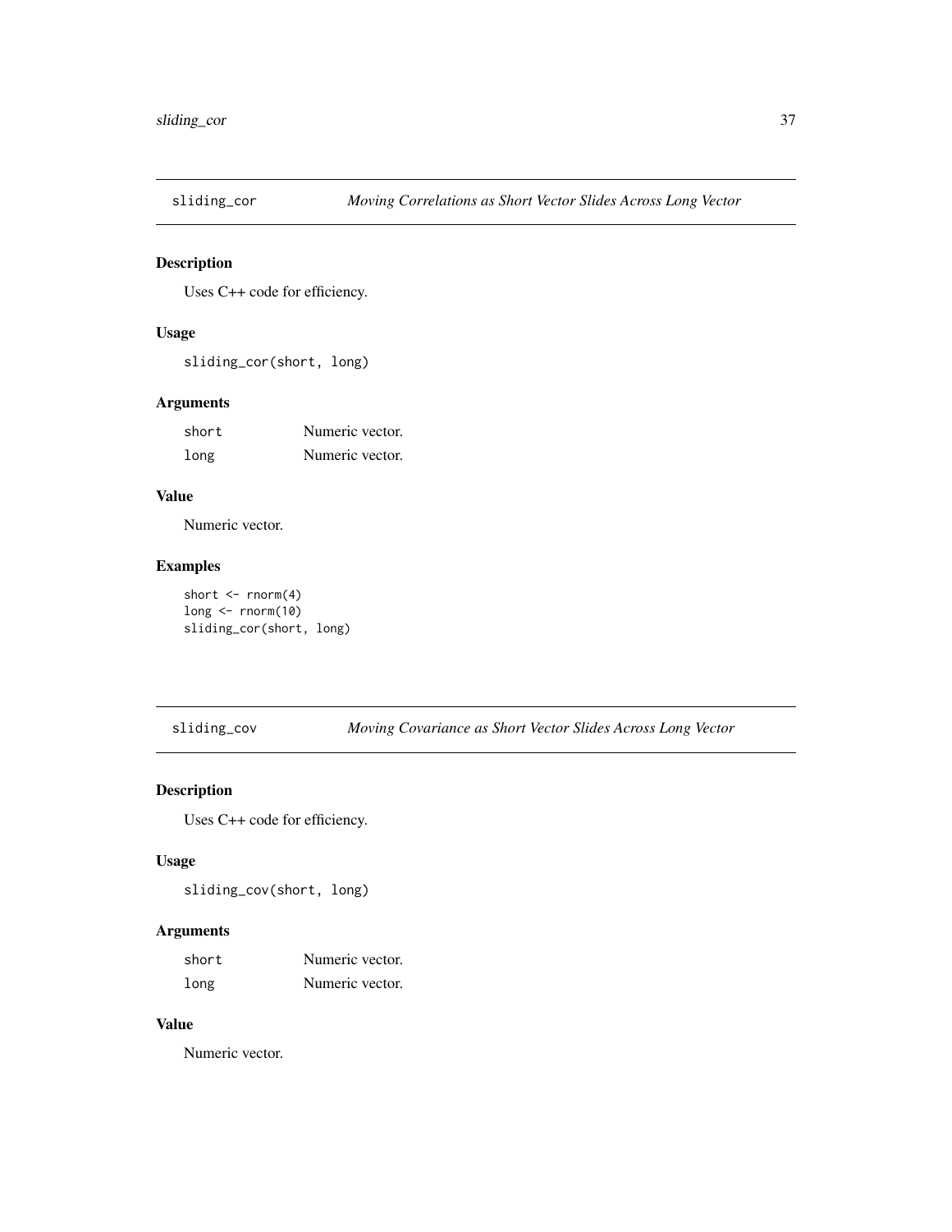## sliding_cor *Moving Correlations as Short Vector Slides Across Long Vector*

### Description

Uses C++ code for efficiency.

### Usage

```
sliding_cor(short, long)
```

### Arguments

| | |
|---|---|
| short | Numeric vector. |
| long | Numeric vector. |

### Value

Numeric vector.

### Examples

```
short <- rnorm(4)
long <- rnorm(10)
sliding_cor(short, long)
```

## sliding_cov *Moving Covariance as Short Vector Slides Across Long Vector*

### Description

Uses C++ code for efficiency.

### Usage

```
sliding_cov(short, long)
```

### Arguments

| | |
|---|---|
| short | Numeric vector. |
| long | Numeric vector. |

### Value

Numeric vector.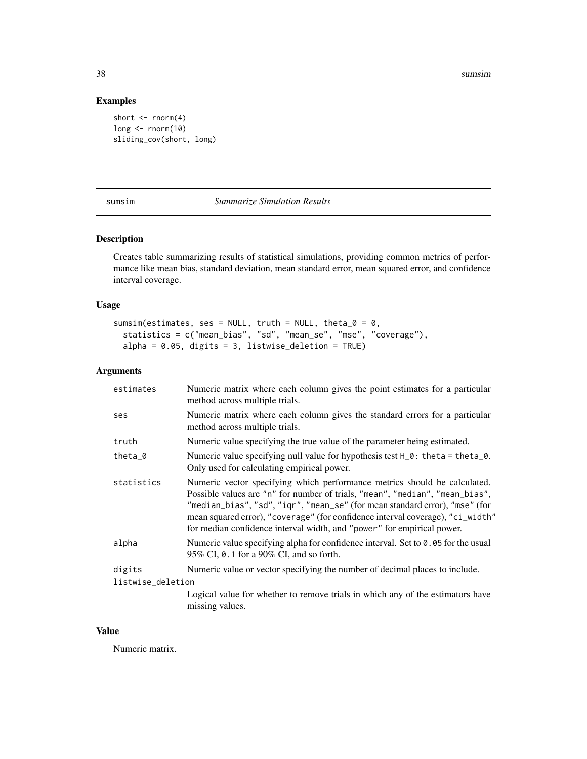## Examples

```
short <- rnorm(4)
long <- rnorm(10)
sliding_cov(short, long)
```

---

sumsim *Summarize Simulation Results*

---

### Description

Creates table summarizing results of statistical simulations, providing common metrics of performance like mean bias, standard deviation, mean standard error, mean squared error, and confidence interval coverage.

### Usage

```
sumsim(estimates, ses = NULL, truth = NULL, theta_0 = 0,
  statistics = c("mean_bias", "sd", "mean_se", "mse", "coverage"),
  alpha = 0.05, digits = 3, listwise_deletion = TRUE)
```

### Arguments

| | |
|---|---|
| estimates | Numeric matrix where each column gives the point estimates for a particular method across multiple trials. |
| ses | Numeric matrix where each column gives the standard errors for a particular method across multiple trials. |
| truth | Numeric value specifying the true value of the parameter being estimated. |
| theta_0 | Numeric value specifying null value for hypothesis test `H_0: theta = theta_0`. Only used for calculating empirical power. |
| statistics | Numeric vector specifying which performance metrics should be calculated. Possible values are "n" for number of trials, "mean", "median", "mean_bias", "median_bias", "sd", "iqr", "mean_se" (for mean standard error), "mse" (for mean squared error), "coverage" (for confidence interval coverage), "ci_width" for median confidence interval width, and "power" for empirical power. |
| alpha | Numeric value specifying alpha for confidence interval. Set to `0.05` for the usual 95% CI, `0.1` for a 90% CI, and so forth. |
| digits | Numeric value or vector specifying the number of decimal places to include. |
| listwise_deletion | Logical value for whether to remove trials in which any of the estimators have missing values. |

### Value

Numeric matrix.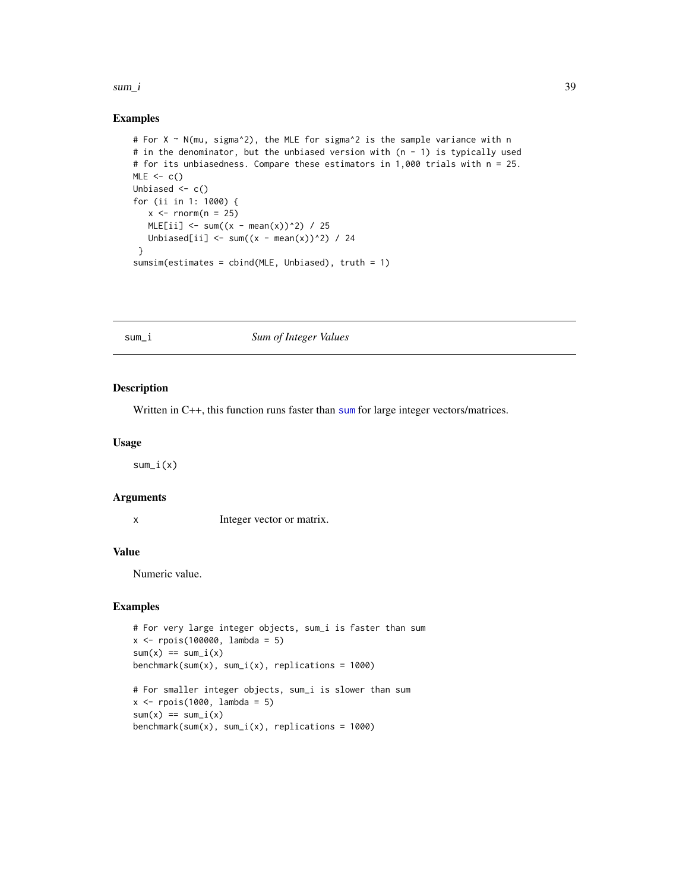## Examples

```
# For X ~ N(mu, sigma^2), the MLE for sigma^2 is the sample variance with n
# in the denominator, but the unbiased version with (n - 1) is typically used
# for its unbiasedness. Compare these estimators in 1,000 trials with n = 25.
MLE <- c()
Unbiased <- c()
for (ii in 1: 1000) {
   x <- rnorm(n = 25)
   MLE[ii] <- sum((x - mean(x))^2) / 25
   Unbiased[ii] <- sum((x - mean(x))^2) / 24
 }
sumsim(estimates = cbind(MLE, Unbiased), truth = 1)
```

---

# sum_i    *Sum of Integer Values*

---

## Description

Written in C++, this function runs faster than `sum` for large integer vectors/matrices.

## Usage

```
sum_i(x)
```

## Arguments

| | |
|---|---|
| x | Integer vector or matrix. |

## Value

Numeric value.

## Examples

```
# For very large integer objects, sum_i is faster than sum
x <- rpois(100000, lambda = 5)
sum(x) == sum_i(x)
benchmark(sum(x), sum_i(x), replications = 1000)

# For smaller integer objects, sum_i is slower than sum
x <- rpois(1000, lambda = 5)
sum(x) == sum_i(x)
benchmark(sum(x), sum_i(x), replications = 1000)
```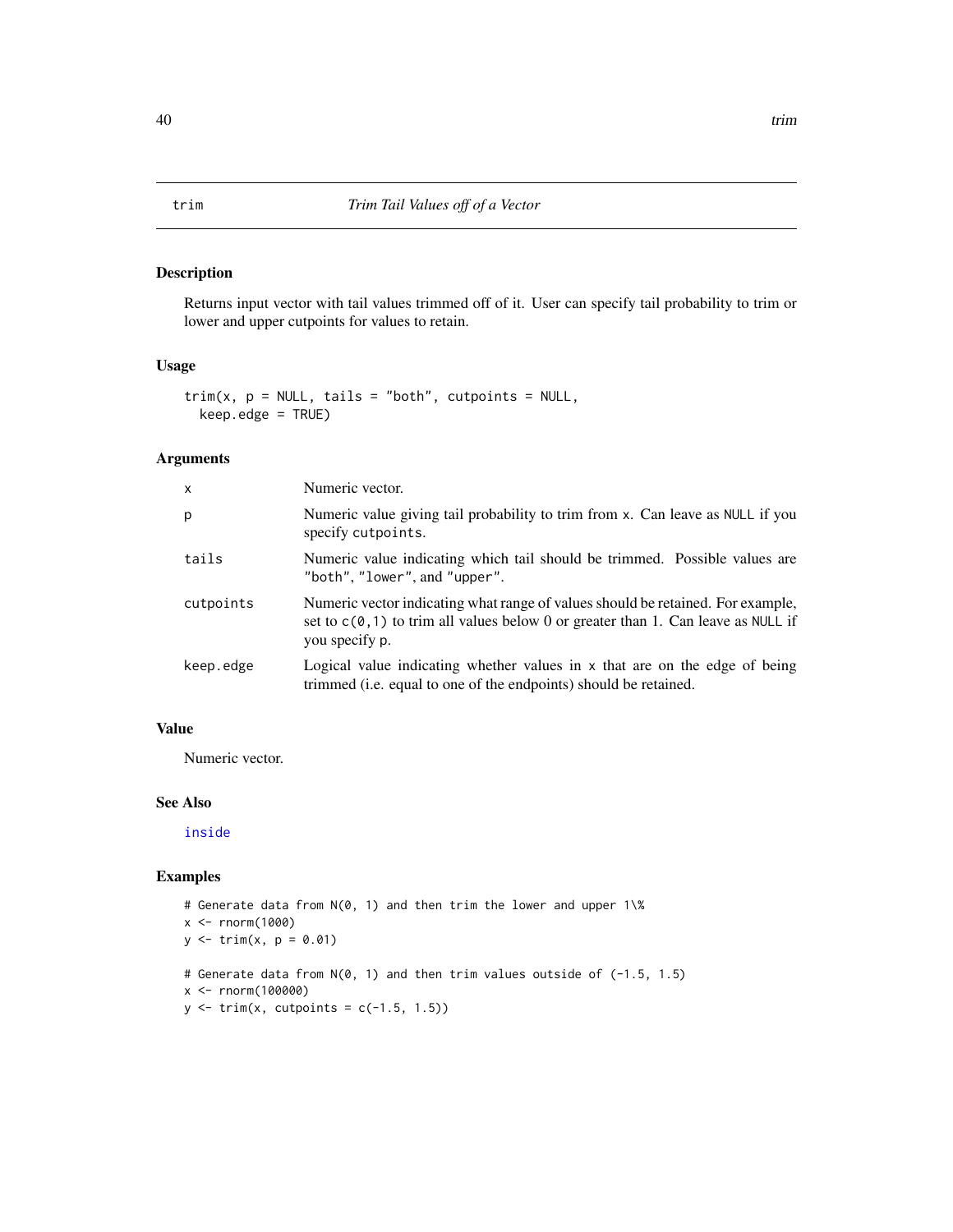# trim — *Trim Tail Values off of a Vector*

## Description

Returns input vector with tail values trimmed off of it. User can specify tail probability to trim or lower and upper cutpoints for values to retain.

## Usage

```
trim(x, p = NULL, tails = "both", cutpoints = NULL,
  keep.edge = TRUE)
```

## Arguments

| | |
|---|---|
| `x` | Numeric vector. |
| `p` | Numeric value giving tail probability to trim from `x`. Can leave as `NULL` if you specify `cutpoints`. |
| `tails` | Numeric value indicating which tail should be trimmed. Possible values are `"both"`, `"lower"`, and `"upper"`. |
| `cutpoints` | Numeric vector indicating what range of values should be retained. For example, set to `c(0,1)` to trim all values below 0 or greater than 1. Can leave as `NULL` if you specify `p`. |
| `keep.edge` | Logical value indicating whether values in `x` that are on the edge of being trimmed (i.e. equal to one of the endpoints) should be retained. |

## Value

Numeric vector.

## See Also

`inside`

## Examples

```
# Generate data from N(0, 1) and then trim the lower and upper 1\%
x <- rnorm(1000)
y <- trim(x, p = 0.01)

# Generate data from N(0, 1) and then trim values outside of (-1.5, 1.5)
x <- rnorm(100000)
y <- trim(x, cutpoints = c(-1.5, 1.5))
```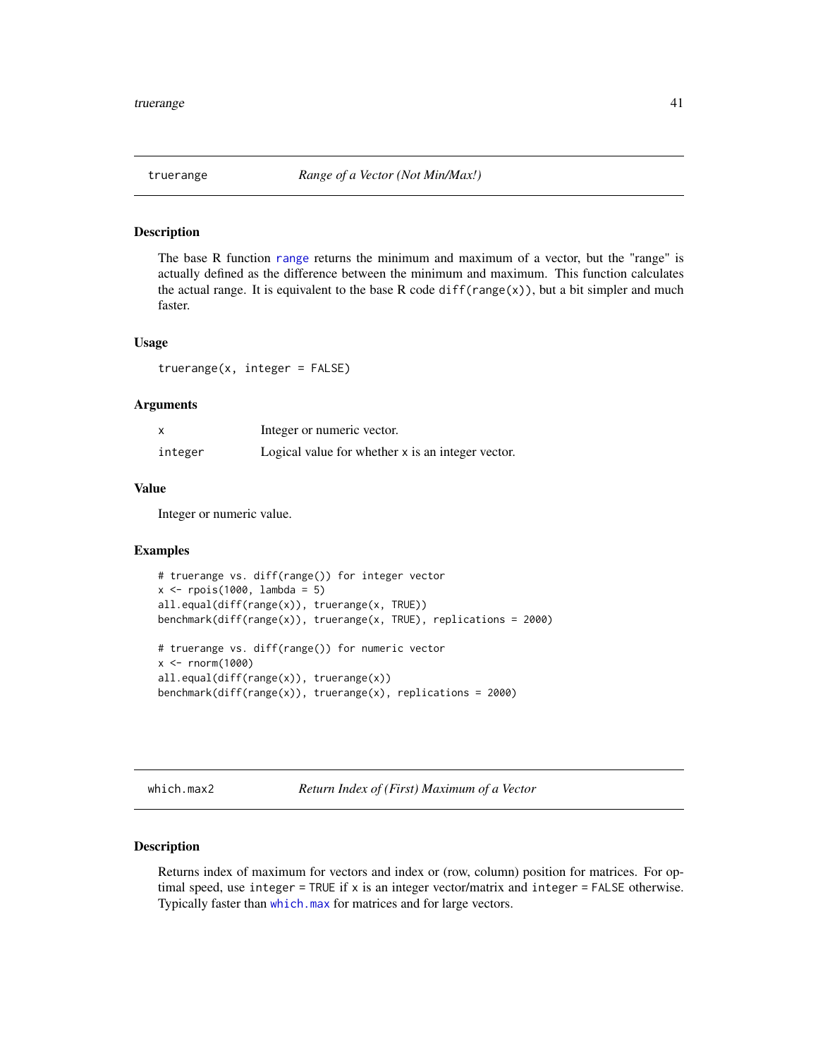## truerange — *Range of a Vector (Not Min/Max!)*

### Description

The base R function `range` returns the minimum and maximum of a vector, but the "range" is actually defined as the difference between the minimum and maximum. This function calculates the actual range. It is equivalent to the base R code `diff(range(x))`, but a bit simpler and much faster.

### Usage

```
truerange(x, integer = FALSE)
```

### Arguments

| | |
|---|---|
| `x` | Integer or numeric vector. |
| `integer` | Logical value for whether `x` is an integer vector. |

### Value

Integer or numeric value.

### Examples

```
# truerange vs. diff(range()) for integer vector
x <- rpois(1000, lambda = 5)
all.equal(diff(range(x)), truerange(x, TRUE))
benchmark(diff(range(x)), truerange(x, TRUE), replications = 2000)

# truerange vs. diff(range()) for numeric vector
x <- rnorm(1000)
all.equal(diff(range(x)), truerange(x))
benchmark(diff(range(x)), truerange(x), replications = 2000)
```

## which.max2 — *Return Index of (First) Maximum of a Vector*

### Description

Returns index of maximum for vectors and index or (row, column) position for matrices. For optimal speed, use `integer = TRUE` if `x` is an integer vector/matrix and `integer = FALSE` otherwise. Typically faster than `which.max` for matrices and for large vectors.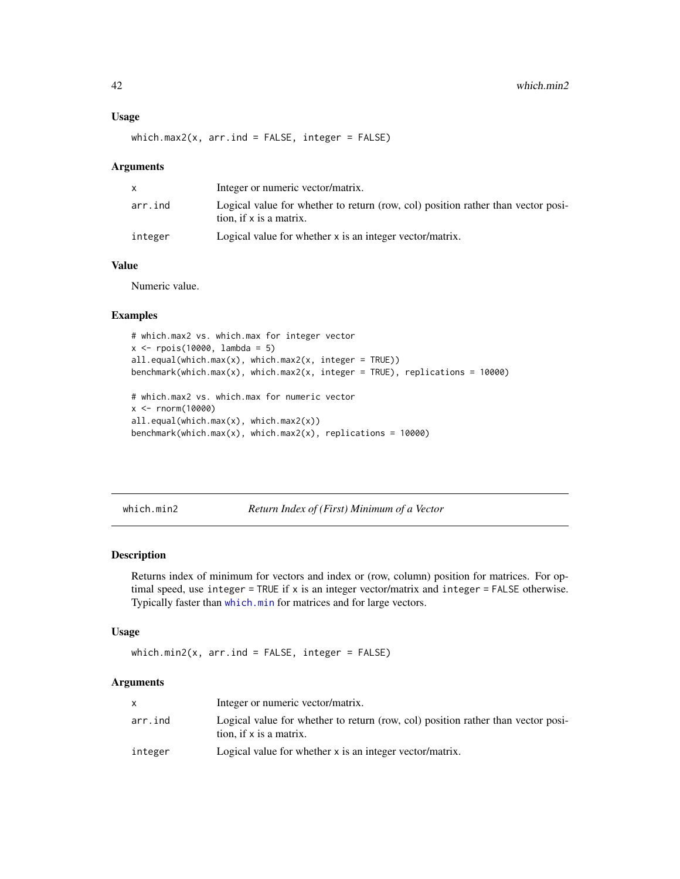### Usage

```
which.max2(x, arr.ind = FALSE, integer = FALSE)
```

### Arguments

| | |
|---|---|
| x | Integer or numeric vector/matrix. |
| arr.ind | Logical value for whether to return (row, col) position rather than vector position, if x is a matrix. |
| integer | Logical value for whether x is an integer vector/matrix. |

### Value

Numeric value.

### Examples

```
# which.max2 vs. which.max for integer vector
x <- rpois(10000, lambda = 5)
all.equal(which.max(x), which.max2(x, integer = TRUE))
benchmark(which.max(x), which.max2(x, integer = TRUE), replications = 10000)

# which.max2 vs. which.max for numeric vector
x <- rnorm(10000)
all.equal(which.max(x), which.max2(x))
benchmark(which.max(x), which.max2(x), replications = 10000)
```

---

## which.min2 — *Return Index of (First) Minimum of a Vector*

### Description

Returns index of minimum for vectors and index or (row, column) position for matrices. For optimal speed, use integer = TRUE if x is an integer vector/matrix and integer = FALSE otherwise. Typically faster than which.min for matrices and for large vectors.

### Usage

```
which.min2(x, arr.ind = FALSE, integer = FALSE)
```

### Arguments

| | |
|---|---|
| x | Integer or numeric vector/matrix. |
| arr.ind | Logical value for whether to return (row, col) position rather than vector position, if x is a matrix. |
| integer | Logical value for whether x is an integer vector/matrix. |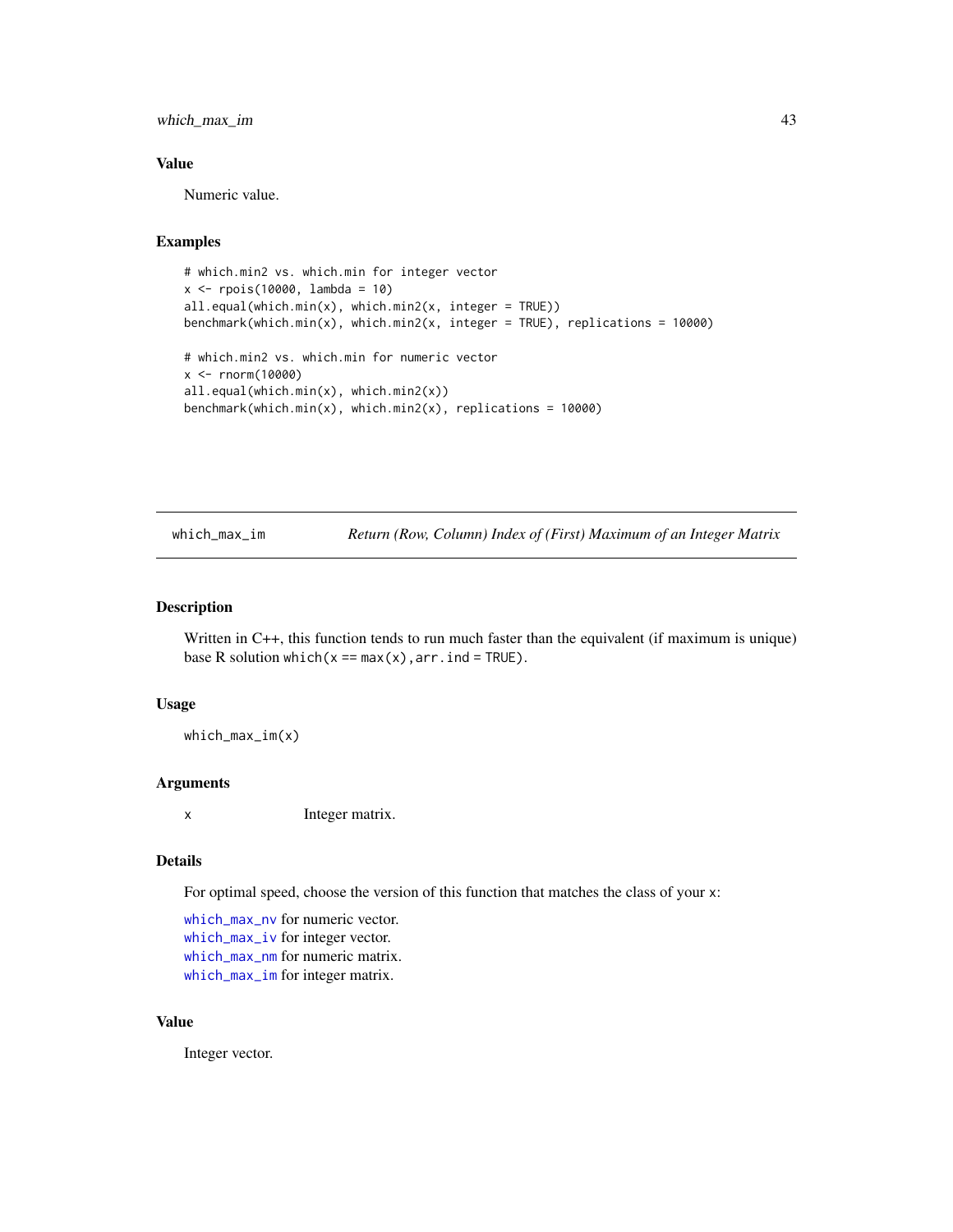## Value

Numeric value.

## Examples

```
# which.min2 vs. which.min for integer vector
x <- rpois(10000, lambda = 10)
all.equal(which.min(x), which.min2(x, integer = TRUE))
benchmark(which.min(x), which.min2(x, integer = TRUE), replications = 10000)

# which.min2 vs. which.min for numeric vector
x <- rnorm(10000)
all.equal(which.min(x), which.min2(x))
benchmark(which.min(x), which.min2(x), replications = 10000)
```

---

# which_max_im    *Return (Row, Column) Index of (First) Maximum of an Integer Matrix*

---

## Description

Written in C++, this function tends to run much faster than the equivalent (if maximum is unique) base R solution `which(x == max(x),arr.ind = TRUE)`.

## Usage

```
which_max_im(x)
```

## Arguments

| | |
|---|---|
| x | Integer matrix. |

## Details

For optimal speed, choose the version of this function that matches the class of your `x`:

`which_max_nv` for numeric vector.  
`which_max_iv` for integer vector.  
`which_max_nm` for numeric matrix.  
`which_max_im` for integer matrix.

## Value

Integer vector.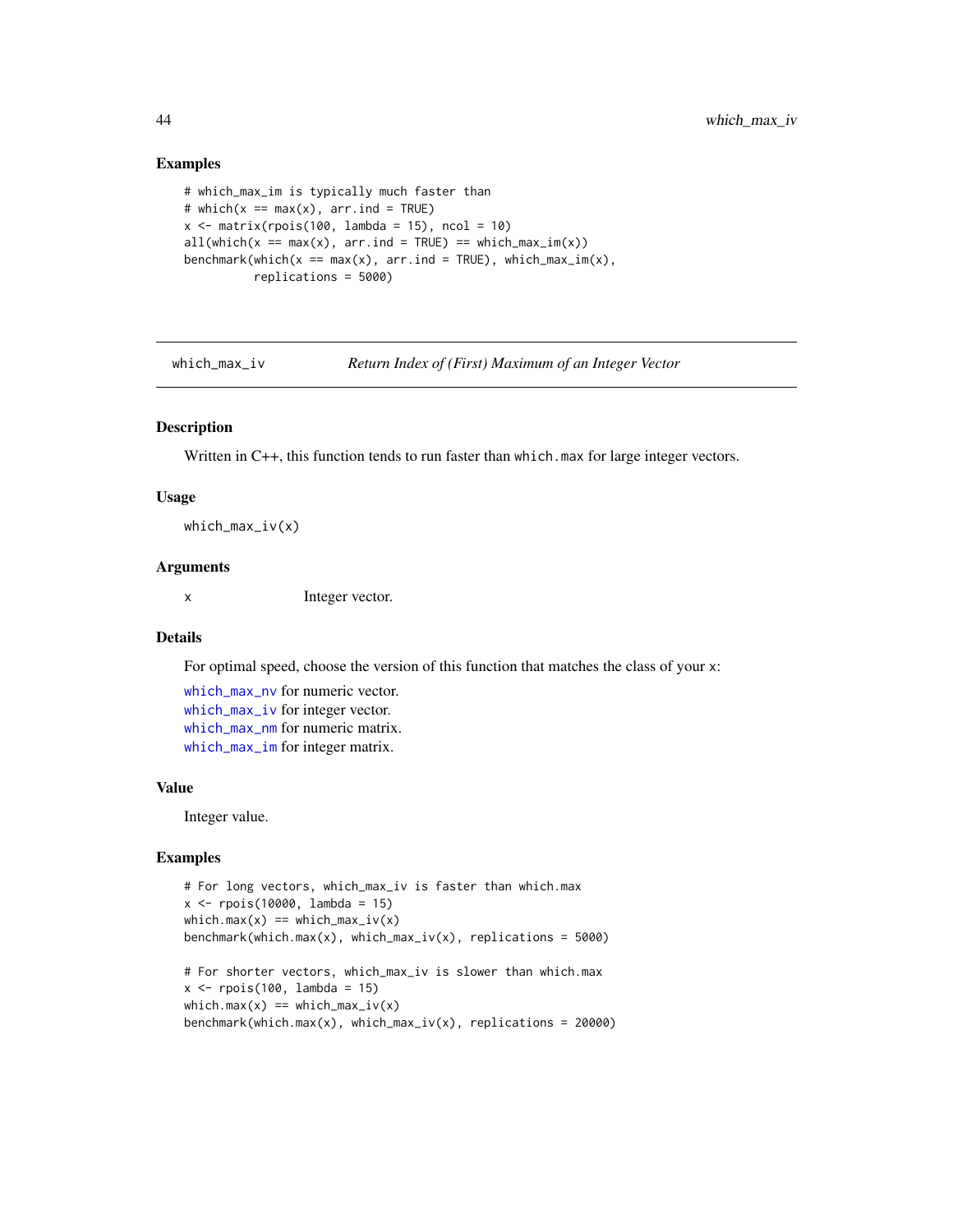### Examples

```
# which_max_im is typically much faster than
# which(x == max(x), arr.ind = TRUE)
x <- matrix(rpois(100, lambda = 15), ncol = 10)
all(which(x == max(x), arr.ind = TRUE) == which_max_im(x))
benchmark(which(x == max(x), arr.ind = TRUE), which_max_im(x),
          replications = 5000)
```

---

## which_max_iv — *Return Index of (First) Maximum of an Integer Vector*

---

### Description

Written in C++, this function tends to run faster than `which.max` for large integer vectors.

### Usage

```
which_max_iv(x)
```

### Arguments

| | |
|---|---|
| x | Integer vector. |

### Details

For optimal speed, choose the version of this function that matches the class of your x:

which_max_nv for numeric vector.
which_max_iv for integer vector.
which_max_nm for numeric matrix.
which_max_im for integer matrix.

### Value

Integer value.

### Examples

```
# For long vectors, which_max_iv is faster than which.max
x <- rpois(10000, lambda = 15)
which.max(x) == which_max_iv(x)
benchmark(which.max(x), which_max_iv(x), replications = 5000)

# For shorter vectors, which_max_iv is slower than which.max
x <- rpois(100, lambda = 15)
which.max(x) == which_max_iv(x)
benchmark(which.max(x), which_max_iv(x), replications = 20000)
```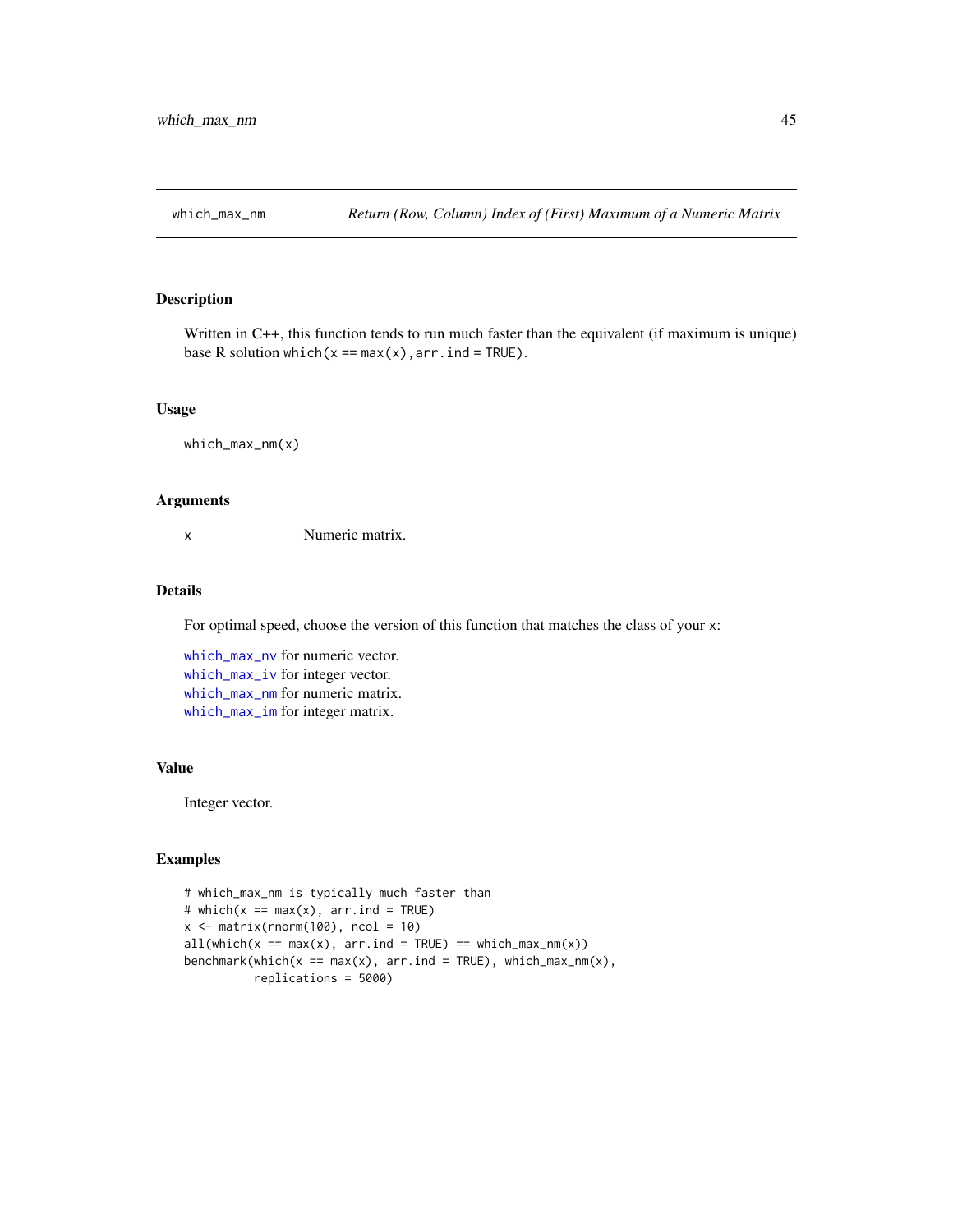## which_max_nm — *Return (Row, Column) Index of (First) Maximum of a Numeric Matrix*

### Description

Written in C++, this function tends to run much faster than the equivalent (if maximum is unique) base R solution `which(x == max(x),arr.ind = TRUE)`.

### Usage

```
which_max_nm(x)
```

### Arguments

| | |
|---|---|
| x | Numeric matrix. |

### Details

For optimal speed, choose the version of this function that matches the class of your x:

`which_max_nv` for numeric vector.
`which_max_iv` for integer vector.
`which_max_nm` for numeric matrix.
`which_max_im` for integer matrix.

### Value

Integer vector.

### Examples

```
# which_max_nm is typically much faster than
# which(x == max(x), arr.ind = TRUE)
x <- matrix(rnorm(100), ncol = 10)
all(which(x == max(x), arr.ind = TRUE) == which_max_nm(x))
benchmark(which(x == max(x), arr.ind = TRUE), which_max_nm(x),
          replications = 5000)
```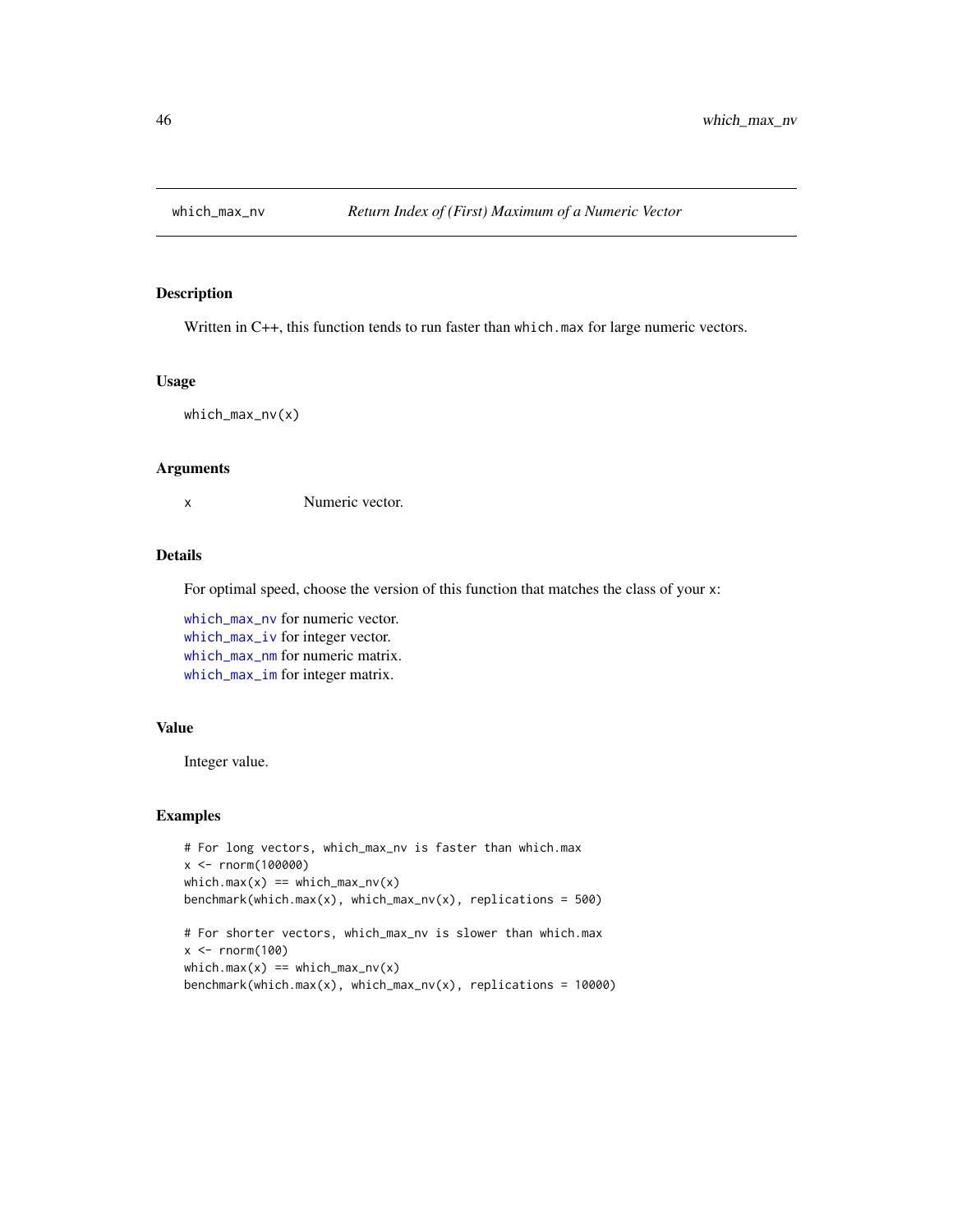## which_max_nv *Return Index of (First) Maximum of a Numeric Vector*

### Description

Written in C++, this function tends to run faster than `which.max` for large numeric vectors.

### Usage

```
which_max_nv(x)
```

### Arguments

| | |
|---|---|
| x | Numeric vector. |

### Details

For optimal speed, choose the version of this function that matches the class of your x:

which_max_nv for numeric vector.
which_max_iv for integer vector.
which_max_nm for numeric matrix.
which_max_im for integer matrix.

### Value

Integer value.

### Examples

```
# For long vectors, which_max_nv is faster than which.max
x <- rnorm(100000)
which.max(x) == which_max_nv(x)
benchmark(which.max(x), which_max_nv(x), replications = 500)

# For shorter vectors, which_max_nv is slower than which.max
x <- rnorm(100)
which.max(x) == which_max_nv(x)
benchmark(which.max(x), which_max_nv(x), replications = 10000)
```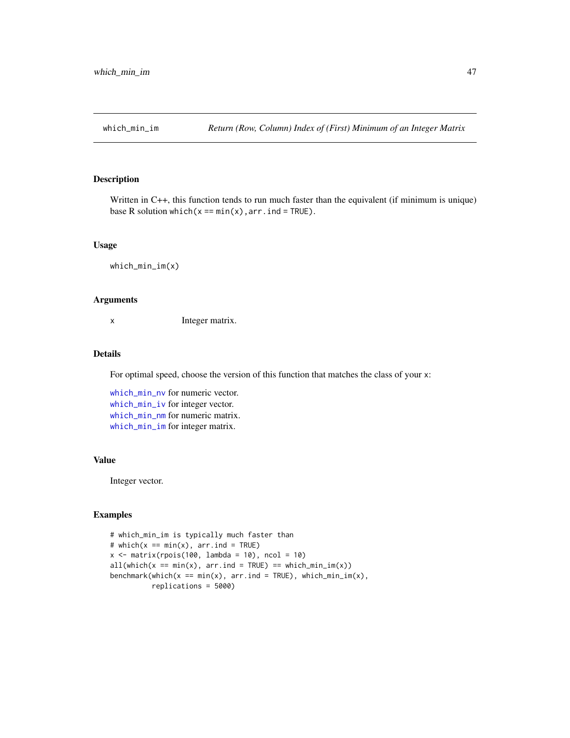# which_min_im — *Return (Row, Column) Index of (First) Minimum of an Integer Matrix*

## Description

Written in C++, this function tends to run much faster than the equivalent (if minimum is unique) base R solution `which(x == min(x),arr.ind = TRUE)`.

## Usage

```
which_min_im(x)
```

## Arguments

| | |
|---|---|
| x | Integer matrix. |

## Details

For optimal speed, choose the version of this function that matches the class of your `x`:

`which_min_nv` for numeric vector.
`which_min_iv` for integer vector.
`which_min_nm` for numeric matrix.
`which_min_im` for integer matrix.

## Value

Integer vector.

## Examples

```
# which_min_im is typically much faster than
# which(x == min(x), arr.ind = TRUE)
x <- matrix(rpois(100, lambda = 10), ncol = 10)
all(which(x == min(x), arr.ind = TRUE) == which_min_im(x))
benchmark(which(x == min(x), arr.ind = TRUE), which_min_im(x),
          replications = 5000)
```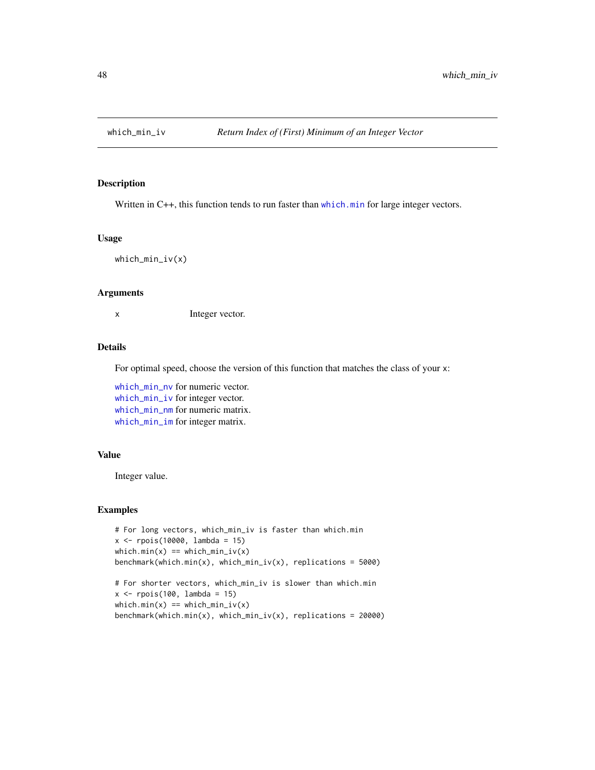# which_min_iv — *Return Index of (First) Minimum of an Integer Vector*

### Description

Written in C++, this function tends to run faster than `which.min` for large integer vectors.

### Usage

```
which_min_iv(x)
```

### Arguments

| | |
|---|---|
| `x` | Integer vector. |

### Details

For optimal speed, choose the version of this function that matches the class of your `x`:

`which_min_nv` for numeric vector.
`which_min_iv` for integer vector.
`which_min_nm` for numeric matrix.
`which_min_im` for integer matrix.

### Value

Integer value.

### Examples

```
# For long vectors, which_min_iv is faster than which.min
x <- rpois(10000, lambda = 15)
which.min(x) == which_min_iv(x)
benchmark(which.min(x), which_min_iv(x), replications = 5000)

# For shorter vectors, which_min_iv is slower than which.min
x <- rpois(100, lambda = 15)
which.min(x) == which_min_iv(x)
benchmark(which.min(x), which_min_iv(x), replications = 20000)
```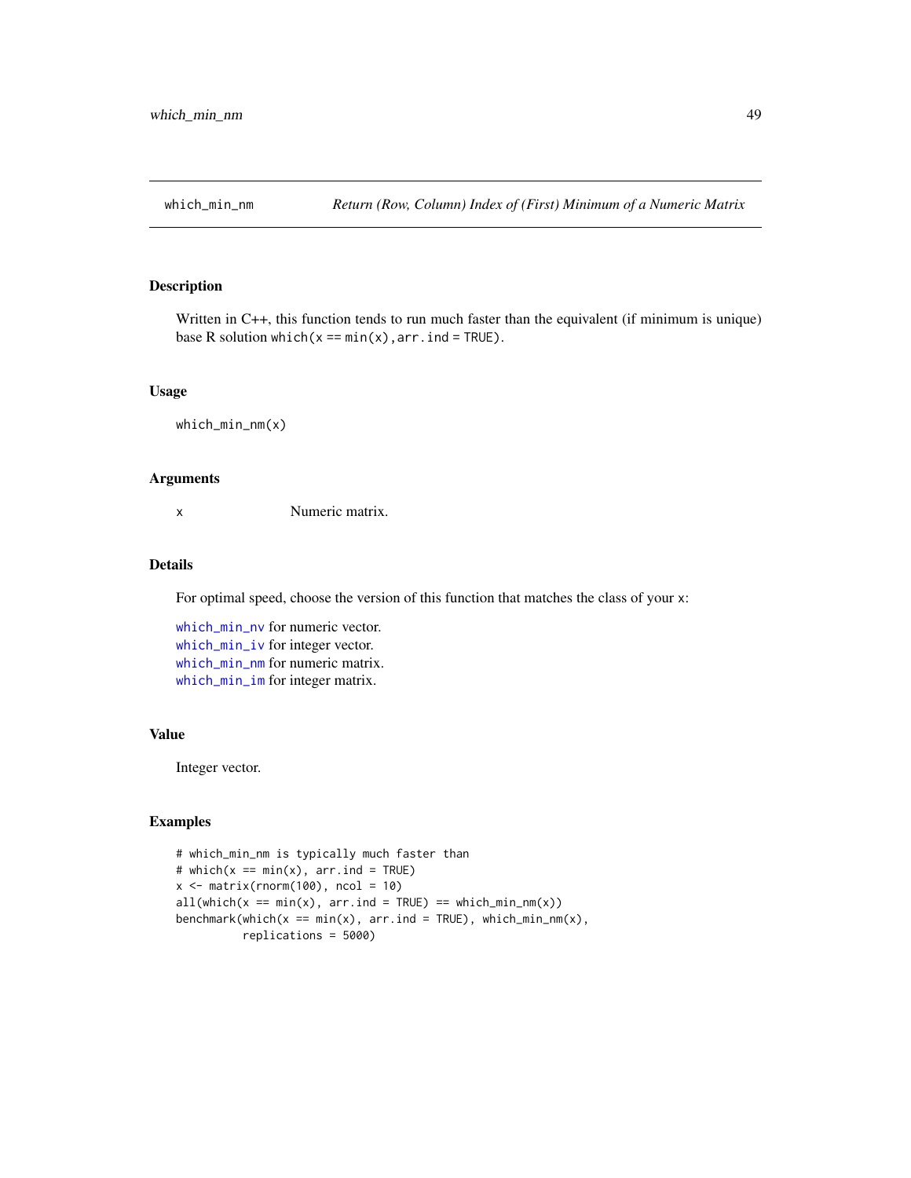# which_min_nm — *Return (Row, Column) Index of (First) Minimum of a Numeric Matrix*

## Description

Written in C++, this function tends to run much faster than the equivalent (if minimum is unique) base R solution `which(x == min(x),arr.ind = TRUE)`.

## Usage

```
which_min_nm(x)
```

## Arguments

| | |
|---|---|
| `x` | Numeric matrix. |

## Details

For optimal speed, choose the version of this function that matches the class of your `x`:

`which_min_nv` for numeric vector.
`which_min_iv` for integer vector.
`which_min_nm` for numeric matrix.
`which_min_im` for integer matrix.

## Value

Integer vector.

## Examples

```
# which_min_nm is typically much faster than
# which(x == min(x), arr.ind = TRUE)
x <- matrix(rnorm(100), ncol = 10)
all(which(x == min(x), arr.ind = TRUE) == which_min_nm(x))
benchmark(which(x == min(x), arr.ind = TRUE), which_min_nm(x),
          replications = 5000)
```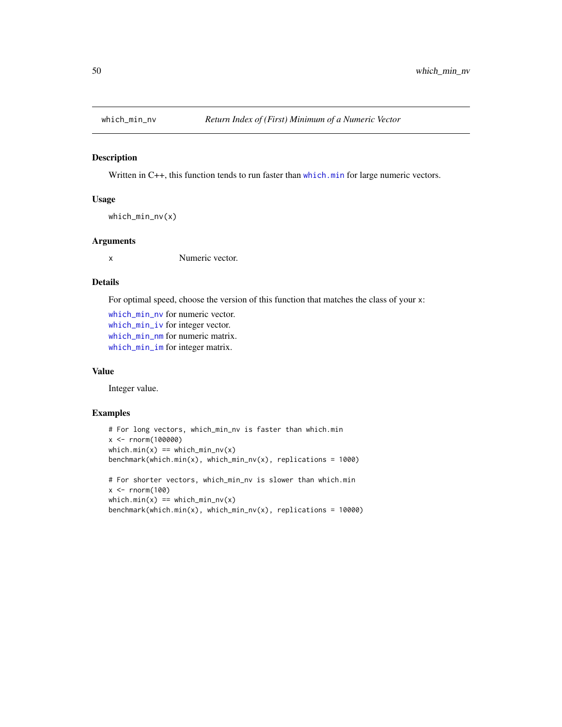## which_min_nv — *Return Index of (First) Minimum of a Numeric Vector*

### Description

Written in C++, this function tends to run faster than `which.min` for large numeric vectors.

### Usage

```
which_min_nv(x)
```

### Arguments

| | |
|---|---|
| x | Numeric vector. |

### Details

For optimal speed, choose the version of this function that matches the class of your x:

`which_min_nv` for numeric vector.
`which_min_iv` for integer vector.
`which_min_nm` for numeric matrix.
`which_min_im` for integer matrix.

### Value

Integer value.

### Examples

```
# For long vectors, which_min_nv is faster than which.min
x <- rnorm(100000)
which.min(x) == which_min_nv(x)
benchmark(which.min(x), which_min_nv(x), replications = 1000)

# For shorter vectors, which_min_nv is slower than which.min
x <- rnorm(100)
which.min(x) == which_min_nv(x)
benchmark(which.min(x), which_min_nv(x), replications = 10000)
```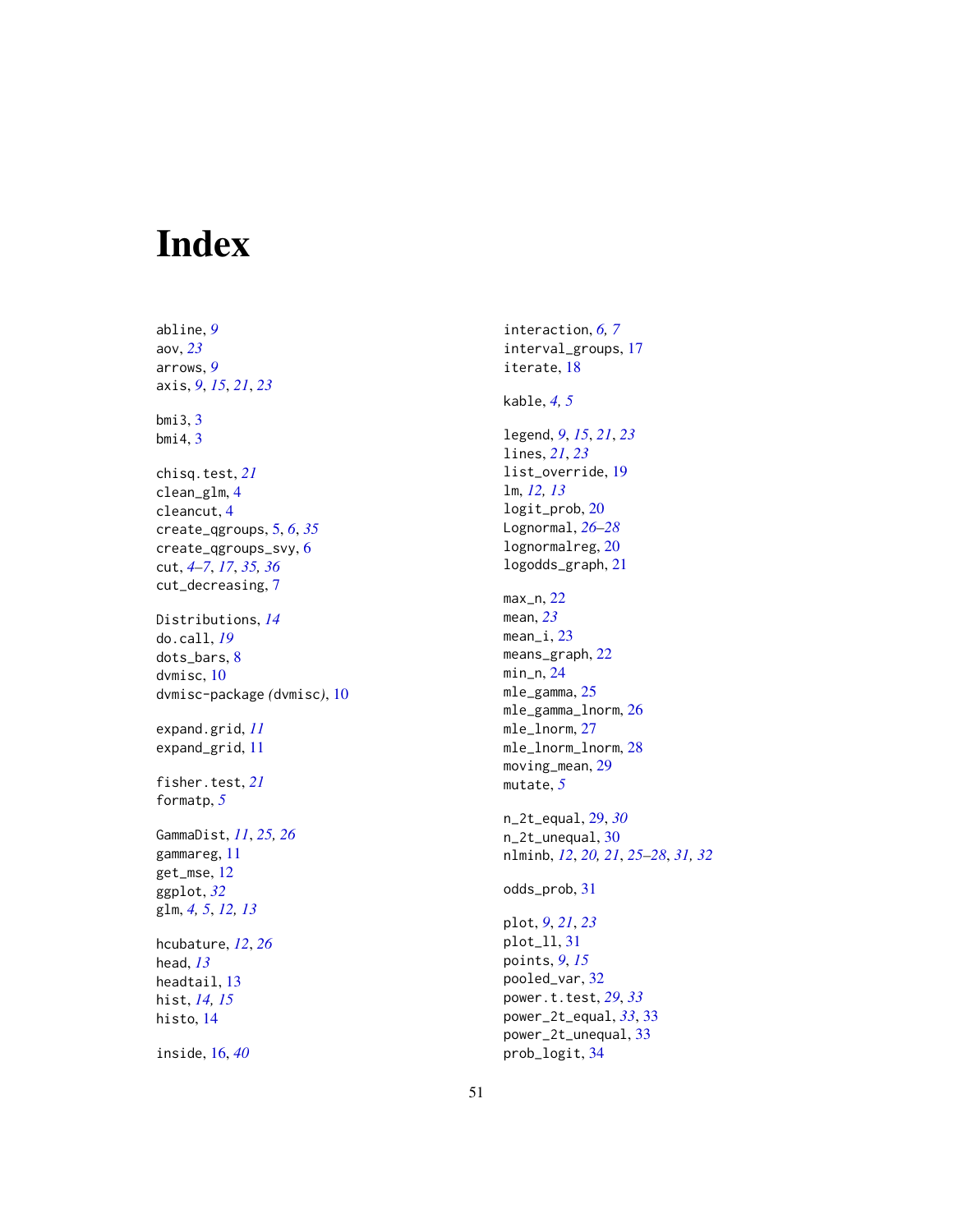# Index

abline, *9*
aov, *23*
arrows, *9*
axis, *9*, *15*, *21*, *23*

bmi3, 3
bmi4, 3

chisq.test, *21*
clean_glm, 4
cleancut, 4
create_qgroups, 5, *6*, *35*
create_qgroups_svy, 6
cut, *4–7*, *17*, *35*, *36*
cut_decreasing, 7

Distributions, *14*
do.call, *19*
dots_bars, 8
dvmisc, 10
dvmisc-package *(*dvmisc*)*, 10

expand.grid, *11*
expand_grid, 11

fisher.test, *21*
formatp, *5*

GammaDist, *11*, *25*, *26*
gammareg, 11
get_mse, 12
ggplot, *32*
glm, *4*, *5*, *12*, *13*

hcubature, *12*, *26*
head, *13*
headtail, 13
hist, *14*, *15*
histo, 14

inside, 16, *40*

interaction, *6*, *7*
interval_groups, 17
iterate, 18

kable, *4*, *5*

legend, *9*, *15*, *21*, *23*
lines, *21*, *23*
list_override, 19
lm, *12*, *13*
logit_prob, 20
Lognormal, *26–28*
lognormalreg, 20
logodds_graph, 21

max_n, 22
mean, *23*
mean_i, 23
means_graph, 22
min_n, 24
mle_gamma, 25
mle_gamma_lnorm, 26
mle_lnorm, 27
mle_lnorm_lnorm, 28
moving_mean, 29
mutate, *5*

n_2t_equal, 29, *30*
n_2t_unequal, 30
nlminb, *12*, *20*, *21*, *25–28*, *31*, *32*

odds_prob, 31

plot, *9*, *21*, *23*
plot_ll, 31
points, *9*, *15*
pooled_var, 32
power.t.test, *29*, *33*
power_2t_equal, *33*, 33
power_2t_unequal, 33
prob_logit, 34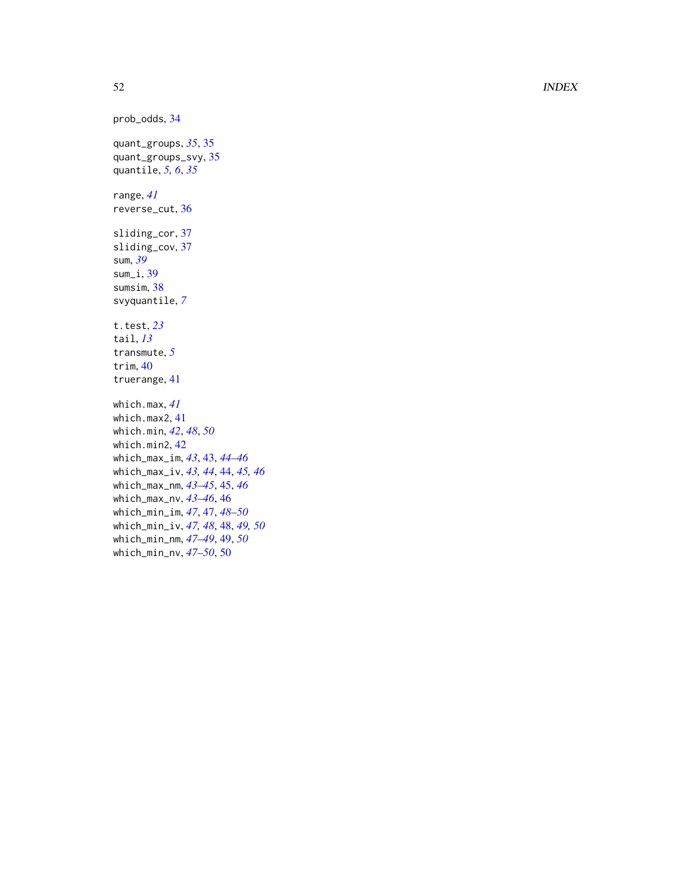prob_odds, 34

quant_groups, *35*, 35
quant_groups_svy, 35
quantile, *5, 6*, *35*

range, *41*
reverse_cut, 36

sliding_cor, 37
sliding_cov, 37
sum, *39*
sum_i, 39
sumsim, 38
svyquantile, *7*

t.test, *23*
tail, *13*
transmute, *5*
trim, 40
truerange, 41

which.max, *41*
which.max2, 41
which.min, *42*, *48*, *50*
which.min2, 42
which_max_im, *43*, 43, *44–46*
which_max_iv, *43, 44*, 44, *45, 46*
which_max_nm, *43–45*, 45, *46*
which_max_nv, *43–46*, 46
which_min_im, *47*, 47, *48–50*
which_min_iv, *47, 48*, 48, *49, 50*
which_min_nm, *47–49*, 49, *50*
which_min_nv, *47–50*, 50